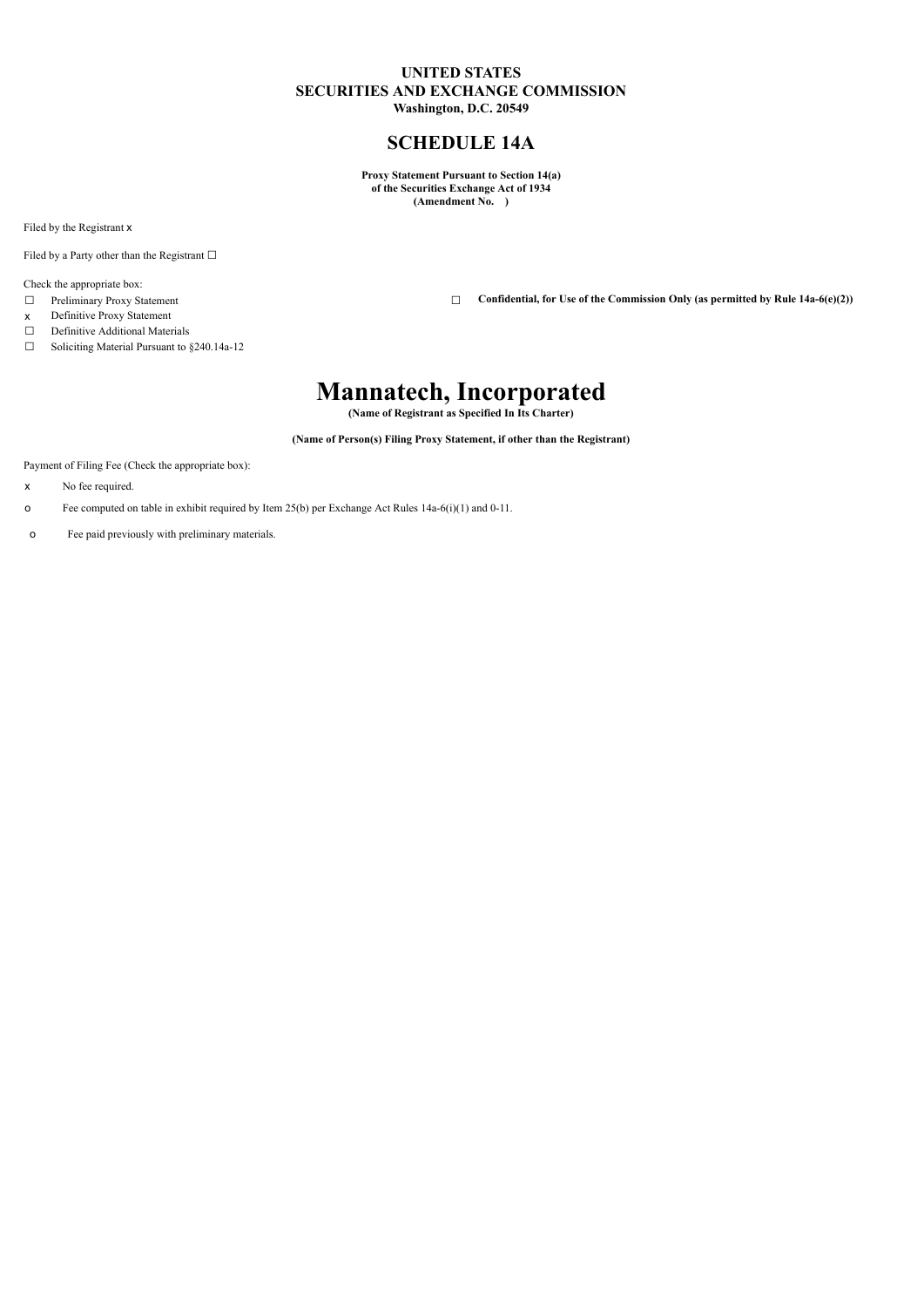**UNITED STATES**
**SECURITIES AND EXCHANGE COMMISSION**
**Washington, D.C. 20549**

## SCHEDULE 14A

**Proxy Statement Pursuant to Section 14(a)**
**of the Securities Exchange Act of 1934**
**(Amendment No. )**

Filed by the Registrant x

Filed by a Party other than the Registrant ☐

Check the appropriate box:

☐ Preliminary Proxy Statement

☐ **Confidential, for Use of the Commission Only (as permitted by Rule 14a-6(e)(2))**

x Definitive Proxy Statement

☐ Definitive Additional Materials

☐ Soliciting Material Pursuant to §240.14a-12

# Mannatech, Incorporated

**(Name of Registrant as Specified In Its Charter)**

**(Name of Person(s) Filing Proxy Statement, if other than the Registrant)**

Payment of Filing Fee (Check the appropriate box):

x No fee required.

o Fee computed on table in exhibit required by Item 25(b) per Exchange Act Rules 14a-6(i)(1) and 0-11.

o Fee paid previously with preliminary materials.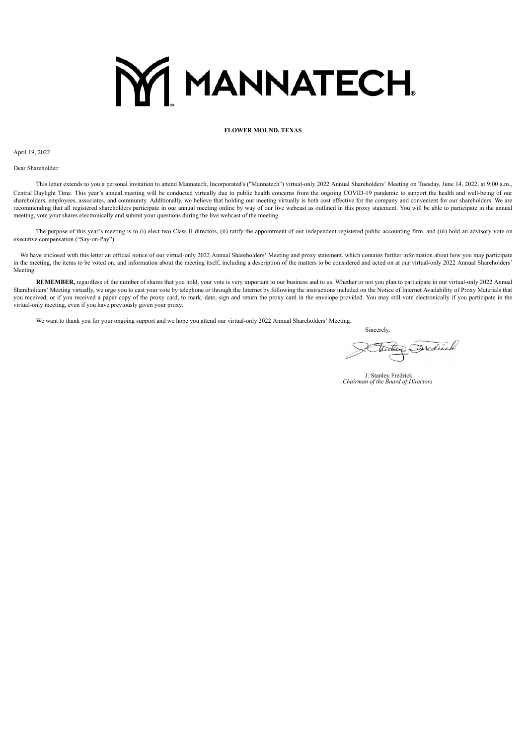# MANNATECH

**FLOWER MOUND, TEXAS**

April 19, 2022

Dear Shareholder:

This letter extends to you a personal invitation to attend Mannatech, Incorporated's ("Mannatech") virtual-only 2022 Annual Shareholders' Meeting on Tuesday, June 14, 2022, at 9:00 a.m., Central Daylight Time. This year's annual meeting will be conducted virtually due to public health concerns from the ongoing COVID-19 pandemic to support the health and well-being of our shareholders, employees, associates, and community. Additionally, we believe that holding our meeting virtually is both cost effective for the company and convenient for our shareholders. We are recommending that all registered shareholders participate in our annual meeting online by way of our live webcast as outlined in this proxy statement. You will be able to participate in the annual meeting, vote your shares electronically and submit your questions during the live webcast of the meeting.

The purpose of this year's meeting is to (i) elect two Class II directors, (ii) ratify the appointment of our independent registered public accounting firm, and (iii) hold an advisory vote on executive compensation ("Say-on-Pay").

We have enclosed with this letter an official notice of our virtual-only 2022 Annual Shareholders' Meeting and proxy statement, which contains further information about how you may participate in the meeting, the items to be voted on, and information about the meeting itself, including a description of the matters to be considered and acted on at our virtual-only 2022 Annual Shareholders' Meeting.

**REMEMBER,** regardless of the number of shares that you hold, your vote is very important to our business and to us. Whether or not you plan to participate in our virtual-only 2022 Annual Shareholders' Meeting virtually, we urge you to cast your vote by telephone or through the Internet by following the instructions included on the Notice of Internet Availability of Proxy Materials that you received, or if you received a paper copy of the proxy card, to mark, date, sign and return the proxy card in the envelope provided. You may still vote electronically if you participate in the virtual-only meeting, even if you have previously given your proxy.

We want to thank you for your ongoing support and we hope you attend our virtual-only 2022 Annual Shareholders' Meeting.

Sincerely,

J. Stanley Fredrick
*Chairman of the Board of Directors*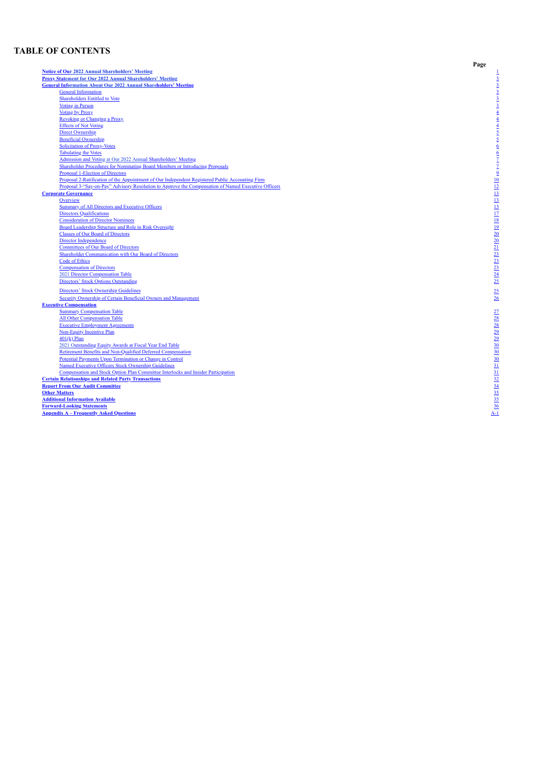# TABLE OF CONTENTS

| | Page |
|---|---|
| **Notice of Our 2022 Annual Shareholders' Meeting** | 1 |
| **Proxy Statement for Our 2022 Annual Shareholders' Meeting** | 3 |
| **General Information About Our 2022 Annual Shareholders' Meeting** | 3 |
| General Information | 3 |
| Shareholders Entitled to Vote | 3 |
| Voting in Person | 3 |
| Voting by Proxy | 4 |
| Revoking or Changing a Proxy | 4 |
| Effects of Not Voting | 4 |
| Direct Ownership | 5 |
| Beneficial Ownership | 5 |
| Solicitation of Proxy-Votes | 6 |
| Tabulating the Votes | 6 |
| Admission and Voting at Our 2022 Annual Shareholders' Meeting | 7 |
| Shareholder Procedures for Nominating Board Members or Introducing Proposals | 7 |
| Proposal 1-Election of Directors | 9 |
| Proposal 2-Ratification of the Appointment of Our Independent Registered Public Accounting Firm | 10 |
| Proposal 3-"Say-on-Pay" Advisory Resolution to Approve the Compensation of Named Executive Officers | 12 |
| **Corporate Governance** | 13 |
| Overview | 13 |
| Summary of All Directors and Executive Officers | 13 |
| Directors Qualifications | 17 |
| Consideration of Director Nominees | 18 |
| Board Leadership Structure and Role in Risk Oversight | 19 |
| Classes of Our Board of Directors | 20 |
| Director Independence | 20 |
| Committees of Our Board of Directors | 21 |
| Shareholder Communication with Our Board of Directors | 23 |
| Code of Ethics | 23 |
| Compensation of Directors | 23 |
| 2021 Director Compensation Table | 24 |
| Directors' Stock Options Outstanding | 25 |
| Directors' Stock Ownership Guidelines | 25 |
| Security Ownership of Certain Beneficial Owners and Management | 26 |
| **Executive Compensation** | |
| Summary Compensation Table | 27 |
| All Other Compensation Table | 28 |
| Executive Employment Agreements | 28 |
| Non-Equity Incentive Plan | 29 |
| 401(k) Plan | 29 |
| 2021 Outstanding Equity Awards at Fiscal Year End Table | 30 |
| Retirement Benefits and Non-Qualified Deferred Compensation | 30 |
| Potential Payments Upon Termination or Change in Control | 30 |
| Named Executive Officers Stock Ownership Guidelines | 31 |
| Compensation and Stock Option Plan Committee Interlocks and Insider Participation | 31 |
| **Certain Relationships and Related Party Transactions** | 32 |
| **Report From Our Audit Committee** | 34 |
| **Other Matters** | 35 |
| **Additional Information Available** | 35 |
| **Forward-Looking Statements** | 36 |
| **Appendix A – Frequently Asked Questions** | A-1 |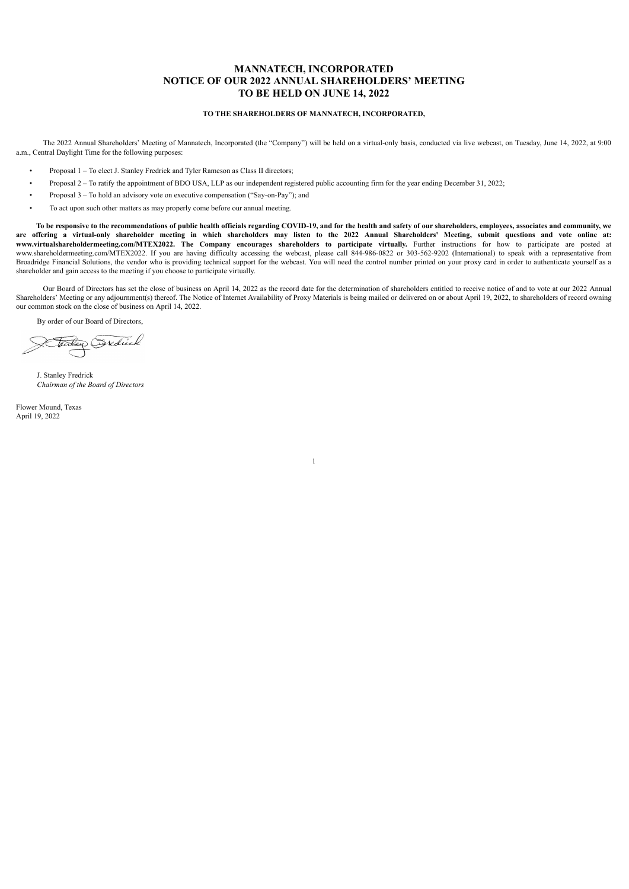# MANNATECH, INCORPORATED
# NOTICE OF OUR 2022 ANNUAL SHAREHOLDERS' MEETING
# TO BE HELD ON JUNE 14, 2022

**TO THE SHAREHOLDERS OF MANNATECH, INCORPORATED,**

The 2022 Annual Shareholders' Meeting of Mannatech, Incorporated (the "Company") will be held on a virtual-only basis, conducted via live webcast, on Tuesday, June 14, 2022, at 9:00 a.m., Central Daylight Time for the following purposes:

- Proposal 1 – To elect J. Stanley Fredrick and Tyler Rameson as Class II directors;
- Proposal 2 – To ratify the appointment of BDO USA, LLP as our independent registered public accounting firm for the year ending December 31, 2022;
- Proposal 3 – To hold an advisory vote on executive compensation ("Say-on-Pay"); and
- To act upon such other matters as may properly come before our annual meeting.

**To be responsive to the recommendations of public health officials regarding COVID-19, and for the health and safety of our shareholders, employees, associates and community, we are offering a virtual-only shareholder meeting in which shareholders may listen to the 2022 Annual Shareholders' Meeting, submit questions and vote online at: www.virtualshareholdermeeting.com/MTEX2022. The Company encourages shareholders to participate virtually.** Further instructions for how to participate are posted at www.shareholdermeeting.com/MTEX2022. If you are having difficulty accessing the webcast, please call 844-986-0822 or 303-562-9202 (International) to speak with a representative from Broadridge Financial Solutions, the vendor who is providing technical support for the webcast. You will need the control number printed on your proxy card in order to authenticate yourself as a shareholder and gain access to the meeting if you choose to participate virtually.

Our Board of Directors has set the close of business on April 14, 2022 as the record date for the determination of shareholders entitled to receive notice of and to vote at our 2022 Annual Shareholders' Meeting or any adjournment(s) thereof. The Notice of Internet Availability of Proxy Materials is being mailed or delivered on or about April 19, 2022, to shareholders of record owning our common stock on the close of business on April 14, 2022.

By order of our Board of Directors,

J. Stanley Fredrick
*Chairman of the Board of Directors*

Flower Mound, Texas
April 19, 2022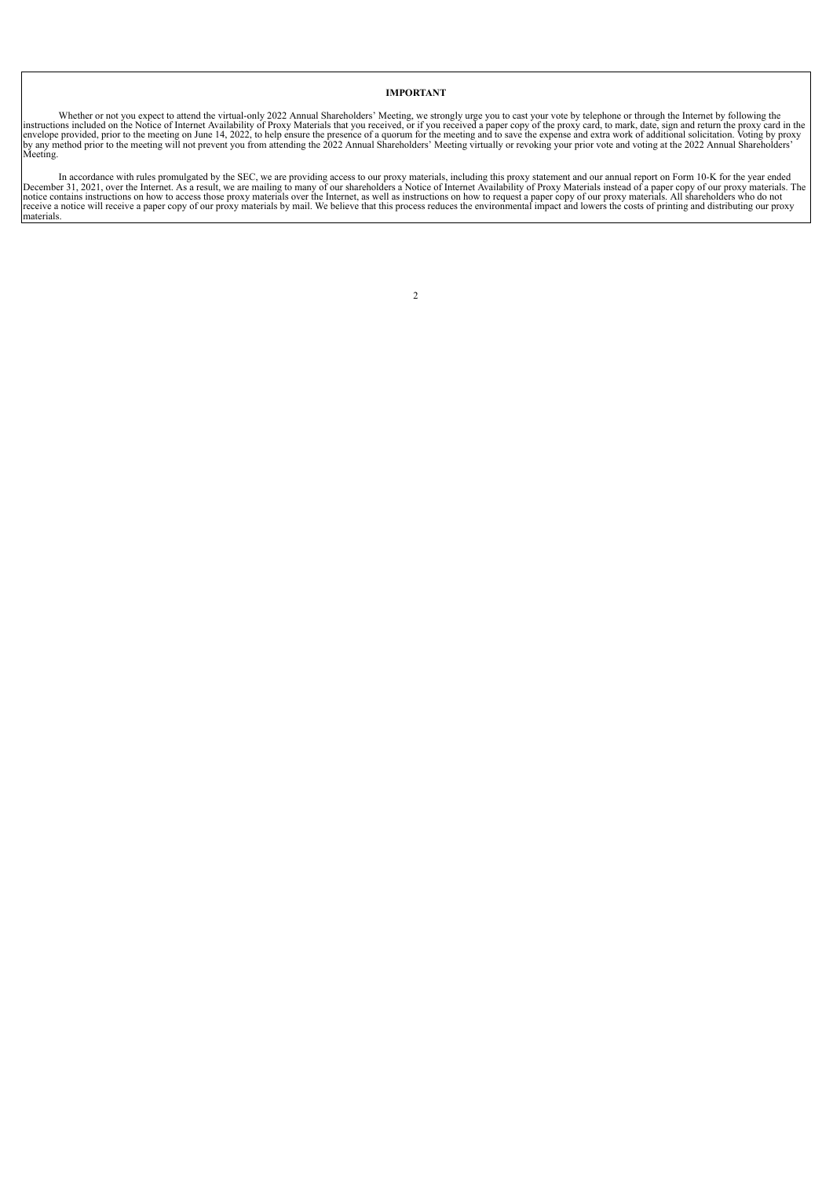**IMPORTANT**

Whether or not you expect to attend the virtual-only 2022 Annual Shareholders' Meeting, we strongly urge you to cast your vote by telephone or through the Internet by following the instructions included on the Notice of Internet Availability of Proxy Materials that you received, or if you received a paper copy of the proxy card, to mark, date, sign and return the proxy card in the envelope provided, prior to the meeting on June 14, 2022, to help ensure the presence of a quorum for the meeting and to save the expense and extra work of additional solicitation. Voting by proxy by any method prior to the meeting will not prevent you from attending the 2022 Annual Shareholders' Meeting virtually or revoking your prior vote and voting at the 2022 Annual Shareholders' Meeting.

In accordance with rules promulgated by the SEC, we are providing access to our proxy materials, including this proxy statement and our annual report on Form 10-K for the year ended December 31, 2021, over the Internet. As a result, we are mailing to many of our shareholders a Notice of Internet Availability of Proxy Materials instead of a paper copy of our proxy materials. The notice contains instructions on how to access those proxy materials over the Internet, as well as instructions on how to request a paper copy of our proxy materials. All shareholders who do not receive a notice will receive a paper copy of our proxy materials by mail. We believe that this process reduces the environmental impact and lowers the costs of printing and distributing our proxy materials.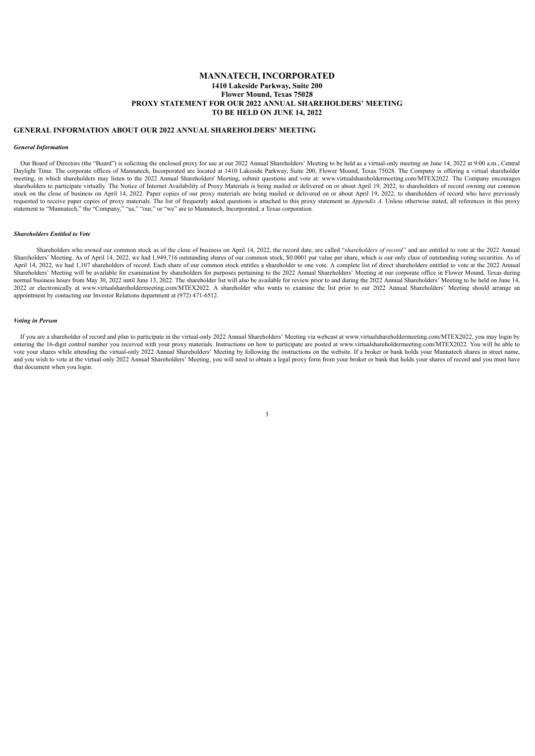# MANNATECH, INCORPORATED

**1410 Lakeside Parkway, Suite 200**
**Flower Mound, Texas 75028**
**PROXY STATEMENT FOR OUR 2022 ANNUAL SHAREHOLDERS' MEETING**
**TO BE HELD ON JUNE 14, 2022**

## GENERAL INFORMATION ABOUT OUR 2022 ANNUAL SHAREHOLDERS' MEETING

### *General Information*

Our Board of Directors (the "Board") is soliciting the enclosed proxy for use at our 2022 Annual Shareholders' Meeting to be held as a virtual-only meeting on June 14, 2022 at 9:00 a.m., Central Daylight Time. The corporate offices of Mannatech, Incorporated are located at 1410 Lakeside Parkway, Suite 200, Flower Mound, Texas 75028. The Company is offering a virtual shareholder meeting, in which shareholders may listen to the 2022 Annual Shareholders' Meeting, submit questions and vote at: www.virtualshareholdermeeting.com/MTEX2022. The Company encourages shareholders to participate virtually. The Notice of Internet Availability of Proxy Materials is being mailed or delivered on or about April 19, 2022, to shareholders of record owning our common stock on the close of business on April 14, 2022. Paper copies of our proxy materials are being mailed or delivered on or about April 19, 2022, to shareholders of record who have previously requested to receive paper copies of proxy materials. The list of frequently asked questions is attached to this proxy statement as *Appendix A*. Unless otherwise stated, all references in this proxy statement to "Mannatech," the "Company," "us," "our," or "we" are to Mannatech, Incorporated, a Texas corporation.

### *Shareholders Entitled to Vote*

Shareholders who owned our common stock as of the close of business on April 14, 2022, the record date, are called "*shareholders of record"* and are entitled to vote at the 2022 Annual Shareholders' Meeting. As of April 14, 2022, we had 1,949,716 outstanding shares of our common stock, $0.0001 par value per share, which is our only class of outstanding voting securities. As of April 14, 2022, we had 1,107 shareholders of record. Each share of our common stock entitles a shareholder to one vote. A complete list of direct shareholders entitled to vote at the 2022 Annual Shareholders' Meeting will be available for examination by shareholders for purposes pertaining to the 2022 Annual Shareholders' Meeting at our corporate office in Flower Mound, Texas during normal business hours from May 30, 2022 until June 13, 2022. The shareholder list will also be available for review prior to and during the 2022 Annual Shareholders' Meeting to be held on June 14, 2022 or electronically at www.virtualshareholdermeeting.com/MTEX2022. A shareholder who wants to examine the list prior to our 2022 Annual Shareholders' Meeting should arrange an appointment by contacting our Investor Relations department at (972) 471-6512.

### *Voting in Person*

If you are a shareholder of record and plan to participate in the virtual-only 2022 Annual Shareholders' Meeting via webcast at www.virtualshareholdermeeting.com/MTEX2022, you may login by entering the 16-digit control number you received with your proxy materials. Instructions on how to participate are posted at www.virtualshareholdermeeting.com/MTEX2022. You will be able to vote your shares while attending the virtual-only 2022 Annual Shareholders' Meeting by following the instructions on the website. If a broker or bank holds your Mannatech shares in street name, and you wish to vote at the virtual-only 2022 Annual Shareholders' Meeting, you will need to obtain a legal proxy form from your broker or bank that holds your shares of record and you must have that document when you login.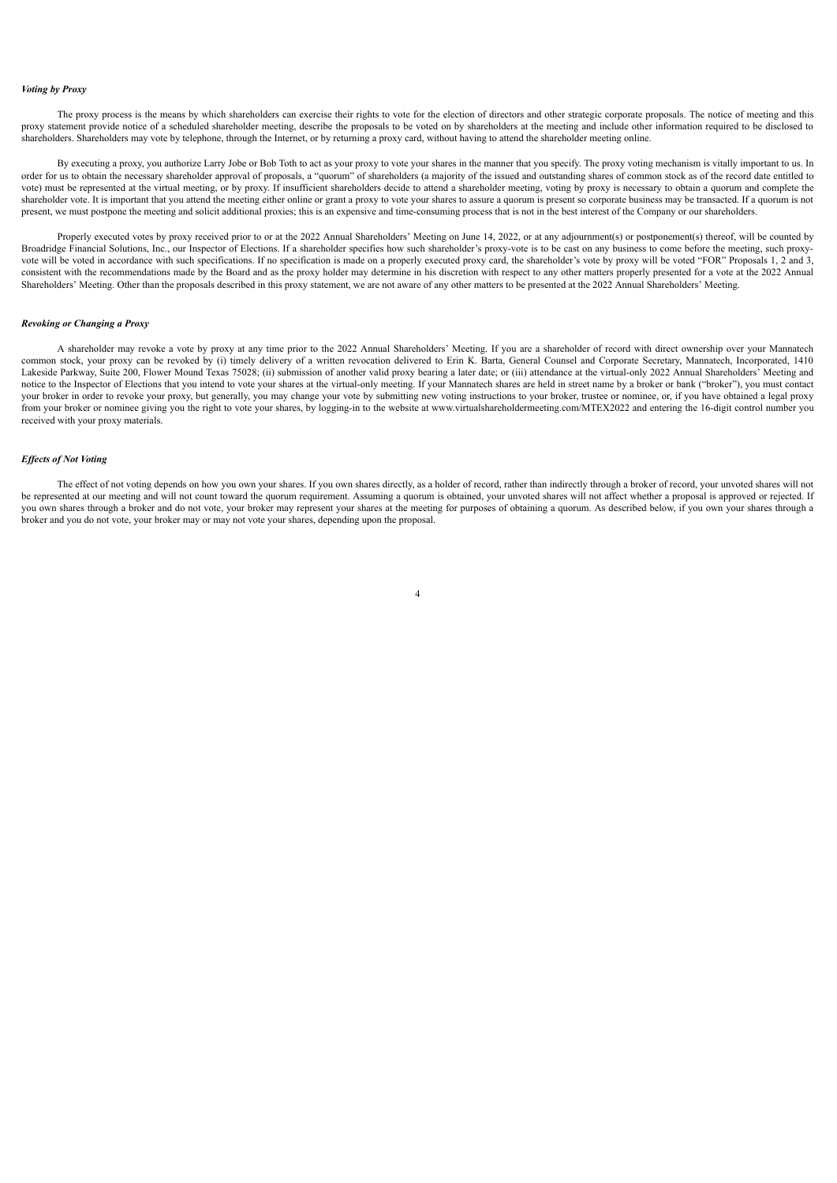***Voting by Proxy***

The proxy process is the means by which shareholders can exercise their rights to vote for the election of directors and other strategic corporate proposals. The notice of meeting and this proxy statement provide notice of a scheduled shareholder meeting, describe the proposals to be voted on by shareholders at the meeting and include other information required to be disclosed to shareholders. Shareholders may vote by telephone, through the Internet, or by returning a proxy card, without having to attend the shareholder meeting online.

By executing a proxy, you authorize Larry Jobe or Bob Toth to act as your proxy to vote your shares in the manner that you specify. The proxy voting mechanism is vitally important to us. In order for us to obtain the necessary shareholder approval of proposals, a "quorum" of shareholders (a majority of the issued and outstanding shares of common stock as of the record date entitled to vote) must be represented at the virtual meeting, or by proxy. If insufficient shareholders decide to attend a shareholder meeting, voting by proxy is necessary to obtain a quorum and complete the shareholder vote. It is important that you attend the meeting either online or grant a proxy to vote your shares to assure a quorum is present so corporate business may be transacted. If a quorum is not present, we must postpone the meeting and solicit additional proxies; this is an expensive and time-consuming process that is not in the best interest of the Company or our shareholders.

Properly executed votes by proxy received prior to or at the 2022 Annual Shareholders' Meeting on June 14, 2022, or at any adjournment(s) or postponement(s) thereof, will be counted by Broadridge Financial Solutions, Inc., our Inspector of Elections. If a shareholder specifies how such shareholder's proxy-vote is to be cast on any business to come before the meeting, such proxy-vote will be voted in accordance with such specifications. If no specification is made on a properly executed proxy card, the shareholder's vote by proxy will be voted "FOR" Proposals 1, 2 and 3, consistent with the recommendations made by the Board and as the proxy holder may determine in his discretion with respect to any other matters properly presented for a vote at the 2022 Annual Shareholders' Meeting. Other than the proposals described in this proxy statement, we are not aware of any other matters to be presented at the 2022 Annual Shareholders' Meeting.

***Revoking or Changing a Proxy***

A shareholder may revoke a vote by proxy at any time prior to the 2022 Annual Shareholders' Meeting. If you are a shareholder of record with direct ownership over your Mannatech common stock, your proxy can be revoked by (i) timely delivery of a written revocation delivered to Erin K. Barta, General Counsel and Corporate Secretary, Mannatech, Incorporated, 1410 Lakeside Parkway, Suite 200, Flower Mound Texas 75028; (ii) submission of another valid proxy bearing a later date; or (iii) attendance at the virtual-only 2022 Annual Shareholders' Meeting and notice to the Inspector of Elections that you intend to vote your shares at the virtual-only meeting. If your Mannatech shares are held in street name by a broker or bank ("broker"), you must contact your broker in order to revoke your proxy, but generally, you may change your vote by submitting new voting instructions to your broker, trustee or nominee, or, if you have obtained a legal proxy from your broker or nominee giving you the right to vote your shares, by logging-in to the website at www.virtualshareholdermeeting.com/MTEX2022 and entering the 16-digit control number you received with your proxy materials.

***Effects of Not Voting***

The effect of not voting depends on how you own your shares. If you own shares directly, as a holder of record, rather than indirectly through a broker of record, your unvoted shares will not be represented at our meeting and will not count toward the quorum requirement. Assuming a quorum is obtained, your unvoted shares will not affect whether a proposal is approved or rejected. If you own shares through a broker and do not vote, your broker may represent your shares at the meeting for purposes of obtaining a quorum. As described below, if you own your shares through a broker and you do not vote, your broker may or may not vote your shares, depending upon the proposal.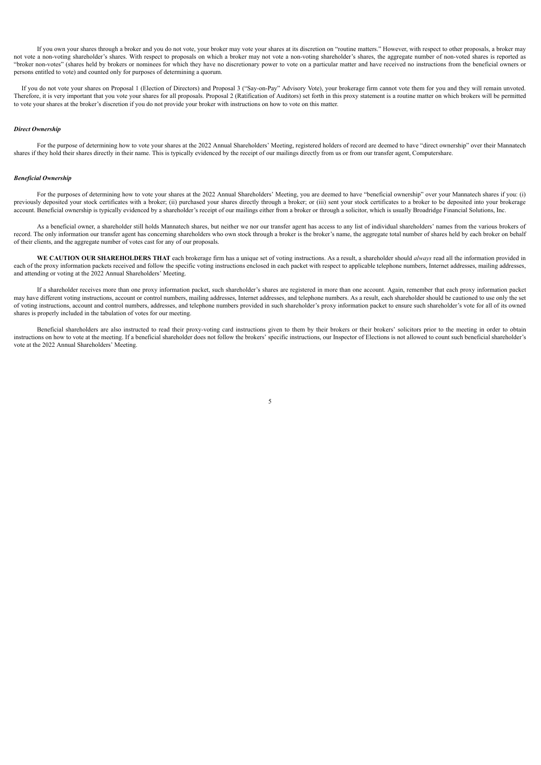If you own your shares through a broker and you do not vote, your broker may vote your shares at its discretion on "routine matters." However, with respect to other proposals, a broker may not vote a non-voting shareholder's shares. With respect to proposals on which a broker may not vote a non-voting shareholder's shares, the aggregate number of non-voted shares is reported as "broker non-votes" (shares held by brokers or nominees for which they have no discretionary power to vote on a particular matter and have received no instructions from the beneficial owners or persons entitled to vote) and counted only for purposes of determining a quorum.

If you do not vote your shares on Proposal 1 (Election of Directors) and Proposal 3 ("Say-on-Pay" Advisory Vote), your brokerage firm cannot vote them for you and they will remain unvoted. Therefore, it is very important that you vote your shares for all proposals. Proposal 2 (Ratification of Auditors) set forth in this proxy statement is a routine matter on which brokers will be permitted to vote your shares at the broker's discretion if you do not provide your broker with instructions on how to vote on this matter.

***Direct Ownership***

For the purpose of determining how to vote your shares at the 2022 Annual Shareholders' Meeting, registered holders of record are deemed to have "direct ownership" over their Mannatech shares if they hold their shares directly in their name. This is typically evidenced by the receipt of our mailings directly from us or from our transfer agent, Computershare.

***Beneficial Ownership***

For the purposes of determining how to vote your shares at the 2022 Annual Shareholders' Meeting, you are deemed to have "beneficial ownership" over your Mannatech shares if you: (i) previously deposited your stock certificates with a broker; (ii) purchased your shares directly through a broker; or (iii) sent your stock certificates to a broker to be deposited into your brokerage account. Beneficial ownership is typically evidenced by a shareholder's receipt of our mailings either from a broker or through a solicitor, which is usually Broadridge Financial Solutions, Inc.

As a beneficial owner, a shareholder still holds Mannatech shares, but neither we nor our transfer agent has access to any list of individual shareholders' names from the various brokers of record. The only information our transfer agent has concerning shareholders who own stock through a broker is the broker's name, the aggregate total number of shares held by each broker on behalf of their clients, and the aggregate number of votes cast for any of our proposals.

**WE CAUTION OUR SHAREHOLDERS THAT** each brokerage firm has a unique set of voting instructions. As a result, a shareholder should *always* read all the information provided in each of the proxy information packets received and follow the specific voting instructions enclosed in each packet with respect to applicable telephone numbers, Internet addresses, mailing addresses, and attending or voting at the 2022 Annual Shareholders' Meeting.

If a shareholder receives more than one proxy information packet, such shareholder's shares are registered in more than one account. Again, remember that each proxy information packet may have different voting instructions, account or control numbers, mailing addresses, Internet addresses, and telephone numbers. As a result, each shareholder should be cautioned to use only the set of voting instructions, account and control numbers, addresses, and telephone numbers provided in such shareholder's proxy information packet to ensure such shareholder's vote for all of its owned shares is properly included in the tabulation of votes for our meeting.

Beneficial shareholders are also instructed to read their proxy-voting card instructions given to them by their brokers or their brokers' solicitors prior to the meeting in order to obtain instructions on how to vote at the meeting. If a beneficial shareholder does not follow the brokers' specific instructions, our Inspector of Elections is not allowed to count such beneficial shareholder's vote at the 2022 Annual Shareholders' Meeting.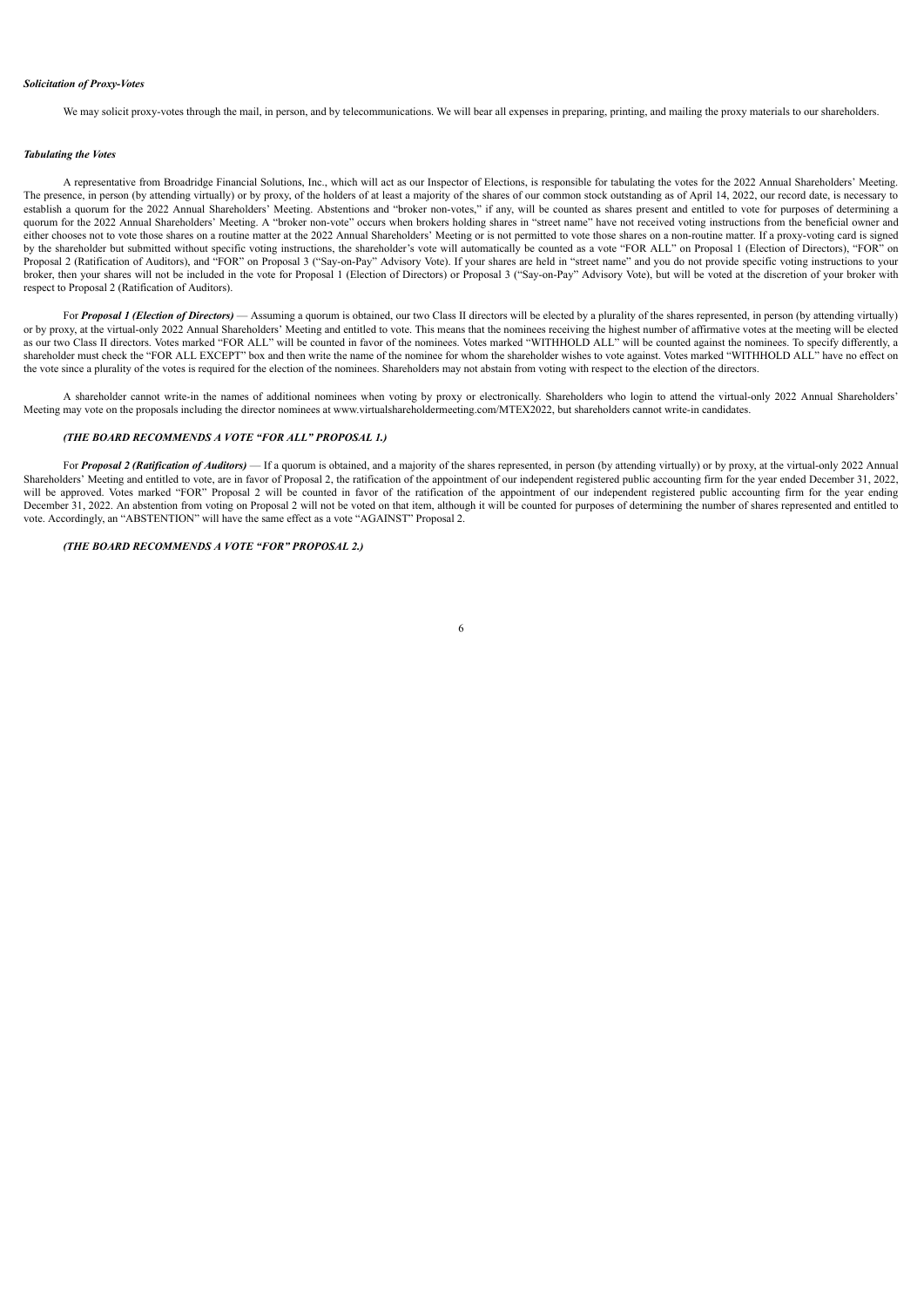***Solicitation of Proxy-Votes***

We may solicit proxy-votes through the mail, in person, and by telecommunications. We will bear all expenses in preparing, printing, and mailing the proxy materials to our shareholders.

***Tabulating the Votes***

A representative from Broadridge Financial Solutions, Inc., which will act as our Inspector of Elections, is responsible for tabulating the votes for the 2022 Annual Shareholders' Meeting. The presence, in person (by attending virtually) or by proxy, of the holders of at least a majority of the shares of our common stock outstanding as of April 14, 2022, our record date, is necessary to establish a quorum for the 2022 Annual Shareholders' Meeting. Abstentions and "broker non-votes," if any, will be counted as shares present and entitled to vote for purposes of determining a quorum for the 2022 Annual Shareholders' Meeting. A "broker non-vote" occurs when brokers holding shares in "street name" have not received voting instructions from the beneficial owner and either chooses not to vote those shares on a routine matter at the 2022 Annual Shareholders' Meeting or is not permitted to vote those shares on a non-routine matter. If a proxy-voting card is signed by the shareholder but submitted without specific voting instructions, the shareholder's vote will automatically be counted as a vote "FOR ALL" on Proposal 1 (Election of Directors), "FOR" on Proposal 2 (Ratification of Auditors), and "FOR" on Proposal 3 ("Say-on-Pay" Advisory Vote). If your shares are held in "street name" and you do not provide specific voting instructions to your broker, then your shares will not be included in the vote for Proposal 1 (Election of Directors) or Proposal 3 ("Say-on-Pay" Advisory Vote), but will be voted at the discretion of your broker with respect to Proposal 2 (Ratification of Auditors).

For ***Proposal 1 (Election of Directors)*** — Assuming a quorum is obtained, our two Class II directors will be elected by a plurality of the shares represented, in person (by attending virtually) or by proxy, at the virtual-only 2022 Annual Shareholders' Meeting and entitled to vote. This means that the nominees receiving the highest number of affirmative votes at the meeting will be elected as our two Class II directors. Votes marked "FOR ALL" will be counted in favor of the nominees. Votes marked "WITHHOLD ALL" will be counted against the nominees. To specify differently, a shareholder must check the "FOR ALL EXCEPT" box and then write the name of the nominee for whom the shareholder wishes to vote against. Votes marked "WITHHOLD ALL" have no effect on the vote since a plurality of the votes is required for the election of the nominees. Shareholders may not abstain from voting with respect to the election of the directors.

A shareholder cannot write-in the names of additional nominees when voting by proxy or electronically. Shareholders who login to attend the virtual-only 2022 Annual Shareholders' Meeting may vote on the proposals including the director nominees at www.virtualshareholdermeeting.com/MTEX2022, but shareholders cannot write-in candidates.

***(THE BOARD RECOMMENDS A VOTE "FOR ALL" PROPOSAL 1.)***

For ***Proposal 2 (Ratification of Auditors)*** — If a quorum is obtained, and a majority of the shares represented, in person (by attending virtually) or by proxy, at the virtual-only 2022 Annual Shareholders' Meeting and entitled to vote, are in favor of Proposal 2, the ratification of the appointment of our independent registered public accounting firm for the year ended December 31, 2022, will be approved. Votes marked "FOR" Proposal 2 will be counted in favor of the ratification of the appointment of our independent registered public accounting firm for the year ending December 31, 2022. An abstention from voting on Proposal 2 will not be voted on that item, although it will be counted for purposes of determining the number of shares represented and entitled to vote. Accordingly, an "ABSTENTION" will have the same effect as a vote "AGAINST" Proposal 2.

***(THE BOARD RECOMMENDS A VOTE "FOR" PROPOSAL 2.)***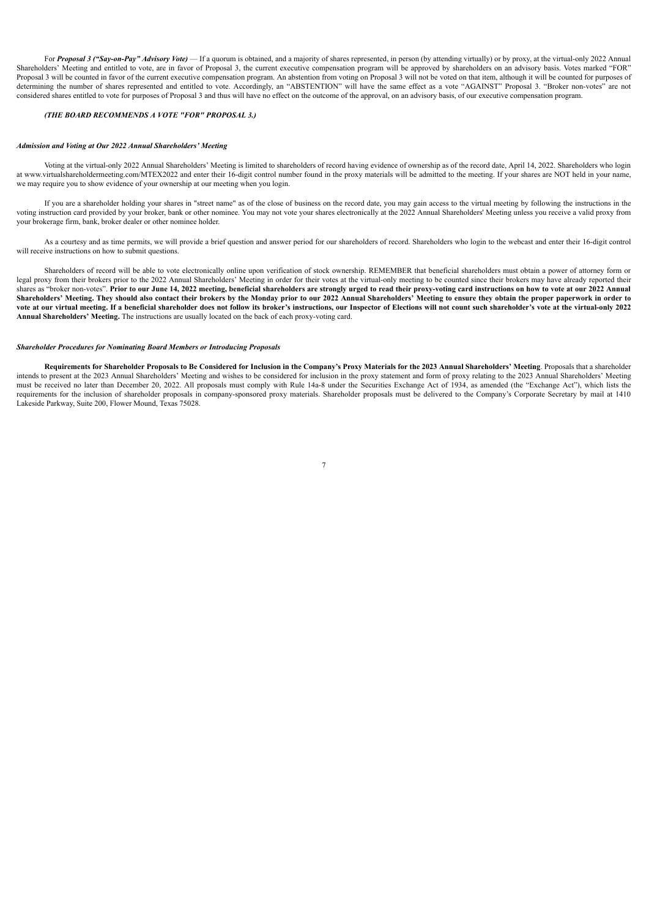For ***Proposal 3 ("Say-on-Pay" Advisory Vote)*** — If a quorum is obtained, and a majority of shares represented, in person (by attending virtually) or by proxy, at the virtual-only 2022 Annual Shareholders' Meeting and entitled to vote, are in favor of Proposal 3, the current executive compensation program will be approved by shareholders on an advisory basis. Votes marked "FOR" Proposal 3 will be counted in favor of the current executive compensation program. An abstention from voting on Proposal 3 will not be voted on that item, although it will be counted for purposes of determining the number of shares represented and entitled to vote. Accordingly, an "ABSTENTION" will have the same effect as a vote "AGAINST" Proposal 3. "Broker non-votes" are not considered shares entitled to vote for purposes of Proposal 3 and thus will have no effect on the outcome of the approval, on an advisory basis, of our executive compensation program.

***(THE BOARD RECOMMENDS A VOTE "FOR" PROPOSAL 3.)***

### *Admission and Voting at Our 2022 Annual Shareholders' Meeting*

Voting at the virtual-only 2022 Annual Shareholders' Meeting is limited to shareholders of record having evidence of ownership as of the record date, April 14, 2022. Shareholders who login at www.virtualshareholdermeeting.com/MTEX2022 and enter their 16-digit control number found in the proxy materials will be admitted to the meeting. If your shares are NOT held in your name, we may require you to show evidence of your ownership at our meeting when you login.

If you are a shareholder holding your shares in "street name" as of the close of business on the record date, you may gain access to the virtual meeting by following the instructions in the voting instruction card provided by your broker, bank or other nominee. You may not vote your shares electronically at the 2022 Annual Shareholders' Meeting unless you receive a valid proxy from your brokerage firm, bank, broker dealer or other nominee holder.

As a courtesy and as time permits, we will provide a brief question and answer period for our shareholders of record. Shareholders who login to the webcast and enter their 16-digit control will receive instructions on how to submit questions.

Shareholders of record will be able to vote electronically online upon verification of stock ownership. REMEMBER that beneficial shareholders must obtain a power of attorney form or legal proxy from their brokers prior to the 2022 Annual Shareholders' Meeting in order for their votes at the virtual-only meeting to be counted since their brokers may have already reported their shares as "broker non-votes". **Prior to our June 14, 2022 meeting, beneficial shareholders are strongly urged to read their proxy-voting card instructions on how to vote at our 2022 Annual Shareholders' Meeting. They should also contact their brokers by the Monday prior to our 2022 Annual Shareholders' Meeting to ensure they obtain the proper paperwork in order to vote at our virtual meeting. If a beneficial shareholder does not follow its broker's instructions, our Inspector of Elections will not count such shareholder's vote at the virtual-only 2022 Annual Shareholders' Meeting.** The instructions are usually located on the back of each proxy-voting card.

### *Shareholder Procedures for Nominating Board Members or Introducing Proposals*

**Requirements for Shareholder Proposals to Be Considered for Inclusion in the Company's Proxy Materials for the 2023 Annual Shareholders' Meeting**. Proposals that a shareholder intends to present at the 2023 Annual Shareholders' Meeting and wishes to be considered for inclusion in the proxy statement and form of proxy relating to the 2023 Annual Shareholders' Meeting must be received no later than December 20, 2022. All proposals must comply with Rule 14a-8 under the Securities Exchange Act of 1934, as amended (the "Exchange Act"), which lists the requirements for the inclusion of shareholder proposals in company-sponsored proxy materials. Shareholder proposals must be delivered to the Company's Corporate Secretary by mail at 1410 Lakeside Parkway, Suite 200, Flower Mound, Texas 75028.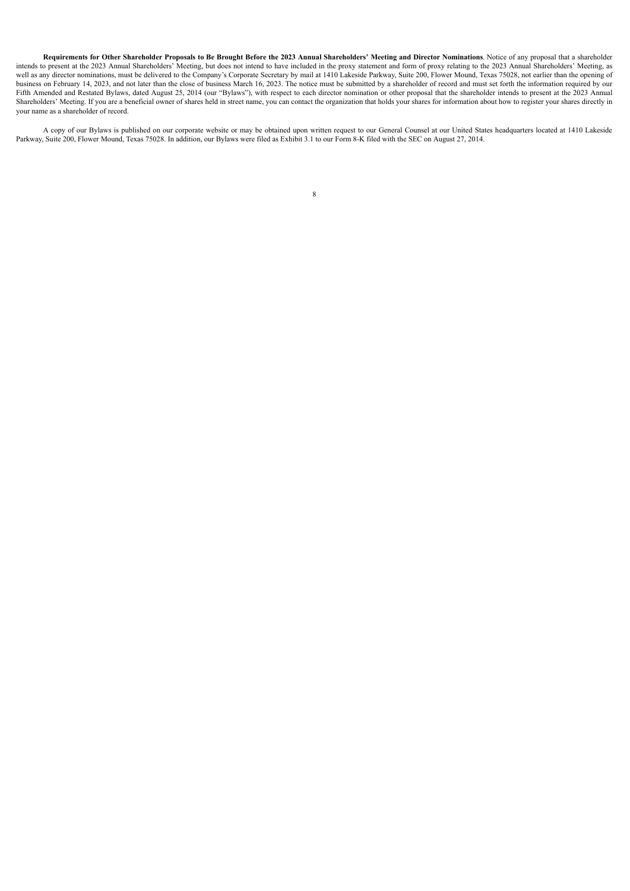**Requirements for Other Shareholder Proposals to Be Brought Before the 2023 Annual Shareholders' Meeting and Director Nominations**. Notice of any proposal that a shareholder intends to present at the 2023 Annual Shareholders' Meeting, but does not intend to have included in the proxy statement and form of proxy relating to the 2023 Annual Shareholders' Meeting, as well as any director nominations, must be delivered to the Company's Corporate Secretary by mail at 1410 Lakeside Parkway, Suite 200, Flower Mound, Texas 75028, not earlier than the opening of business on February 14, 2023, and not later than the close of business March 16, 2023. The notice must be submitted by a shareholder of record and must set forth the information required by our Fifth Amended and Restated Bylaws, dated August 25, 2014 (our "Bylaws"), with respect to each director nomination or other proposal that the shareholder intends to present at the 2023 Annual Shareholders' Meeting. If you are a beneficial owner of shares held in street name, you can contact the organization that holds your shares for information about how to register your shares directly in your name as a shareholder of record.

A copy of our Bylaws is published on our corporate website or may be obtained upon written request to our General Counsel at our United States headquarters located at 1410 Lakeside Parkway, Suite 200, Flower Mound, Texas 75028. In addition, our Bylaws were filed as Exhibit 3.1 to our Form 8-K filed with the SEC on August 27, 2014.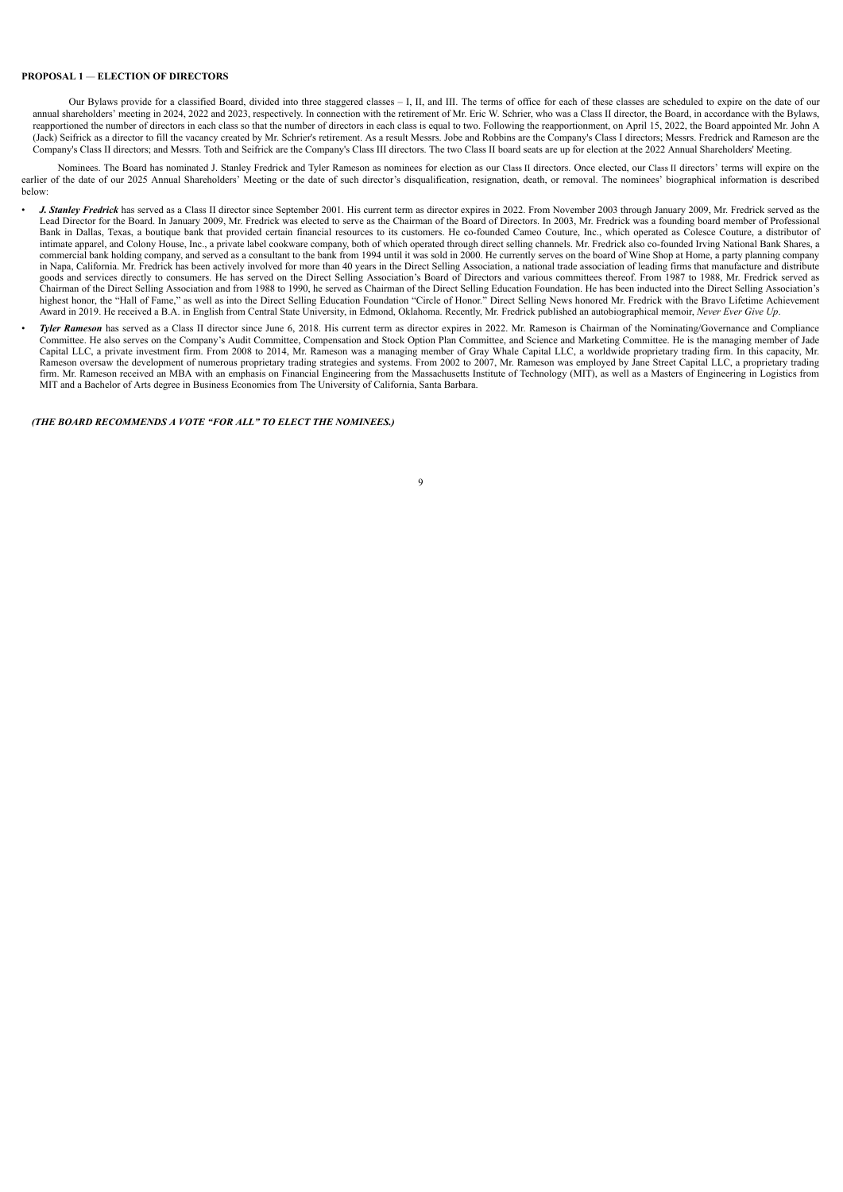**PROPOSAL 1 — ELECTION OF DIRECTORS**

Our Bylaws provide for a classified Board, divided into three staggered classes – I, II, and III. The terms of office for each of these classes are scheduled to expire on the date of our annual shareholders' meeting in 2024, 2022 and 2023, respectively. In connection with the retirement of Mr. Eric W. Schrier, who was a Class II director, the Board, in accordance with the Bylaws, reapportioned the number of directors in each class so that the number of directors in each class is equal to two. Following the reapportionment, on April 15, 2022, the Board appointed Mr. John A (Jack) Seifrick as a director to fill the vacancy created by Mr. Schrier's retirement. As a result Messrs. Jobe and Robbins are the Company's Class I directors; Messrs. Fredrick and Rameson are the Company's Class II directors; and Messrs. Toth and Seifrick are the Company's Class III directors. The two Class II board seats are up for election at the 2022 Annual Shareholders' Meeting.

Nominees. The Board has nominated J. Stanley Fredrick and Tyler Rameson as nominees for election as our Class II directors. Once elected, our Class II directors' terms will expire on the earlier of the date of our 2025 Annual Shareholders' Meeting or the date of such director's disqualification, resignation, death, or removal. The nominees' biographical information is described below:

- ***J. Stanley Fredrick*** has served as a Class II director since September 2001. His current term as director expires in 2022. From November 2003 through January 2009, Mr. Fredrick served as the Lead Director for the Board. In January 2009, Mr. Fredrick was elected to serve as the Chairman of the Board of Directors. In 2003, Mr. Fredrick was a founding board member of Professional Bank in Dallas, Texas, a boutique bank that provided certain financial resources to its customers. He co-founded Cameo Couture, Inc., which operated as Colesce Couture, a distributor of intimate apparel, and Colony House, Inc., a private label cookware company, both of which operated through direct selling channels. Mr. Fredrick also co-founded Irving National Bank Shares, a commercial bank holding company, and served as a consultant to the bank from 1994 until it was sold in 2000. He currently serves on the board of Wine Shop at Home, a party planning company in Napa, California. Mr. Fredrick has been actively involved for more than 40 years in the Direct Selling Association, a national trade association of leading firms that manufacture and distribute goods and services directly to consumers. He has served on the Direct Selling Association's Board of Directors and various committees thereof. From 1987 to 1988, Mr. Fredrick served as Chairman of the Direct Selling Association and from 1988 to 1990, he served as Chairman of the Direct Selling Education Foundation. He has been inducted into the Direct Selling Association's highest honor, the "Hall of Fame," as well as into the Direct Selling Education Foundation "Circle of Honor." Direct Selling News honored Mr. Fredrick with the Bravo Lifetime Achievement Award in 2019. He received a B.A. in English from Central State University, in Edmond, Oklahoma. Recently, Mr. Fredrick published an autobiographical memoir, *Never Ever Give Up*.

- ***Tyler Rameson*** has served as a Class II director since June 6, 2018. His current term as director expires in 2022. Mr. Rameson is Chairman of the Nominating/Governance and Compliance Committee. He also serves on the Company's Audit Committee, Compensation and Stock Option Plan Committee, and Science and Marketing Committee. He is the managing member of Jade Capital LLC, a private investment firm. From 2008 to 2014, Mr. Rameson was a managing member of Gray Whale Capital LLC, a worldwide proprietary trading firm. In this capacity, Mr. Rameson oversaw the development of numerous proprietary trading strategies and systems. From 2002 to 2007, Mr. Rameson was employed by Jane Street Capital LLC, a proprietary trading firm. Mr. Rameson received an MBA with an emphasis on Financial Engineering from the Massachusetts Institute of Technology (MIT), as well as a Masters of Engineering in Logistics from MIT and a Bachelor of Arts degree in Business Economics from The University of California, Santa Barbara.

***(THE BOARD RECOMMENDS A VOTE "FOR ALL" TO ELECT THE NOMINEES.)***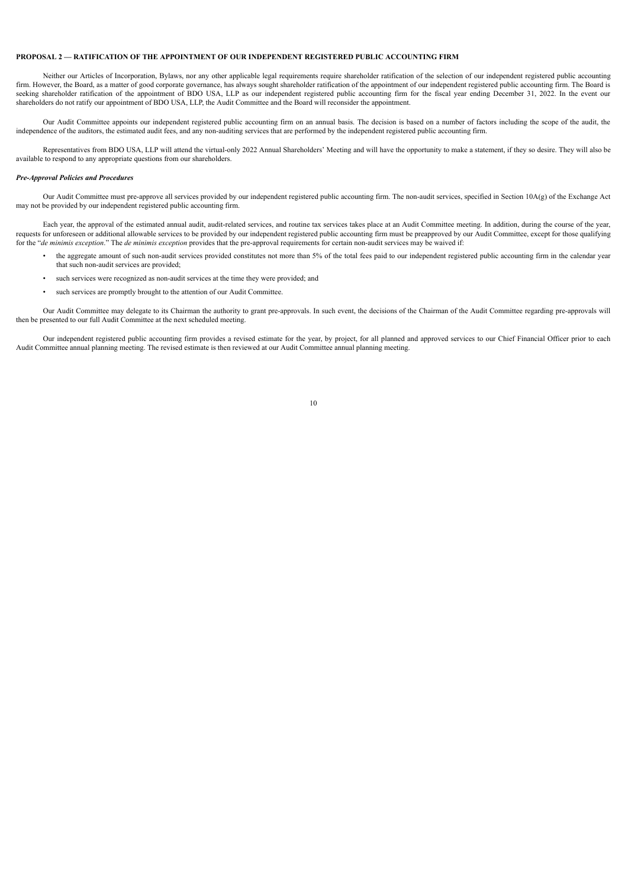## PROPOSAL 2 — RATIFICATION OF THE APPOINTMENT OF OUR INDEPENDENT REGISTERED PUBLIC ACCOUNTING FIRM

Neither our Articles of Incorporation, Bylaws, nor any other applicable legal requirements require shareholder ratification of the selection of our independent registered public accounting firm. However, the Board, as a matter of good corporate governance, has always sought shareholder ratification of the appointment of our independent registered public accounting firm. The Board is seeking shareholder ratification of the appointment of BDO USA, LLP as our independent registered public accounting firm for the fiscal year ending December 31, 2022. In the event our shareholders do not ratify our appointment of BDO USA, LLP, the Audit Committee and the Board will reconsider the appointment.

Our Audit Committee appoints our independent registered public accounting firm on an annual basis. The decision is based on a number of factors including the scope of the audit, the independence of the auditors, the estimated audit fees, and any non-auditing services that are performed by the independent registered public accounting firm.

Representatives from BDO USA, LLP will attend the virtual-only 2022 Annual Shareholders' Meeting and will have the opportunity to make a statement, if they so desire. They will also be available to respond to any appropriate questions from our shareholders.

### *Pre-Approval Policies and Procedures*

Our Audit Committee must pre-approve all services provided by our independent registered public accounting firm. The non-audit services, specified in Section 10A(g) of the Exchange Act may not be provided by our independent registered public accounting firm.

Each year, the approval of the estimated annual audit, audit-related services, and routine tax services takes place at an Audit Committee meeting. In addition, during the course of the year, requests for unforeseen or additional allowable services to be provided by our independent registered public accounting firm must be preapproved by our Audit Committee, except for those qualifying for the "*de minimis exception*." The *de minimis exception* provides that the pre-approval requirements for certain non-audit services may be waived if:

- the aggregate amount of such non-audit services provided constitutes not more than 5% of the total fees paid to our independent registered public accounting firm in the calendar year that such non-audit services are provided;
- such services were recognized as non-audit services at the time they were provided; and
- such services are promptly brought to the attention of our Audit Committee.

Our Audit Committee may delegate to its Chairman the authority to grant pre-approvals. In such event, the decisions of the Chairman of the Audit Committee regarding pre-approvals will then be presented to our full Audit Committee at the next scheduled meeting.

Our independent registered public accounting firm provides a revised estimate for the year, by project, for all planned and approved services to our Chief Financial Officer prior to each Audit Committee annual planning meeting. The revised estimate is then reviewed at our Audit Committee annual planning meeting.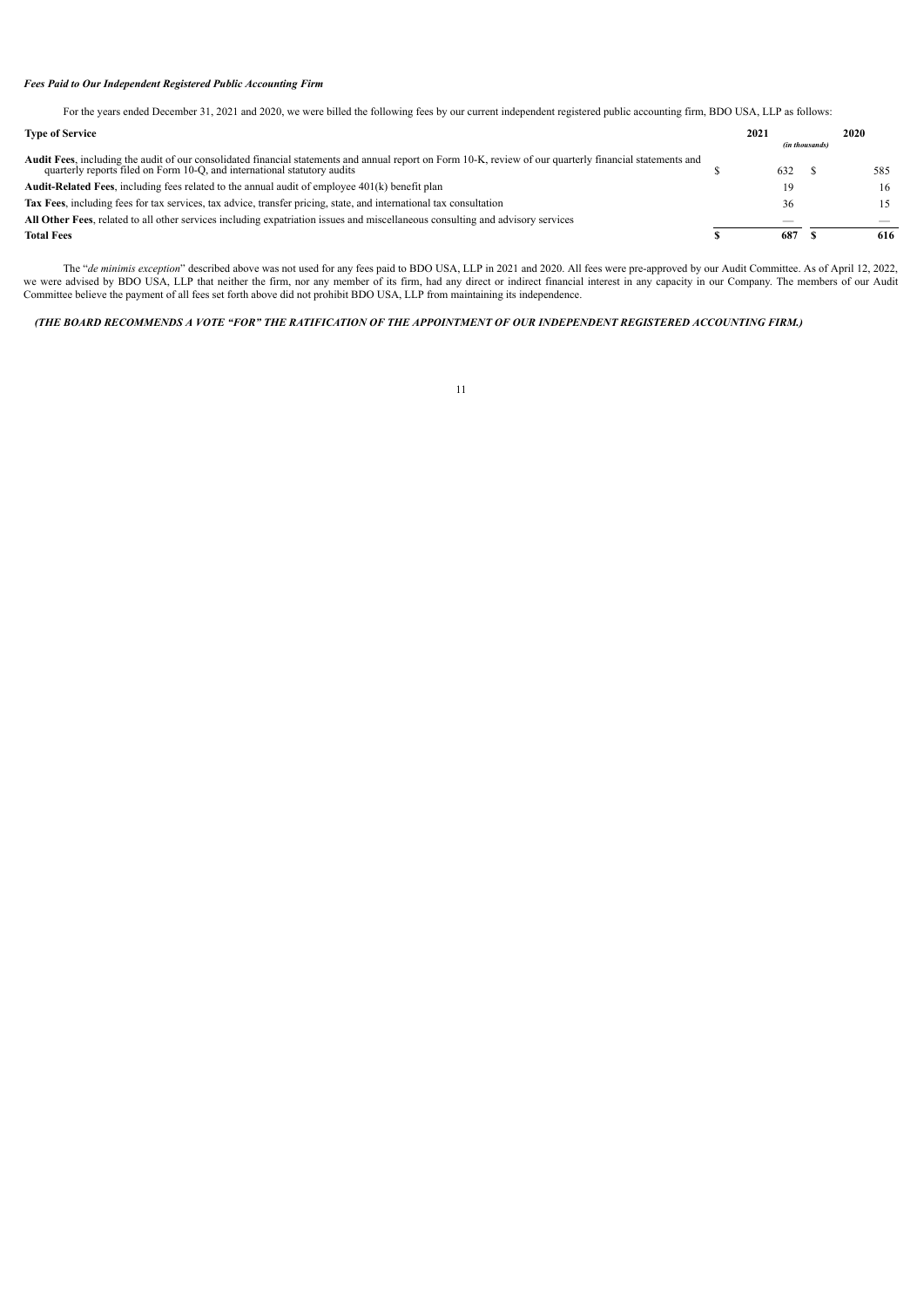***Fees Paid to Our Independent Registered Public Accounting Firm***

For the years ended December 31, 2021 and 2020, we were billed the following fees by our current independent registered public accounting firm, BDO USA, LLP as follows:

| **Type of Service** | **2021** | **2020** |
|---|---|---|
| | *(in thousands)* | |
| **Audit Fees**, including the audit of our consolidated financial statements and annual report on Form 10-K, review of our quarterly financial statements and quarterly reports filed on Form 10-Q, and international statutory audits | $ 632 | $ 585 |
| **Audit-Related Fees**, including fees related to the annual audit of employee 401(k) benefit plan | 19 | 16 |
| **Tax Fees**, including fees for tax services, tax advice, transfer pricing, state, and international tax consultation | 36 | 15 |
| **All Other Fees**, related to all other services including expatriation issues and miscellaneous consulting and advisory services | — | — |
| **Total Fees** | **$ 687** | **$ 616** |

The "*de minimis exception*" described above was not used for any fees paid to BDO USA, LLP in 2021 and 2020. All fees were pre-approved by our Audit Committee. As of April 12, 2022, we were advised by BDO USA, LLP that neither the firm, nor any member of its firm, had any direct or indirect financial interest in any capacity in our Company. The members of our Audit Committee believe the payment of all fees set forth above did not prohibit BDO USA, LLP from maintaining its independence.

***(THE BOARD RECOMMENDS A VOTE "FOR" THE RATIFICATION OF THE APPOINTMENT OF OUR INDEPENDENT REGISTERED ACCOUNTING FIRM.)***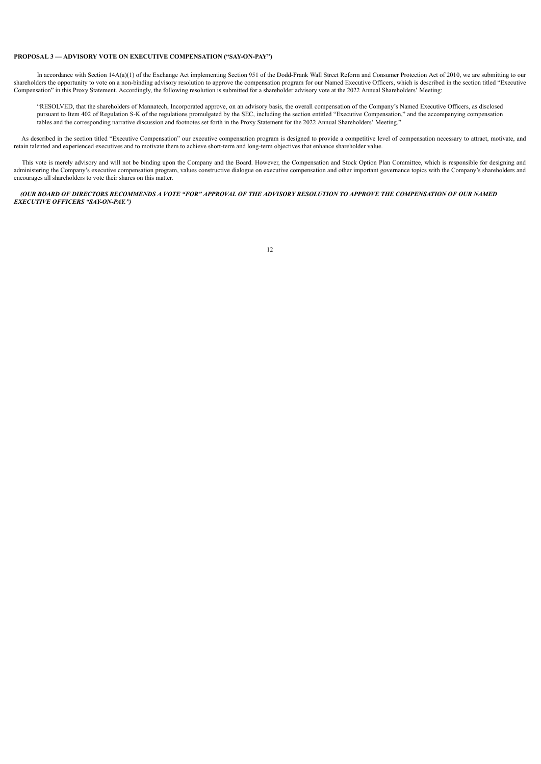**PROPOSAL 3 — ADVISORY VOTE ON EXECUTIVE COMPENSATION ("SAY-ON-PAY")**

In accordance with Section 14A(a)(1) of the Exchange Act implementing Section 951 of the Dodd-Frank Wall Street Reform and Consumer Protection Act of 2010, we are submitting to our shareholders the opportunity to vote on a non-binding advisory resolution to approve the compensation program for our Named Executive Officers, which is described in the section titled "Executive Compensation" in this Proxy Statement. Accordingly, the following resolution is submitted for a shareholder advisory vote at the 2022 Annual Shareholders' Meeting:

> "RESOLVED, that the shareholders of Mannatech, Incorporated approve, on an advisory basis, the overall compensation of the Company's Named Executive Officers, as disclosed pursuant to Item 402 of Regulation S-K of the regulations promulgated by the SEC, including the section entitled "Executive Compensation," and the accompanying compensation tables and the corresponding narrative discussion and footnotes set forth in the Proxy Statement for the 2022 Annual Shareholders' Meeting."

As described in the section titled "Executive Compensation" our executive compensation program is designed to provide a competitive level of compensation necessary to attract, motivate, and retain talented and experienced executives and to motivate them to achieve short-term and long-term objectives that enhance shareholder value.

This vote is merely advisory and will not be binding upon the Company and the Board. However, the Compensation and Stock Option Plan Committee, which is responsible for designing and administering the Company's executive compensation program, values constructive dialogue on executive compensation and other important governance topics with the Company's shareholders and encourages all shareholders to vote their shares on this matter.

***(OUR BOARD OF DIRECTORS RECOMMENDS A VOTE "FOR" APPROVAL OF THE ADVISORY RESOLUTION TO APPROVE THE COMPENSATION OF OUR NAMED EXECUTIVE OFFICERS "SAY-ON-PAY.")***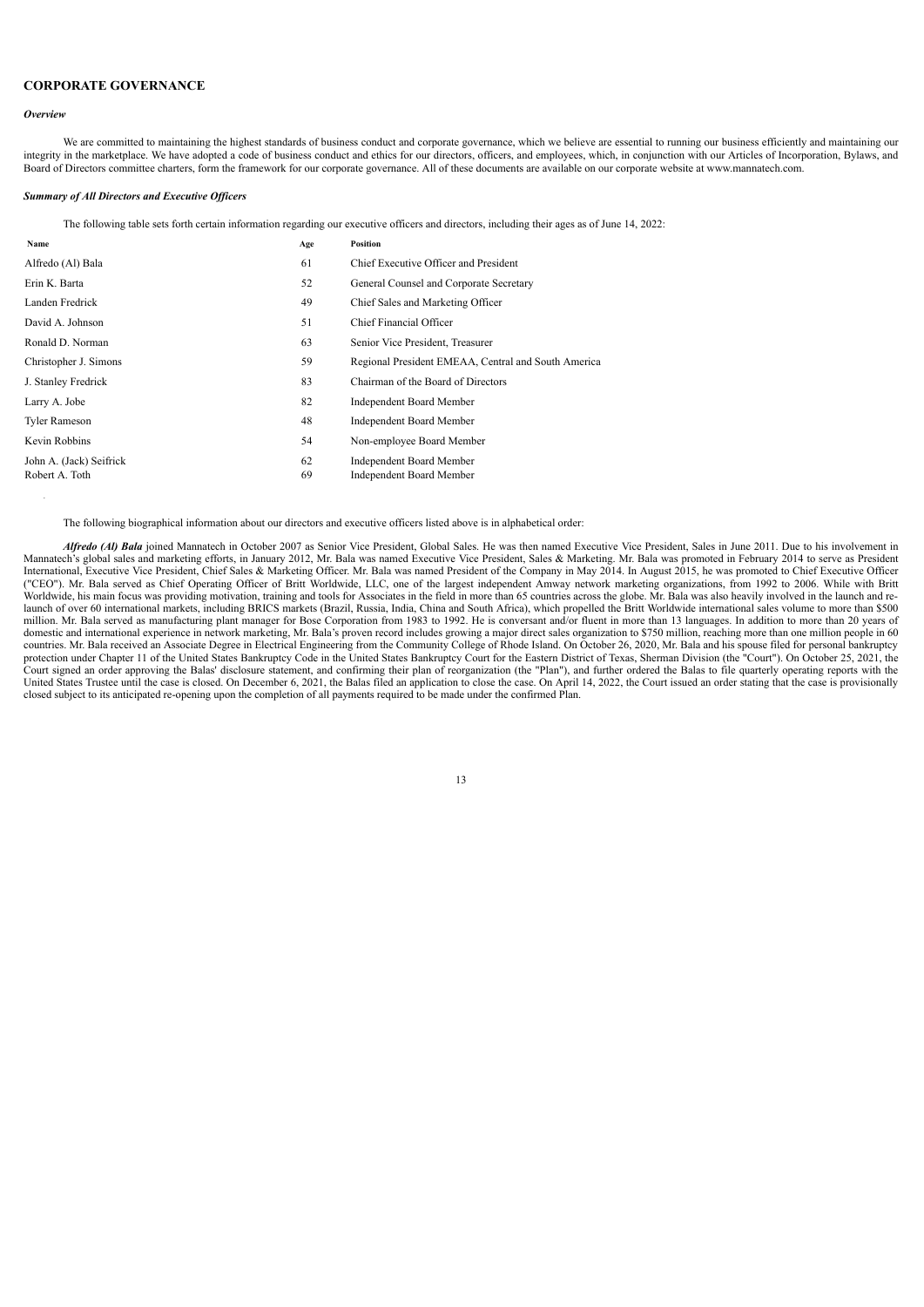## CORPORATE GOVERNANCE

### *Overview*

We are committed to maintaining the highest standards of business conduct and corporate governance, which we believe are essential to running our business efficiently and maintaining our integrity in the marketplace. We have adopted a code of business conduct and ethics for our directors, officers, and employees, which, in conjunction with our Articles of Incorporation, Bylaws, and Board of Directors committee charters, form the framework for our corporate governance. All of these documents are available on our corporate website at www.mannatech.com.

### *Summary of All Directors and Executive Officers*

The following table sets forth certain information regarding our executive officers and directors, including their ages as of June 14, 2022:

| Name | Age | Position |
|---|---|---|
| Alfredo (Al) Bala | 61 | Chief Executive Officer and President |
| Erin K. Barta | 52 | General Counsel and Corporate Secretary |
| Landen Fredrick | 49 | Chief Sales and Marketing Officer |
| David A. Johnson | 51 | Chief Financial Officer |
| Ronald D. Norman | 63 | Senior Vice President, Treasurer |
| Christopher J. Simons | 59 | Regional President EMEAA, Central and South America |
| J. Stanley Fredrick | 83 | Chairman of the Board of Directors |
| Larry A. Jobe | 82 | Independent Board Member |
| Tyler Rameson | 48 | Independent Board Member |
| Kevin Robbins | 54 | Non-employee Board Member |
| John A. (Jack) Seifrick | 62 | Independent Board Member |
| Robert A. Toth | 69 | Independent Board Member |

The following biographical information about our directors and executive officers listed above is in alphabetical order:

***Alfredo (Al) Bala*** joined Mannatech in October 2007 as Senior Vice President, Global Sales. He was then named Executive Vice President, Sales in June 2011. Due to his involvement in Mannatech's global sales and marketing efforts, in January 2012, Mr. Bala was named Executive Vice President, Sales & Marketing. Mr. Bala was promoted in February 2014 to serve as President International, Executive Vice President, Chief Sales & Marketing Officer. Mr. Bala was named President of the Company in May 2014. In August 2015, he was promoted to Chief Executive Officer ("CEO"). Mr. Bala served as Chief Operating Officer of Britt Worldwide, LLC, one of the largest independent Amway network marketing organizations, from 1992 to 2006. While with Britt Worldwide, his main focus was providing motivation, training and tools for Associates in the field in more than 65 countries across the globe. Mr. Bala was also heavily involved in the launch and re-launch of over 60 international markets, including BRICS markets (Brazil, Russia, India, China and South Africa), which propelled the Britt Worldwide international sales volume to more than $500 million. Mr. Bala served as manufacturing plant manager for Bose Corporation from 1983 to 1992. He is conversant and/or fluent in more than 13 languages. In addition to more than 20 years of domestic and international experience in network marketing, Mr. Bala's proven record includes growing a major direct sales organization to $750 million, reaching more than one million people in 60 countries. Mr. Bala received an Associate Degree in Electrical Engineering from the Community College of Rhode Island. On October 26, 2020, Mr. Bala and his spouse filed for personal bankruptcy protection under Chapter 11 of the United States Bankruptcy Code in the United States Bankruptcy Court for the Eastern District of Texas, Sherman Division (the "Court"). On October 25, 2021, the Court signed an order approving the Balas' disclosure statement, and confirming their plan of reorganization (the "Plan"), and further ordered the Balas to file quarterly operating reports with the United States Trustee until the case is closed. On December 6, 2021, the Balas filed an application to close the case. On April 14, 2022, the Court issued an order stating that the case is provisionally closed subject to its anticipated re-opening upon the completion of all payments required to be made under the confirmed Plan.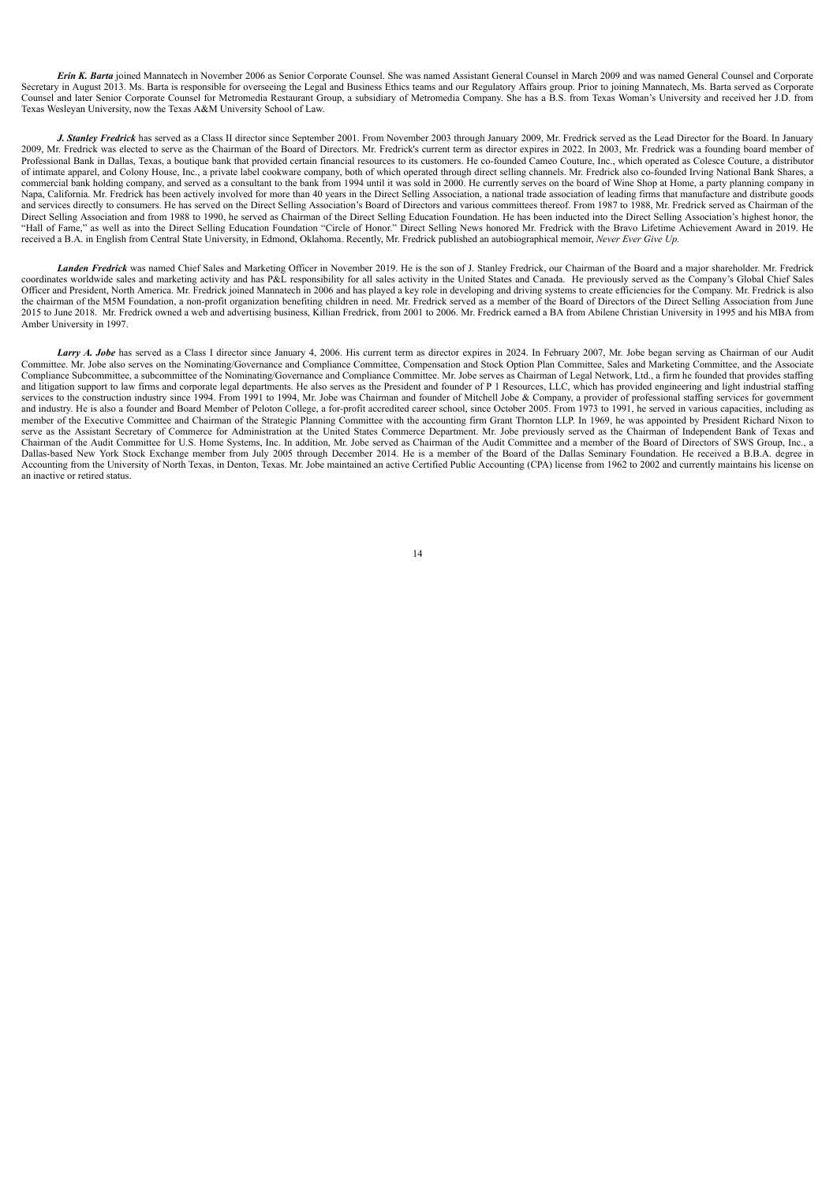***Erin K. Barta*** joined Mannatech in November 2006 as Senior Corporate Counsel. She was named Assistant General Counsel in March 2009 and was named General Counsel and Corporate Secretary in August 2013. Ms. Barta is responsible for overseeing the Legal and Business Ethics teams and our Regulatory Affairs group. Prior to joining Mannatech, Ms. Barta served as Corporate Counsel and later Senior Corporate Counsel for Metromedia Restaurant Group, a subsidiary of Metromedia Company. She has a B.S. from Texas Woman's University and received her J.D. from Texas Wesleyan University, now the Texas A&M University School of Law.

***J. Stanley Fredrick*** has served as a Class II director since September 2001. From November 2003 through January 2009, Mr. Fredrick served as the Lead Director for the Board. In January 2009, Mr. Fredrick was elected to serve as the Chairman of the Board of Directors. Mr. Fredrick's current term as director expires in 2022. In 2003, Mr. Fredrick was a founding board member of Professional Bank in Dallas, Texas, a boutique bank that provided certain financial resources to its customers. He co-founded Cameo Couture, Inc., which operated as Colesce Couture, a distributor of intimate apparel, and Colony House, Inc., a private label cookware company, both of which operated through direct selling channels. Mr. Fredrick also co-founded Irving National Bank Shares, a commercial bank holding company, and served as a consultant to the bank from 1994 until it was sold in 2000. He currently serves on the board of Wine Shop at Home, a party planning company in Napa, California. Mr. Fredrick has been actively involved for more than 40 years in the Direct Selling Association, a national trade association of leading firms that manufacture and distribute goods and services directly to consumers. He has served on the Direct Selling Association's Board of Directors and various committees thereof. From 1987 to 1988, Mr. Fredrick served as Chairman of the Direct Selling Association and from 1988 to 1990, he served as Chairman of the Direct Selling Education Foundation. He has been inducted into the Direct Selling Association's highest honor, the "Hall of Fame," as well as into the Direct Selling Education Foundation "Circle of Honor." Direct Selling News honored Mr. Fredrick with the Bravo Lifetime Achievement Award in 2019. He received a B.A. in English from Central State University, in Edmond, Oklahoma. Recently, Mr. Fredrick published an autobiographical memoir, *Never Ever Give Up.*

***Landen Fredrick*** was named Chief Sales and Marketing Officer in November 2019. He is the son of J. Stanley Fredrick, our Chairman of the Board and a major shareholder. Mr. Fredrick coordinates worldwide sales and marketing activity and has P&L responsibility for all sales activity in the United States and Canada. He previously served as the Company's Global Chief Sales Officer and President, North America. Mr. Fredrick joined Mannatech in 2006 and has played a key role in developing and driving systems to create efficiencies for the Company. Mr. Fredrick is also the chairman of the M5M Foundation, a non-profit organization benefiting children in need. Mr. Fredrick served as a member of the Board of Directors of the Direct Selling Association from June 2015 to June 2018. Mr. Fredrick owned a web and advertising business, Killian Fredrick, from 2001 to 2006. Mr. Fredrick earned a BA from Abilene Christian University in 1995 and his MBA from Amber University in 1997.

***Larry A. Jobe*** has served as a Class I director since January 4, 2006. His current term as director expires in 2024. In February 2007, Mr. Jobe began serving as Chairman of our Audit Committee. Mr. Jobe also serves on the Nominating/Governance and Compliance Committee, Compensation and Stock Option Plan Committee, Sales and Marketing Committee, and the Associate Compliance Subcommittee, a subcommittee of the Nominating/Governance and Compliance Committee. Mr. Jobe serves as Chairman of Legal Network, Ltd., a firm he founded that provides staffing and litigation support to law firms and corporate legal departments. He also serves as the President and founder of P 1 Resources, LLC, which has provided engineering and light industrial staffing services to the construction industry since 1994. From 1991 to 1994, Mr. Jobe was Chairman and founder of Mitchell Jobe & Company, a provider of professional staffing services for government and industry. He is also a founder and Board Member of Peloton College, a for-profit accredited career school, since October 2005. From 1973 to 1991, he served in various capacities, including as member of the Executive Committee and Chairman of the Strategic Planning Committee with the accounting firm Grant Thornton LLP. In 1969, he was appointed by President Richard Nixon to serve as the Assistant Secretary of Commerce for Administration at the United States Commerce Department. Mr. Jobe previously served as the Chairman of Independent Bank of Texas and Chairman of the Audit Committee for U.S. Home Systems, Inc. In addition, Mr. Jobe served as Chairman of the Audit Committee and a member of the Board of Directors of SWS Group, Inc., a Dallas-based New York Stock Exchange member from July 2005 through December 2014. He is a member of the Board of the Dallas Seminary Foundation. He received a B.B.A. degree in Accounting from the University of North Texas, in Denton, Texas. Mr. Jobe maintained an active Certified Public Accounting (CPA) license from 1962 to 2002 and currently maintains his license on an inactive or retired status.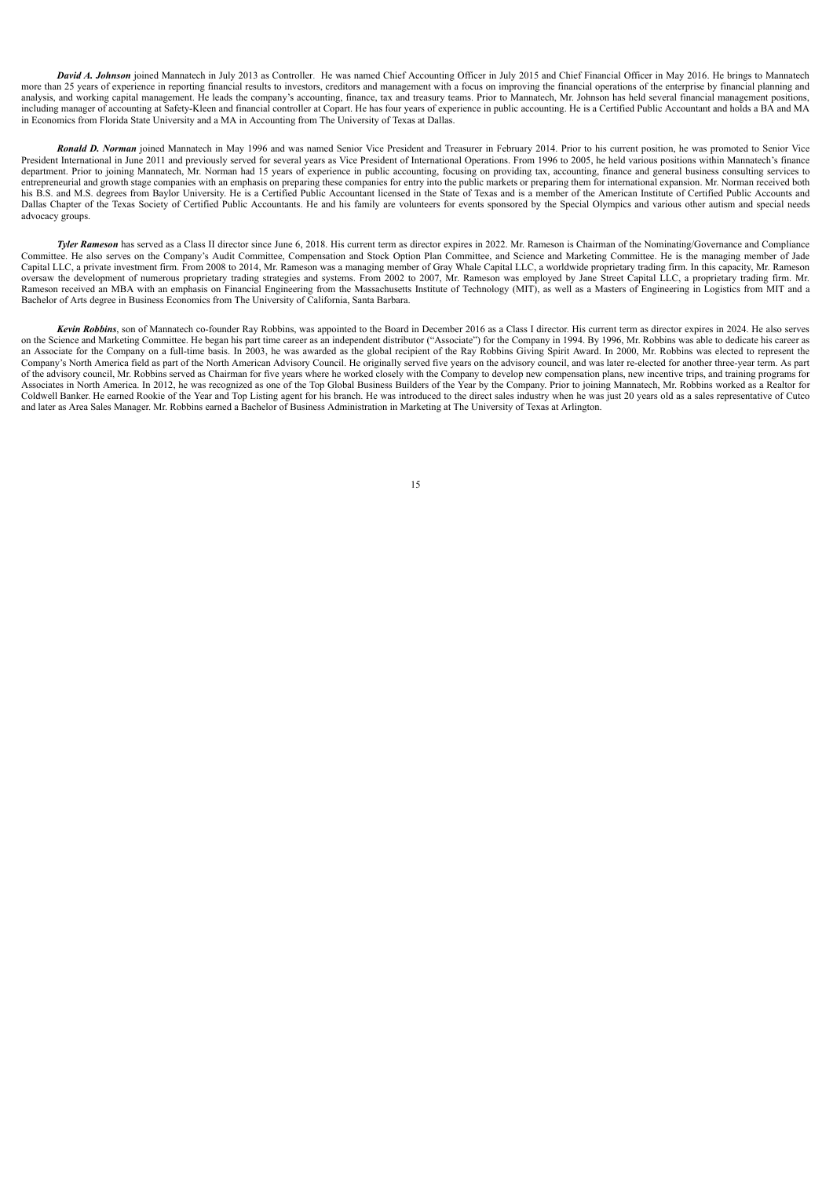***David A. Johnson*** joined Mannatech in July 2013 as Controller. He was named Chief Accounting Officer in July 2015 and Chief Financial Officer in May 2016. He brings to Mannatech more than 25 years of experience in reporting financial results to investors, creditors and management with a focus on improving the financial operations of the enterprise by financial planning and analysis, and working capital management. He leads the company's accounting, finance, tax and treasury teams. Prior to Mannatech, Mr. Johnson has held several financial management positions, including manager of accounting at Safety-Kleen and financial controller at Copart. He has four years of experience in public accounting. He is a Certified Public Accountant and holds a BA and MA in Economics from Florida State University and a MA in Accounting from The University of Texas at Dallas.

***Ronald D. Norman*** joined Mannatech in May 1996 and was named Senior Vice President and Treasurer in February 2014. Prior to his current position, he was promoted to Senior Vice President International in June 2011 and previously served for several years as Vice President of International Operations. From 1996 to 2005, he held various positions within Mannatech's finance department. Prior to joining Mannatech, Mr. Norman had 15 years of experience in public accounting, focusing on providing tax, accounting, finance and general business consulting services to entrepreneurial and growth stage companies with an emphasis on preparing these companies for entry into the public markets or preparing them for international expansion. Mr. Norman received both his B.S. and M.S. degrees from Baylor University. He is a Certified Public Accountant licensed in the State of Texas and is a member of the American Institute of Certified Public Accounts and Dallas Chapter of the Texas Society of Certified Public Accountants. He and his family are volunteers for events sponsored by the Special Olympics and various other autism and special needs advocacy groups.

***Tyler Rameson*** has served as a Class II director since June 6, 2018. His current term as director expires in 2022. Mr. Rameson is Chairman of the Nominating/Governance and Compliance Committee. He also serves on the Company's Audit Committee, Compensation and Stock Option Plan Committee, and Science and Marketing Committee. He is the managing member of Jade Capital LLC, a private investment firm. From 2008 to 2014, Mr. Rameson was a managing member of Gray Whale Capital LLC, a worldwide proprietary trading firm. In this capacity, Mr. Rameson oversaw the development of numerous proprietary trading strategies and systems. From 2002 to 2007, Mr. Rameson was employed by Jane Street Capital LLC, a proprietary trading firm. Mr. Rameson received an MBA with an emphasis on Financial Engineering from the Massachusetts Institute of Technology (MIT), as well as a Masters of Engineering in Logistics from MIT and a Bachelor of Arts degree in Business Economics from The University of California, Santa Barbara.

***Kevin Robbins***, son of Mannatech co-founder Ray Robbins, was appointed to the Board in December 2016 as a Class I director. His current term as director expires in 2024. He also serves on the Science and Marketing Committee. He began his part time career as an independent distributor ("Associate") for the Company in 1994. By 1996, Mr. Robbins was able to dedicate his career as an Associate for the Company on a full-time basis. In 2003, he was awarded as the global recipient of the Ray Robbins Giving Spirit Award. In 2000, Mr. Robbins was elected to represent the Company's North America field as part of the North American Advisory Council. He originally served five years on the advisory council, and was later re-elected for another three-year term. As part of the advisory council, Mr. Robbins served as Chairman for five years where he worked closely with the Company to develop new compensation plans, new incentive trips, and training programs for Associates in North America. In 2012, he was recognized as one of the Top Global Business Builders of the Year by the Company. Prior to joining Mannatech, Mr. Robbins worked as a Realtor for Coldwell Banker. He earned Rookie of the Year and Top Listing agent for his branch. He was introduced to the direct sales industry when he was just 20 years old as a sales representative of Cutco and later as Area Sales Manager. Mr. Robbins earned a Bachelor of Business Administration in Marketing at The University of Texas at Arlington.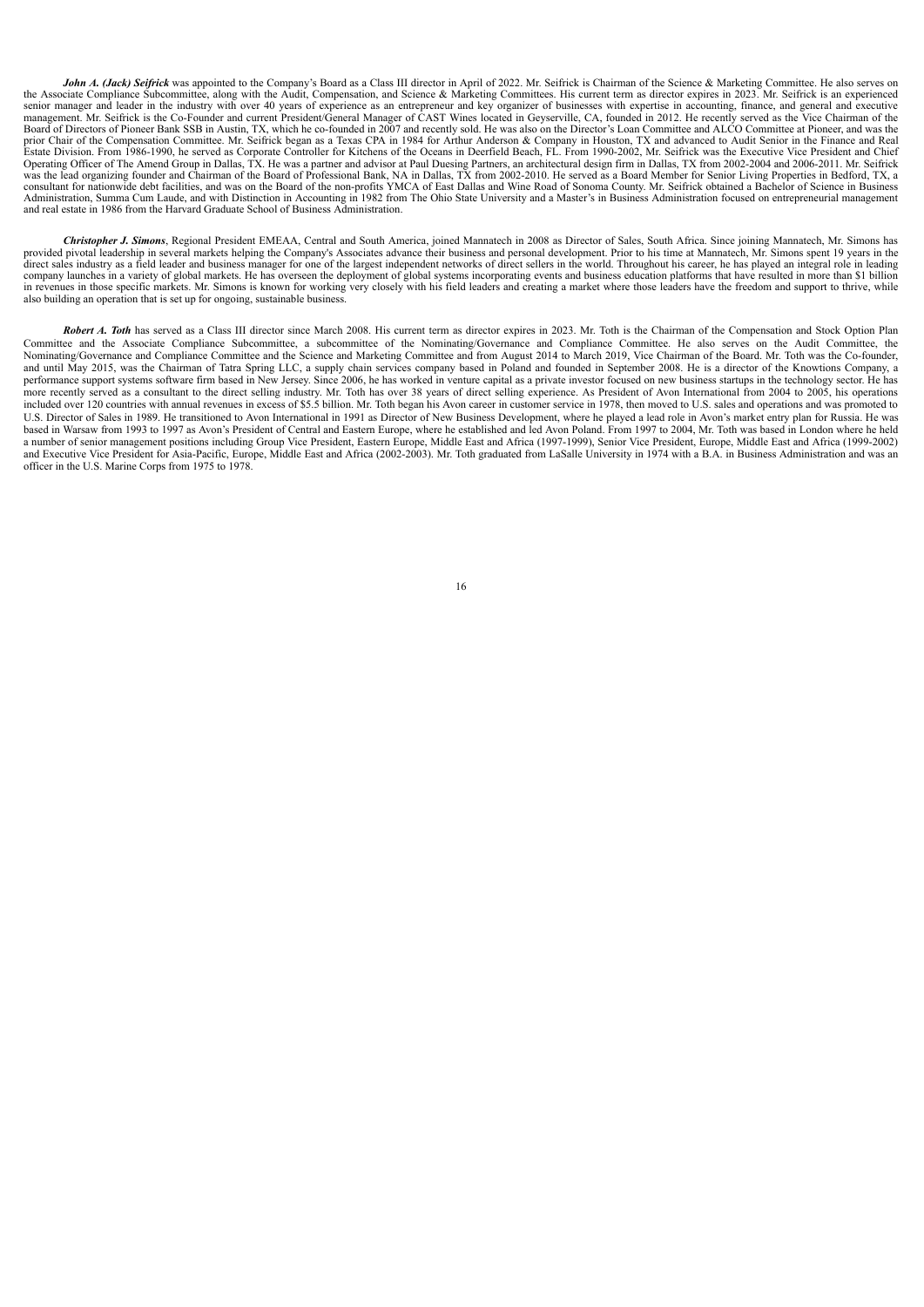***John A. (Jack) Seifrick*** was appointed to the Company's Board as a Class III director in April of 2022. Mr. Seifrick is Chairman of the Science & Marketing Committee. He also serves on the Associate Compliance Subcommittee, along with the Audit, Compensation, and Science & Marketing Committees. His current term as director expires in 2023. Mr. Seifrick is an experienced senior manager and leader in the industry with over 40 years of experience as an entrepreneur and key organizer of businesses with expertise in accounting, finance, and general and executive management. Mr. Seifrick is the Co-Founder and current President/General Manager of CAST Wines located in Geyserville, CA, founded in 2012. He recently served as the Vice Chairman of the Board of Directors of Pioneer Bank SSB in Austin, TX, which he co-founded in 2007 and recently sold. He was also on the Director's Loan Committee and ALCO Committee at Pioneer, and was the prior Chair of the Compensation Committee. Mr. Seifrick began as a Texas CPA in 1984 for Arthur Anderson & Company in Houston, TX and advanced to Audit Senior in the Finance and Real Estate Division. From 1986-1990, he served as Corporate Controller for Kitchens of the Oceans in Deerfield Beach, FL. From 1990-2002, Mr. Seifrick was the Executive Vice President and Chief Operating Officer of The Amend Group in Dallas, TX. He was a partner and advisor at Paul Duesing Partners, an architectural design firm in Dallas, TX from 2002-2004 and 2006-2011. Mr. Seifrick was the lead organizing founder and Chairman of the Board of Professional Bank, NA in Dallas, TX from 2002-2010. He served as a Board Member for Senior Living Properties in Bedford, TX, a consultant for nationwide debt facilities, and was on the Board of the non-profits YMCA of East Dallas and Wine Road of Sonoma County. Mr. Seifrick obtained a Bachelor of Science in Business Administration, Summa Cum Laude, and with Distinction in Accounting in 1982 from The Ohio State University and a Master's in Business Administration focused on entrepreneurial management and real estate in 1986 from the Harvard Graduate School of Business Administration.

***Christopher J. Simons***, Regional President EMEAA, Central and South America, joined Mannatech in 2008 as Director of Sales, South Africa. Since joining Mannatech, Mr. Simons has provided pivotal leadership in several markets helping the Company's Associates advance their business and personal development. Prior to his time at Mannatech, Mr. Simons spent 19 years in the direct sales industry as a field leader and business manager for one of the largest independent networks of direct sellers in the world. Throughout his career, he has played an integral role in leading company launches in a variety of global markets. He has overseen the deployment of global systems incorporating events and business education platforms that have resulted in more than $1 billion in revenues in those specific markets. Mr. Simons is known for working very closely with his field leaders and creating a market where those leaders have the freedom and support to thrive, while also building an operation that is set up for ongoing, sustainable business.

***Robert A. Toth*** has served as a Class III director since March 2008. His current term as director expires in 2023. Mr. Toth is the Chairman of the Compensation and Stock Option Plan Committee and the Associate Compliance Subcommittee, a subcommittee of the Nominating/Governance and Compliance Committee. He also serves on the Audit Committee, the Nominating/Governance and Compliance Committee and the Science and Marketing Committee and from August 2014 to March 2019, Vice Chairman of the Board. Mr. Toth was the Co-founder, and until May 2015, was the Chairman of Tatra Spring LLC, a supply chain services company based in Poland and founded in September 2008. He is a director of the Knowtions Company, a performance support systems software firm based in New Jersey. Since 2006, he has worked in venture capital as a private investor focused on new business startups in the technology sector. He has more recently served as a consultant to the direct selling industry. Mr. Toth has over 38 years of direct selling experience. As President of Avon International from 2004 to 2005, his operations included over 120 countries with annual revenues in excess of $5.5 billion. Mr. Toth began his Avon career in customer service in 1978, then moved to U.S. sales and operations and was promoted to U.S. Director of Sales in 1989. He transitioned to Avon International in 1991 as Director of New Business Development, where he played a lead role in Avon's market entry plan for Russia. He was based in Warsaw from 1993 to 1997 as Avon's President of Central and Eastern Europe, where he established and led Avon Poland. From 1997 to 2004, Mr. Toth was based in London where he held a number of senior management positions including Group Vice President, Eastern Europe, Middle East and Africa (1997-1999), Senior Vice President, Europe, Middle East and Africa (1999-2002) and Executive Vice President for Asia-Pacific, Europe, Middle East and Africa (2002-2003). Mr. Toth graduated from LaSalle University in 1974 with a B.A. in Business Administration and was an officer in the U.S. Marine Corps from 1975 to 1978.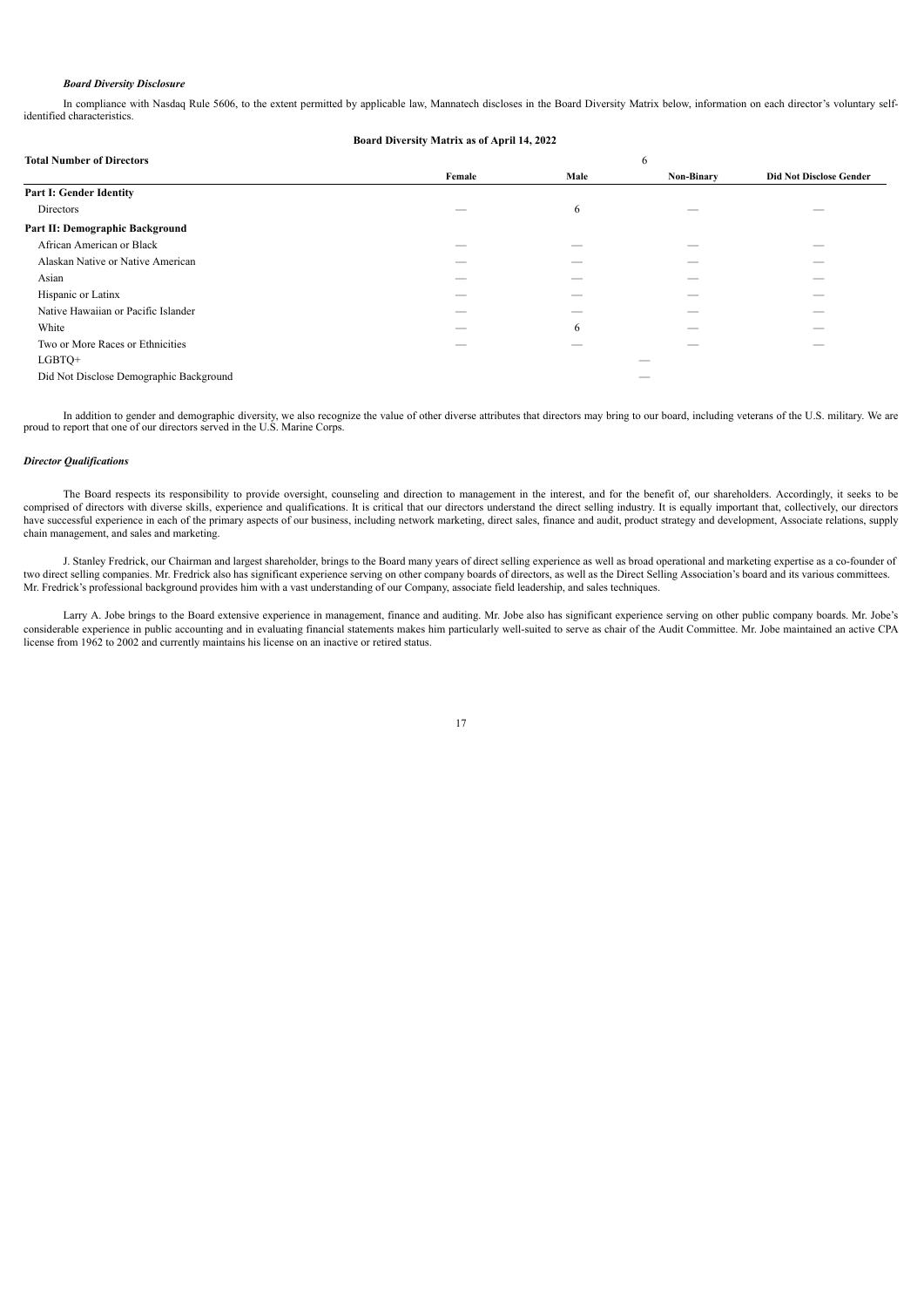***Board Diversity Disclosure***

In compliance with Nasdaq Rule 5606, to the extent permitted by applicable law, Mannatech discloses in the Board Diversity Matrix below, information on each director's voluntary self-identified characteristics.

**Board Diversity Matrix as of April 14, 2022**

| **Total Number of Directors** | 6 | | | |
|---|---|---|---|---|
| | **Female** | **Male** | **Non-Binary** | **Did Not Disclose Gender** |
| **Part I: Gender Identity** | | | | |
| Directors | — | 6 | — | — |
| **Part II: Demographic Background** | | | | |
| African American or Black | — | — | — | — |
| Alaskan Native or Native American | — | — | — | — |
| Asian | — | — | — | — |
| Hispanic or Latinx | — | — | — | — |
| Native Hawaiian or Pacific Islander | — | — | — | — |
| White | — | 6 | — | — |
| Two or More Races or Ethnicities | — | — | — | — |
| LGBTQ+ | — | | | |
| Did Not Disclose Demographic Background | — | | | |

In addition to gender and demographic diversity, we also recognize the value of other diverse attributes that directors may bring to our board, including veterans of the U.S. military. We are proud to report that one of our directors served in the U.S. Marine Corps.

***Director Qualifications***

The Board respects its responsibility to provide oversight, counseling and direction to management in the interest, and for the benefit of, our shareholders. Accordingly, it seeks to be comprised of directors with diverse skills, experience and qualifications. It is critical that our directors understand the direct selling industry. It is equally important that, collectively, our directors have successful experience in each of the primary aspects of our business, including network marketing, direct sales, finance and audit, product strategy and development, Associate relations, supply chain management, and sales and marketing.

J. Stanley Fredrick, our Chairman and largest shareholder, brings to the Board many years of direct selling experience as well as broad operational and marketing expertise as a co-founder of two direct selling companies. Mr. Fredrick also has significant experience serving on other company boards of directors, as well as the Direct Selling Association's board and its various committees. Mr. Fredrick's professional background provides him with a vast understanding of our Company, associate field leadership, and sales techniques.

Larry A. Jobe brings to the Board extensive experience in management, finance and auditing. Mr. Jobe also has significant experience serving on other public company boards. Mr. Jobe's considerable experience in public accounting and in evaluating financial statements makes him particularly well-suited to serve as chair of the Audit Committee. Mr. Jobe maintained an active CPA license from 1962 to 2002 and currently maintains his license on an inactive or retired status.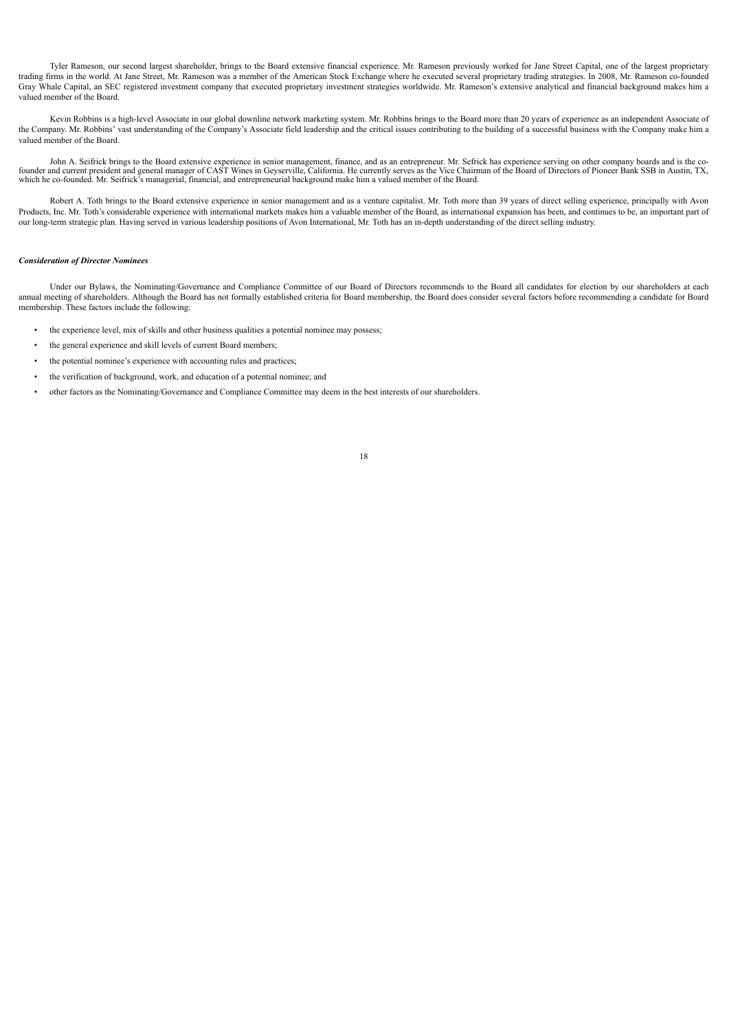Tyler Rameson, our second largest shareholder, brings to the Board extensive financial experience. Mr. Rameson previously worked for Jane Street Capital, one of the largest proprietary trading firms in the world. At Jane Street, Mr. Rameson was a member of the American Stock Exchange where he executed several proprietary trading strategies. In 2008, Mr. Rameson co-founded Gray Whale Capital, an SEC registered investment company that executed proprietary investment strategies worldwide. Mr. Rameson's extensive analytical and financial background makes him a valued member of the Board.

Kevin Robbins is a high-level Associate in our global downline network marketing system. Mr. Robbins brings to the Board more than 20 years of experience as an independent Associate of the Company. Mr. Robbins' vast understanding of the Company's Associate field leadership and the critical issues contributing to the building of a successful business with the Company make him a valued member of the Board.

John A. Seifrick brings to the Board extensive experience in senior management, finance, and as an entrepreneur. Mr. Sefrick has experience serving on other company boards and is the co-founder and current president and general manager of CAST Wines in Geyserville, California. He currently serves as the Vice Chairman of the Board of Directors of Pioneer Bank SSB in Austin, TX, which he co-founded. Mr. Seifrick's managerial, financial, and entrepreneurial background make him a valued member of the Board.

Robert A. Toth brings to the Board extensive experience in senior management and as a venture capitalist. Mr. Toth more than 39 years of direct selling experience, principally with Avon Products, Inc. Mr. Toth's considerable experience with international markets makes him a valuable member of the Board, as international expansion has been, and continues to be, an important part of our long-term strategic plan. Having served in various leadership positions of Avon International, Mr. Toth has an in-depth understanding of the direct selling industry.

***Consideration of Director Nominees***

Under our Bylaws, the Nominating/Governance and Compliance Committee of our Board of Directors recommends to the Board all candidates for election by our shareholders at each annual meeting of shareholders. Although the Board has not formally established criteria for Board membership, the Board does consider several factors before recommending a candidate for Board membership. These factors include the following:

- the experience level, mix of skills and other business qualities a potential nominee may possess;
- the general experience and skill levels of current Board members;
- the potential nominee's experience with accounting rules and practices;
- the verification of background, work, and education of a potential nominee; and
- other factors as the Nominating/Governance and Compliance Committee may deem in the best interests of our shareholders.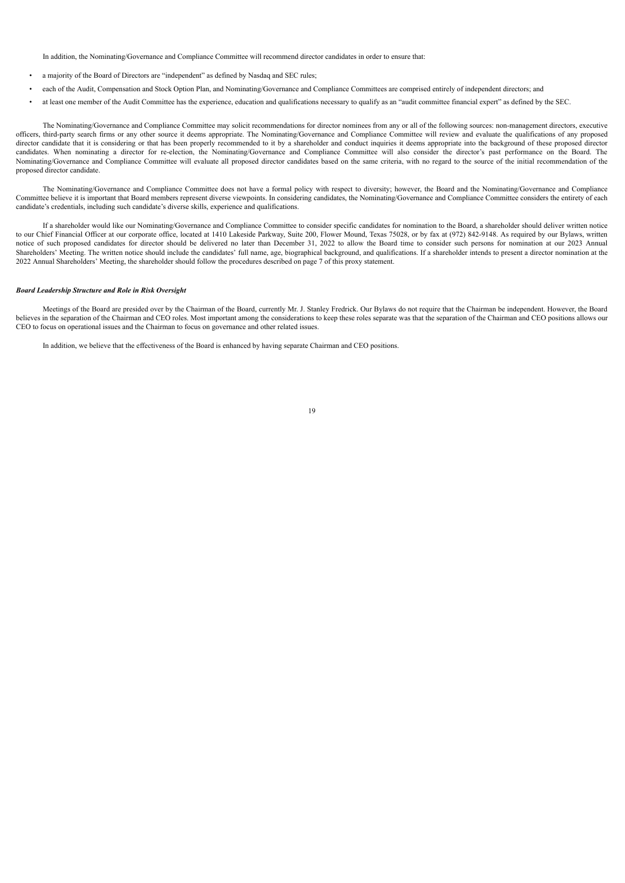In addition, the Nominating/Governance and Compliance Committee will recommend director candidates in order to ensure that:

- a majority of the Board of Directors are "independent" as defined by Nasdaq and SEC rules;
- each of the Audit, Compensation and Stock Option Plan, and Nominating/Governance and Compliance Committees are comprised entirely of independent directors; and
- at least one member of the Audit Committee has the experience, education and qualifications necessary to qualify as an "audit committee financial expert" as defined by the SEC.

The Nominating/Governance and Compliance Committee may solicit recommendations for director nominees from any or all of the following sources: non-management directors, executive officers, third-party search firms or any other source it deems appropriate. The Nominating/Governance and Compliance Committee will review and evaluate the qualifications of any proposed director candidate that it is considering or that has been properly recommended to it by a shareholder and conduct inquiries it deems appropriate into the background of these proposed director candidates. When nominating a director for re-election, the Nominating/Governance and Compliance Committee will also consider the director's past performance on the Board. The Nominating/Governance and Compliance Committee will evaluate all proposed director candidates based on the same criteria, with no regard to the source of the initial recommendation of the proposed director candidate.

The Nominating/Governance and Compliance Committee does not have a formal policy with respect to diversity; however, the Board and the Nominating/Governance and Compliance Committee believe it is important that Board members represent diverse viewpoints. In considering candidates, the Nominating/Governance and Compliance Committee considers the entirety of each candidate's credentials, including such candidate's diverse skills, experience and qualifications.

If a shareholder would like our Nominating/Governance and Compliance Committee to consider specific candidates for nomination to the Board, a shareholder should deliver written notice to our Chief Financial Officer at our corporate office, located at 1410 Lakeside Parkway, Suite 200, Flower Mound, Texas 75028, or by fax at (972) 842-9148. As required by our Bylaws, written notice of such proposed candidates for director should be delivered no later than December 31, 2022 to allow the Board time to consider such persons for nomination at our 2023 Annual Shareholders' Meeting. The written notice should include the candidates' full name, age, biographical background, and qualifications. If a shareholder intends to present a director nomination at the 2022 Annual Shareholders' Meeting, the shareholder should follow the procedures described on page 7 of this proxy statement.

***Board Leadership Structure and Role in Risk Oversight***

Meetings of the Board are presided over by the Chairman of the Board, currently Mr. J. Stanley Fredrick. Our Bylaws do not require that the Chairman be independent. However, the Board believes in the separation of the Chairman and CEO roles. Most important among the considerations to keep these roles separate was that the separation of the Chairman and CEO positions allows our CEO to focus on operational issues and the Chairman to focus on governance and other related issues.

In addition, we believe that the effectiveness of the Board is enhanced by having separate Chairman and CEO positions.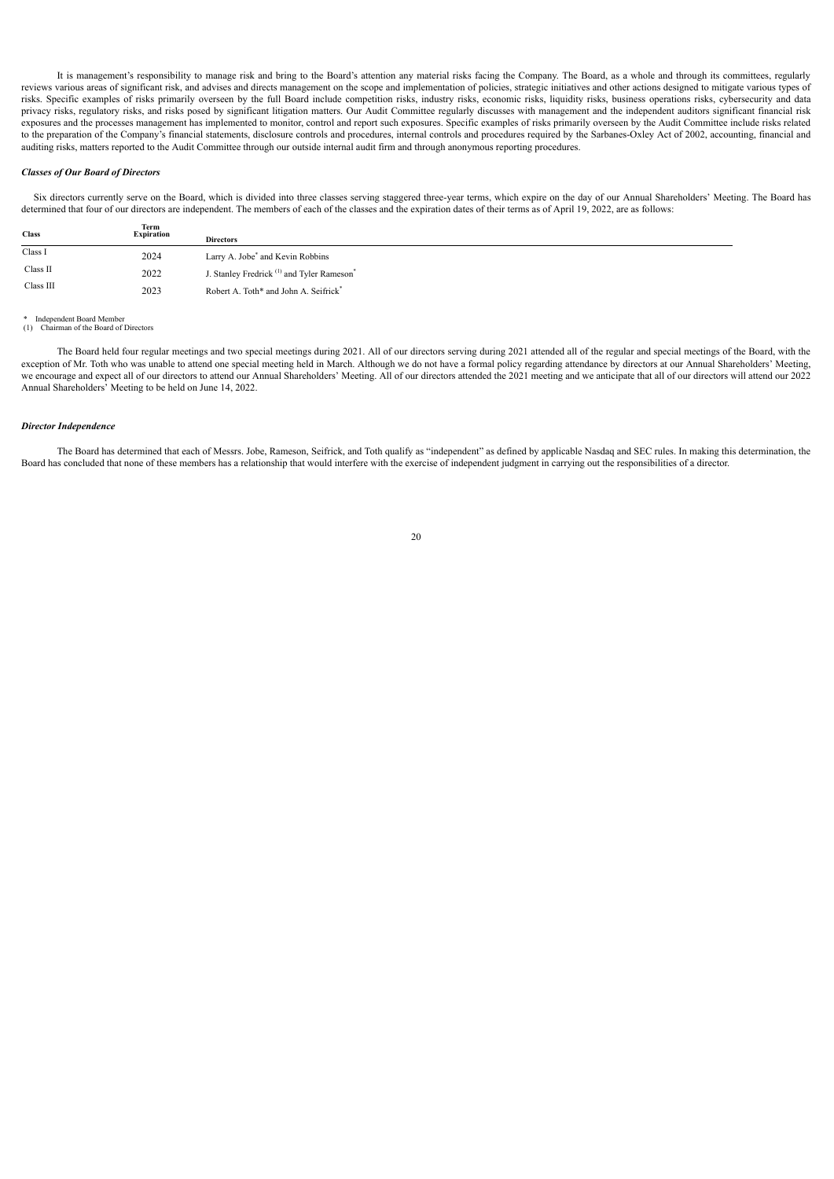It is management's responsibility to manage risk and bring to the Board's attention any material risks facing the Company. The Board, as a whole and through its committees, regularly reviews various areas of significant risk, and advises and directs management on the scope and implementation of policies, strategic initiatives and other actions designed to mitigate various types of risks. Specific examples of risks primarily overseen by the full Board include competition risks, industry risks, economic risks, liquidity risks, business operations risks, cybersecurity and data privacy risks, regulatory risks, and risks posed by significant litigation matters. Our Audit Committee regularly discusses with management and the independent auditors significant financial risk exposures and the processes management has implemented to monitor, control and report such exposures. Specific examples of risks primarily overseen by the Audit Committee include risks related to the preparation of the Company's financial statements, disclosure controls and procedures, internal controls and procedures required by the Sarbanes-Oxley Act of 2002, accounting, financial and auditing risks, matters reported to the Audit Committee through our outside internal audit firm and through anonymous reporting procedures.

***Classes of Our Board of Directors***

Six directors currently serve on the Board, which is divided into three classes serving staggered three-year terms, which expire on the day of our Annual Shareholders' Meeting. The Board has determined that four of our directors are independent. The members of each of the classes and the expiration dates of their terms as of April 19, 2022, are as follows:

| Class | Term Expiration | Directors |
|---|---|---|
| Class I | 2024 | Larry A. Jobe* and Kevin Robbins |
| Class II | 2022 | J. Stanley Fredrick (1) and Tyler Rameson* |
| Class III | 2023 | Robert A. Toth* and John A. Seifrick* |

\* Independent Board Member
(1) Chairman of the Board of Directors

The Board held four regular meetings and two special meetings during 2021. All of our directors serving during 2021 attended all of the regular and special meetings of the Board, with the exception of Mr. Toth who was unable to attend one special meeting held in March. Although we do not have a formal policy regarding attendance by directors at our Annual Shareholders' Meeting, we encourage and expect all of our directors to attend our Annual Shareholders' Meeting. All of our directors attended the 2021 meeting and we anticipate that all of our directors will attend our 2022 Annual Shareholders' Meeting to be held on June 14, 2022.

***Director Independence***

The Board has determined that each of Messrs. Jobe, Rameson, Seifrick, and Toth qualify as "independent" as defined by applicable Nasdaq and SEC rules. In making this determination, the Board has concluded that none of these members has a relationship that would interfere with the exercise of independent judgment in carrying out the responsibilities of a director.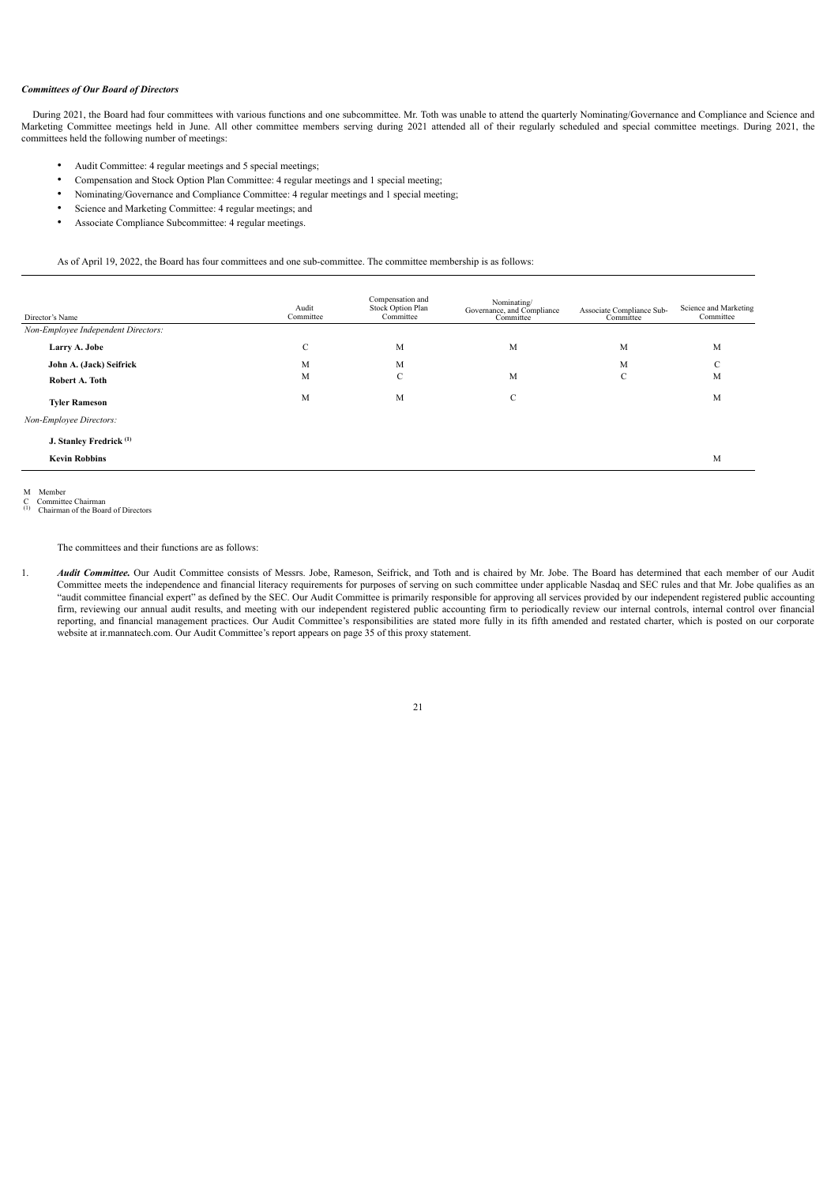***Committees of Our Board of Directors***

During 2021, the Board had four committees with various functions and one subcommittee. Mr. Toth was unable to attend the quarterly Nominating/Governance and Compliance and Science and Marketing Committee meetings held in June. All other committee members serving during 2021 attended all of their regularly scheduled and special committee meetings. During 2021, the committees held the following number of meetings:

- Audit Committee: 4 regular meetings and 5 special meetings;
- Compensation and Stock Option Plan Committee: 4 regular meetings and 1 special meeting;
- Nominating/Governance and Compliance Committee: 4 regular meetings and 1 special meeting;
- Science and Marketing Committee: 4 regular meetings; and
- Associate Compliance Subcommittee: 4 regular meetings.

As of April 19, 2022, the Board has four committees and one sub-committee. The committee membership is as follows:

| Director's Name | Audit Committee | Compensation and Stock Option Plan Committee | Nominating/ Governance, and Compliance Committee | Associate Compliance Sub-Committee | Science and Marketing Committee |
|---|---|---|---|---|---|
| *Non-Employee Independent Directors:* | | | | | |
| **Larry A. Jobe** | C | M | M | M | M |
| **John A. (Jack) Seifrick** | M | M | | M | C |
| **Robert A. Toth** | M | C | M | C | M |
| **Tyler Rameson** | M | M | C | | M |
| *Non-Employee Directors:* | | | | | |
| **J. Stanley Fredrick** [(1)] | | | | | |
| **Kevin Robbins** | | | | | M |

M Member
C Committee Chairman
(1) Chairman of the Board of Directors

The committees and their functions are as follows:

1. ***Audit Committee.*** Our Audit Committee consists of Messrs. Jobe, Rameson, Seifrick, and Toth and is chaired by Mr. Jobe. The Board has determined that each member of our Audit Committee meets the independence and financial literacy requirements for purposes of serving on such committee under applicable Nasdaq and SEC rules and that Mr. Jobe qualifies as an "audit committee financial expert" as defined by the SEC. Our Audit Committee is primarily responsible for approving all services provided by our independent registered public accounting firm, reviewing our annual audit results, and meeting with our independent registered public accounting firm to periodically review our internal controls, internal control over financial reporting, and financial management practices. Our Audit Committee's responsibilities are stated more fully in its fifth amended and restated charter, which is posted on our corporate website at ir.mannatech.com. Our Audit Committee's report appears on page 35 of this proxy statement.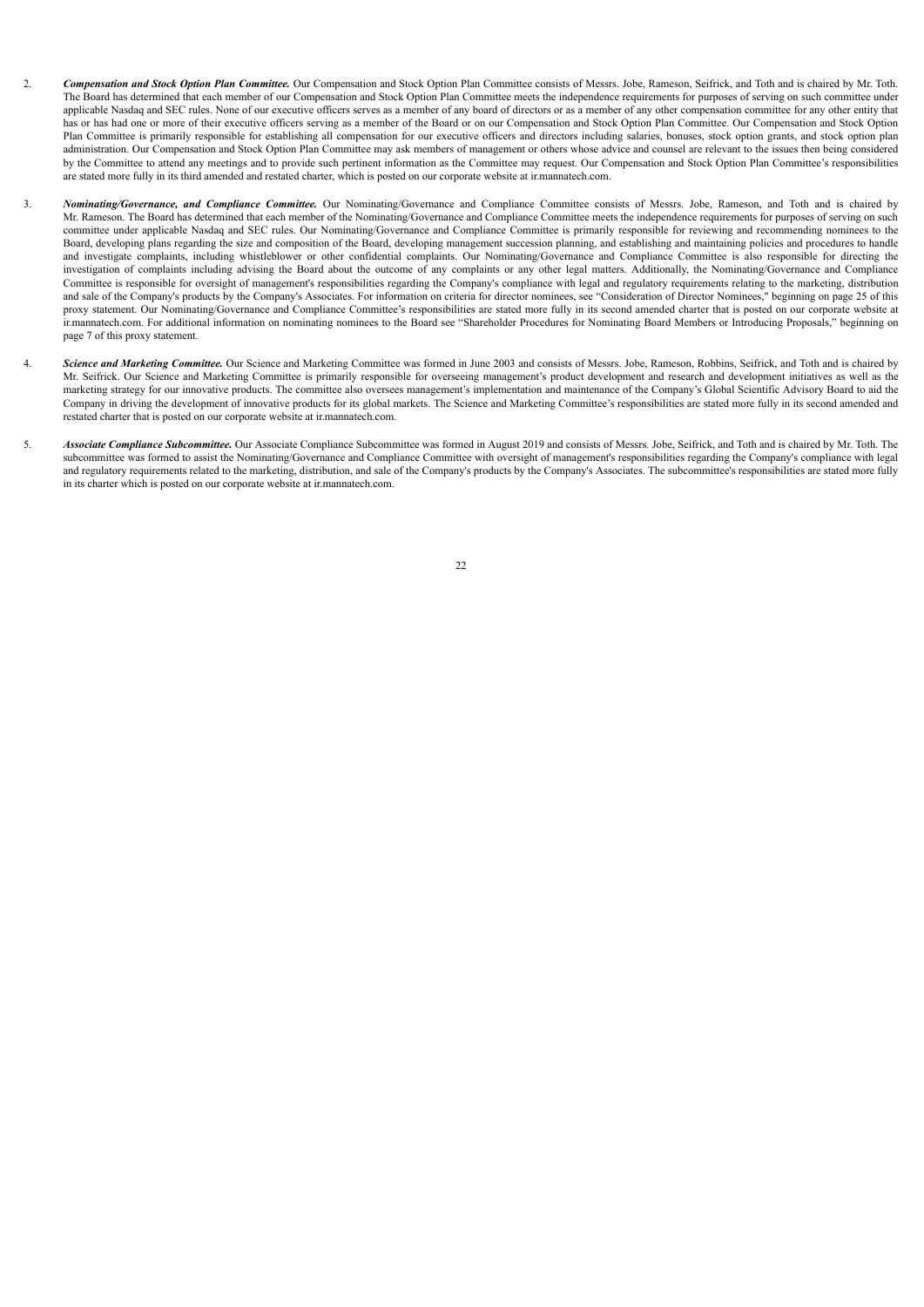2. ***Compensation and Stock Option Plan Committee.*** Our Compensation and Stock Option Plan Committee consists of Messrs. Jobe, Rameson, Seifrick, and Toth and is chaired by Mr. Toth. The Board has determined that each member of our Compensation and Stock Option Plan Committee meets the independence requirements for purposes of serving on such committee under applicable Nasdaq and SEC rules. None of our executive officers serves as a member of any board of directors or as a member of any other compensation committee for any other entity that has or has had one or more of their executive officers serving as a member of the Board or on our Compensation and Stock Option Plan Committee. Our Compensation and Stock Option Plan Committee is primarily responsible for establishing all compensation for our executive officers and directors including salaries, bonuses, stock option grants, and stock option plan administration. Our Compensation and Stock Option Plan Committee may ask members of management or others whose advice and counsel are relevant to the issues then being considered by the Committee to attend any meetings and to provide such pertinent information as the Committee may request. Our Compensation and Stock Option Plan Committee's responsibilities are stated more fully in its third amended and restated charter, which is posted on our corporate website at ir.mannatech.com.

3. ***Nominating/Governance, and Compliance Committee.*** Our Nominating/Governance and Compliance Committee consists of Messrs. Jobe, Rameson, and Toth and is chaired by Mr. Rameson. The Board has determined that each member of the Nominating/Governance and Compliance Committee meets the independence requirements for purposes of serving on such committee under applicable Nasdaq and SEC rules. Our Nominating/Governance and Compliance Committee is primarily responsible for reviewing and recommending nominees to the Board, developing plans regarding the size and composition of the Board, developing management succession planning, and establishing and maintaining policies and procedures to handle and investigate complaints, including whistleblower or other confidential complaints. Our Nominating/Governance and Compliance Committee is also responsible for directing the investigation of complaints including advising the Board about the outcome of any complaints or any other legal matters. Additionally, the Nominating/Governance and Compliance Committee is responsible for oversight of management's responsibilities regarding the Company's compliance with legal and regulatory requirements relating to the marketing, distribution and sale of the Company's products by the Company's Associates. For information on criteria for director nominees, see "Consideration of Director Nominees," beginning on page 25 of this proxy statement. Our Nominating/Governance and Compliance Committee's responsibilities are stated more fully in its second amended charter that is posted on our corporate website at ir.mannatech.com. For additional information on nominating nominees to the Board see "Shareholder Procedures for Nominating Board Members or Introducing Proposals," beginning on page 7 of this proxy statement.

4. ***Science and Marketing Committee.*** Our Science and Marketing Committee was formed in June 2003 and consists of Messrs. Jobe, Rameson, Robbins, Seifrick, and Toth and is chaired by Mr. Seifrick. Our Science and Marketing Committee is primarily responsible for overseeing management's product development and research and development initiatives as well as the marketing strategy for our innovative products. The committee also oversees management's implementation and maintenance of the Company's Global Scientific Advisory Board to aid the Company in driving the development of innovative products for its global markets. The Science and Marketing Committee's responsibilities are stated more fully in its second amended and restated charter that is posted on our corporate website at ir.mannatech.com.

5. ***Associate Compliance Subcommittee.*** Our Associate Compliance Subcommittee was formed in August 2019 and consists of Messrs. Jobe, Seifrick, and Toth and is chaired by Mr. Toth. The subcommittee was formed to assist the Nominating/Governance and Compliance Committee with oversight of management's responsibilities regarding the Company's compliance with legal and regulatory requirements related to the marketing, distribution, and sale of the Company's products by the Company's Associates. The subcommittee's responsibilities are stated more fully in its charter which is posted on our corporate website at ir.mannatech.com.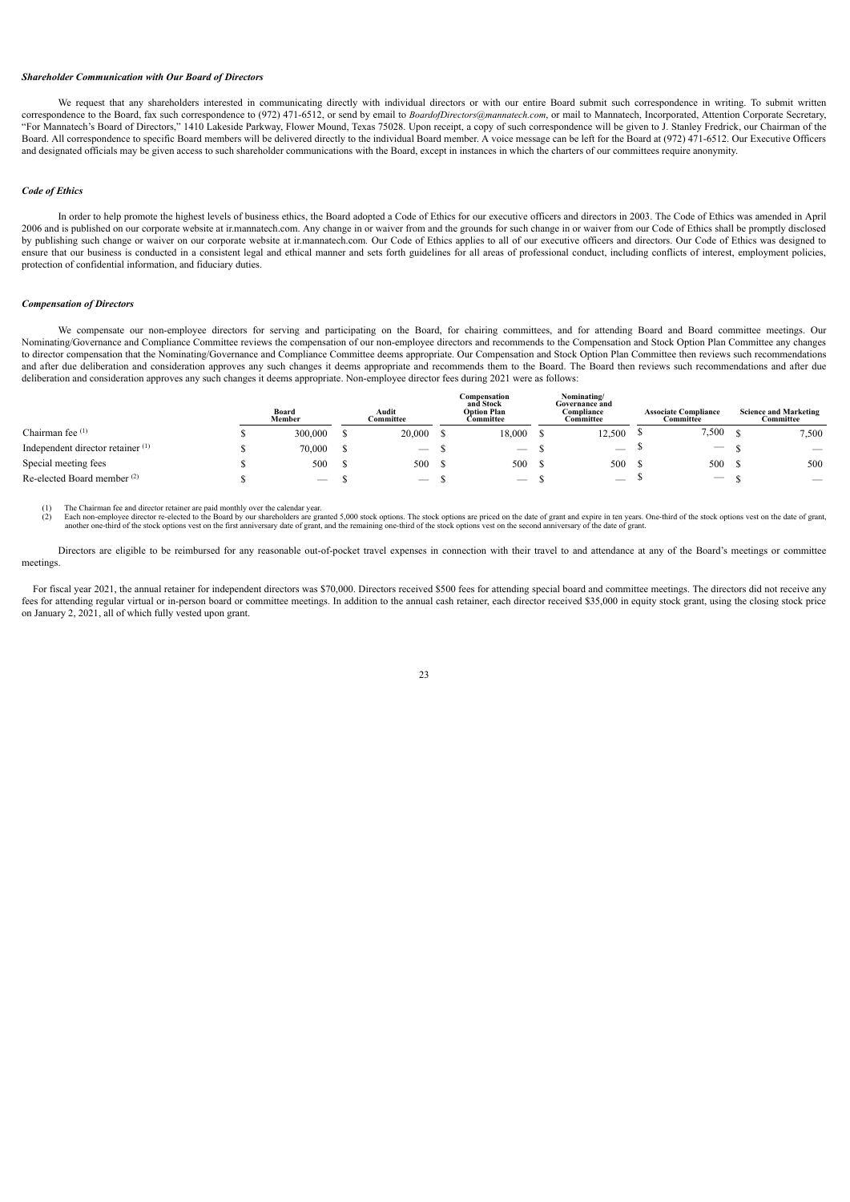### *Shareholder Communication with Our Board of Directors*

We request that any shareholders interested in communicating directly with individual directors or with our entire Board submit such correspondence in writing. To submit written correspondence to the Board, fax such correspondence to (972) 471-6512, or send by email to *BoardofDirectors@mannatech.com*, or mail to Mannatech, Incorporated, Attention Corporate Secretary, "For Mannatech's Board of Directors," 1410 Lakeside Parkway, Flower Mound, Texas 75028. Upon receipt, a copy of such correspondence will be given to J. Stanley Fredrick, our Chairman of the Board. All correspondence to specific Board members will be delivered directly to the individual Board member. A voice message can be left for the Board at (972) 471-6512. Our Executive Officers and designated officials may be given access to such shareholder communications with the Board, except in instances in which the charters of our committees require anonymity.

### *Code of Ethics*

In order to help promote the highest levels of business ethics, the Board adopted a Code of Ethics for our executive officers and directors in 2003. The Code of Ethics was amended in April 2006 and is published on our corporate website at ir.mannatech.com. Any change in or waiver from and the grounds for such change in or waiver from our Code of Ethics shall be promptly disclosed by publishing such change or waiver on our corporate website at ir.mannatech.com. Our Code of Ethics applies to all of our executive officers and directors. Our Code of Ethics was designed to ensure that our business is conducted in a consistent legal and ethical manner and sets forth guidelines for all areas of professional conduct, including conflicts of interest, employment policies, protection of confidential information, and fiduciary duties.

### *Compensation of Directors*

We compensate our non-employee directors for serving and participating on the Board, for chairing committees, and for attending Board and Board committee meetings. Our Nominating/Governance and Compliance Committee reviews the compensation of our non-employee directors and recommends to the Compensation and Stock Option Plan Committee any changes to director compensation that the Nominating/Governance and Compliance Committee deems appropriate. Our Compensation and Stock Option Plan Committee then reviews such recommendations and after due deliberation and consideration approves any such changes it deems appropriate and recommends them to the Board. The Board then reviews such recommendations and after due deliberation and consideration approves any such changes it deems appropriate. Non-employee director fees during 2021 were as follows:

| | Board Member | Audit Committee | Compensation and Stock Option Plan Committee | Nominating/ Governance and Compliance Committee | Associate Compliance Committee | Science and Marketing Committee |
|---|---|---|---|---|---|---|
| Chairman fee [1] | $ 300,000 | $ 20,000 | $ 18,000 | $ 12,500 | $ 7,500 | $ 7,500 |
| Independent director retainer [1] | $ 70,000 | $ — | $ — | $ — | $ — | $ — |
| Special meeting fees | $ 500 | $ 500 | $ 500 | $ 500 | $ 500 | $ 500 |
| Re-elected Board member [2] | $ — | $ — | $ — | $ — | $ — | $ — |

(1) The Chairman fee and director retainer are paid monthly over the calendar year.
(2) Each non-employee director re-elected to the Board by our shareholders are granted 5,000 stock options. The stock options are priced on the date of grant and expire in ten years. One-third of the stock options vest on the date of grant, another one-third of the stock options vest on the first anniversary date of grant, and the remaining one-third of the stock options vest on the second anniversary of the date of grant.

Directors are eligible to be reimbursed for any reasonable out-of-pocket travel expenses in connection with their travel to and attendance at any of the Board's meetings or committee meetings.

For fiscal year 2021, the annual retainer for independent directors was $70,000. Directors received $500 fees for attending special board and committee meetings. The directors did not receive any fees for attending regular virtual or in-person board or committee meetings. In addition to the annual cash retainer, each director received $35,000 in equity stock grant, using the closing stock price on January 2, 2021, all of which fully vested upon grant.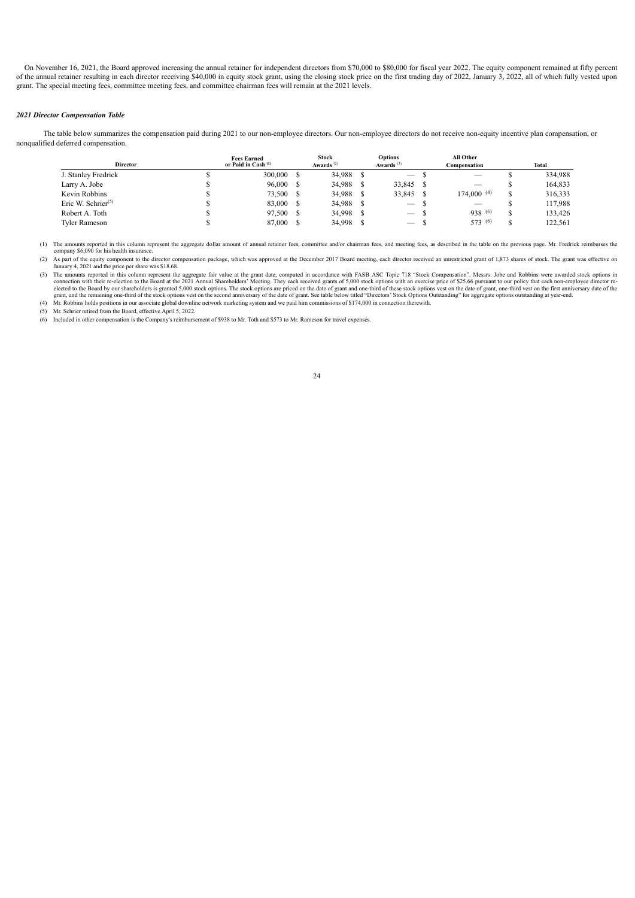On November 16, 2021, the Board approved increasing the annual retainer for independent directors from $70,000 to $80,000 for fiscal year 2022. The equity component remained at fifty percent of the annual retainer resulting in each director receiving $40,000 in equity stock grant, using the closing stock price on the first trading day of 2022, January 3, 2022, all of which fully vested upon grant. The special meeting fees, committee meeting fees, and committee chairman fees will remain at the 2021 levels.

***2021 Director Compensation Table***

The table below summarizes the compensation paid during 2021 to our non-employee directors. Our non-employee directors do not receive non-equity incentive plan compensation, or nonqualified deferred compensation.

| Director | Fees Earned or Paid in Cash [(1)] | Stock Awards [(2)] | Options Awards [(3)] | All Other Compensation | Total |
|---|---|---|---|---|---|
| J. Stanley Fredrick | $ 300,000 | $ 34,988 | $ — | $ — | $ 334,988 |
| Larry A. Jobe | $ 96,000 | $ 34,988 | $ 33,845 | $ — | $ 164,833 |
| Kevin Robbins | $ 73,500 | $ 34,988 | $ 33,845 | $ 174,000 [(4)] | $ 316,333 |
| Eric W. Schrier[(5)] | $ 83,000 | $ 34,988 | $ — | $ — | $ 117,988 |
| Robert A. Toth | $ 97,500 | $ 34,998 | $ — | $ 938 [(6)] | $ 133,426 |
| Tyler Rameson | $ 87,000 | $ 34,998 | $ — | $ 573 [(6)] | $ 122,561 |

(1) The amounts reported in this column represent the aggregate dollar amount of annual retainer fees, committee and/or chairman fees, and meeting fees, as described in the table on the previous page. Mr. Fredrick reimburses the company $6,090 for his health insurance.

(2) As part of the equity component to the director compensation package, which was approved at the December 2017 Board meeting, each director received an unrestricted grant of 1,873 shares of stock. The grant was effective on January 4, 2021 and the price per share was $18.68.

(3) The amounts reported in this column represent the aggregate fair value at the grant date, computed in accordance with FASB ASC Topic 718 "Stock Compensation". Messrs. Jobe and Robbins were awarded stock options in connection with their re-election to the Board at the 2021 Annual Shareholders' Meeting. They each received grants of 5,000 stock options with an exercise price of $25.66 pursuant to our policy that each non-employee director re-elected to the Board by our shareholders is granted 5,000 stock options. The stock options are priced on the date of grant and one-third of these stock options vest on the date of grant, one-third vest on the first anniversary date of the grant, and the remaining one-third of the stock options vest on the second anniversary of the date of grant. See table below titled "Directors' Stock Options Outstanding" for aggregate options outstanding at year-end.

(4) Mr. Robbins holds positions in our associate global downline network marketing system and we paid him commissions of $174,000 in connection therewith.

(5) Mr. Schrier retired from the Board, effective April 5, 2022.

(6) Included in other compensation is the Company's reimbursement of $938 to Mr. Toth and $573 to Mr. Rameson for travel expenses.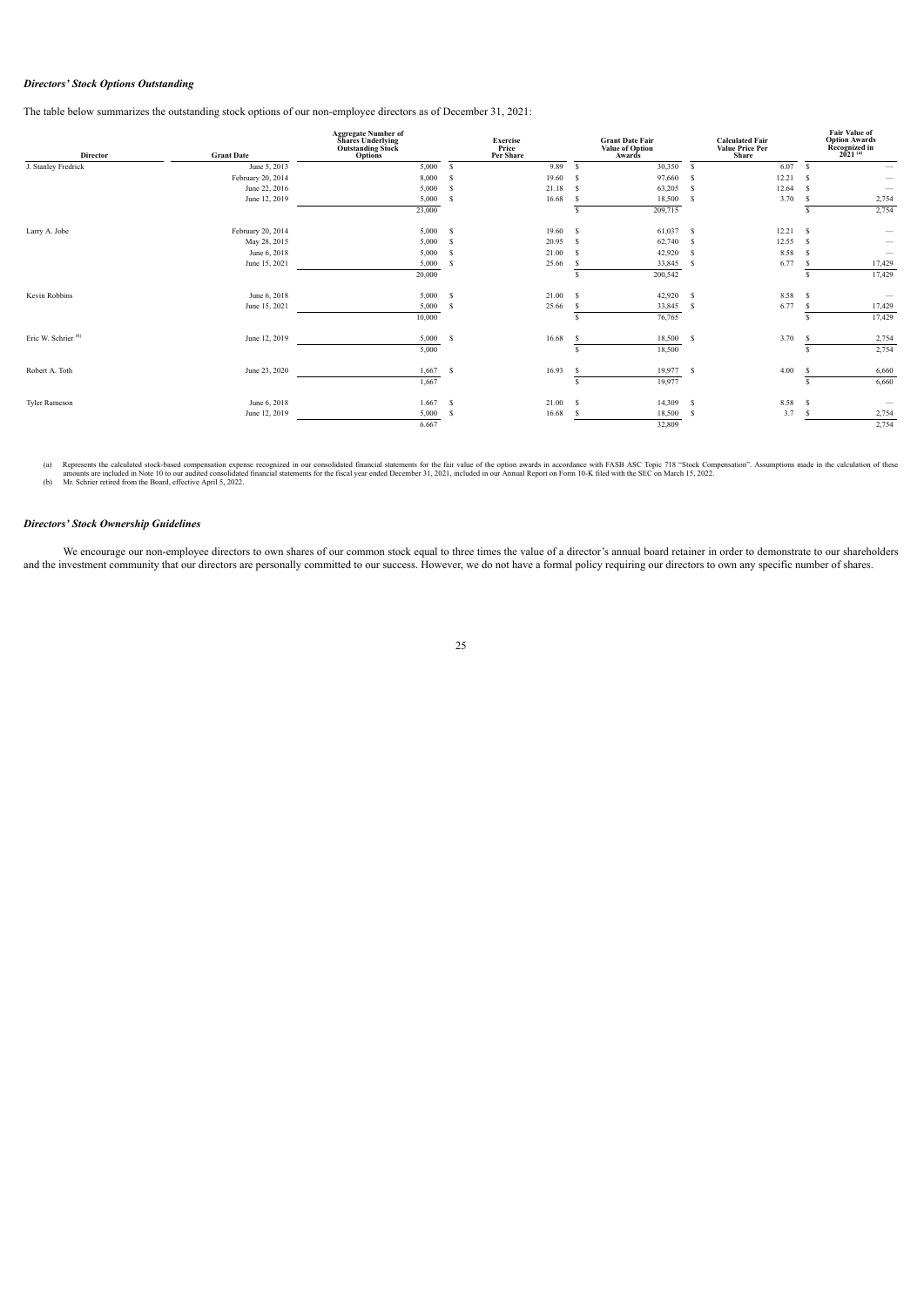### *Directors' Stock Options Outstanding*

The table below summarizes the outstanding stock options of our non-employee directors as of December 31, 2021:

| Director | Grant Date | Aggregate Number of Shares Underlying Outstanding Stock Options | Exercise Price Per Share | Grant Date Fair Value of Option Awards | Calculated Fair Value Price Per Share | Fair Value of Option Awards Recognized in 2021 [(a)] |
|---|---|---|---|---|---|---|
| J. Stanley Fredrick | June 5, 2013 | 5,000 | $ 9.89 | $ 30,350 | $ 6.07 | $ — |
| | February 20, 2014 | 8,000 | $ 19.60 | $ 97,660 | $ 12.21 | $ — |
| | June 22, 2016 | 5,000 | $ 21.18 | $ 63,205 | $ 12.64 | $ — |
| | June 12, 2019 | 5,000 | $ 16.68 | $ 18,500 | $ 3.70 | $ 2,754 |
| | | 23,000 | | $ 209,715 | | $ 2,754 |
| Larry A. Jobe | February 20, 2014 | 5,000 | $ 19.60 | $ 61,037 | $ 12.21 | $ — |
| | May 28, 2015 | 5,000 | $ 20.95 | $ 62,740 | $ 12.55 | $ — |
| | June 6, 2018 | 5,000 | $ 21.00 | $ 42,920 | $ 8.58 | $ — |
| | June 15, 2021 | 5,000 | $ 25.66 | $ 33,845 | $ 6.77 | $ 17,429 |
| | | 20,000 | | $ 200,542 | | $ 17,429 |
| Kevin Robbins | June 6, 2018 | 5,000 | $ 21.00 | $ 42,920 | $ 8.58 | $ — |
| | June 15, 2021 | 5,000 | $ 25.66 | $ 33,845 | $ 6.77 | $ 17,429 |
| | | 10,000 | | $ 76,765 | | $ 17,429 |
| Eric W. Schrier [(b)] | June 12, 2019 | 5,000 | $ 16.68 | $ 18,500 | $ 3.70 | $ 2,754 |
| | | 5,000 | | 18,500 | | $ 2,754 |
| Robert A. Toth | June 23, 2020 | 1,667 | $ 16.93 | $ 19,977 | $ 4.00 | $ 6,660 |
| | | 1,667 | | $ 19,977 | | $ 6,660 |
| Tyler Rameson | June 6, 2018 | 1,667 | $ 21.00 | $ 14,309 | $ 8.58 | $ — |
| | June 12, 2019 | 5,000 | $ 16.68 | $ 18,500 | $ 3.7 | $ 2,754 |
| | | 6,667 | | 32,809 | | 2,754 |

(a) Represents the calculated stock-based compensation expense recognized in our consolidated financial statements for the fair value of the option awards in accordance with FASB ASC Topic 718 "Stock Compensation". Assumptions made in the calculation of these amounts are included in Note 10 to our audited consolidated financial statements for the fiscal year ended December 31, 2021, included in our Annual Report on Form 10-K filed with the SEC on March 15, 2022.

(b) Mr. Schrier retired from the Board, effective April 5, 2022.

### *Directors' Stock Ownership Guidelines*

We encourage our non-employee directors to own shares of our common stock equal to three times the value of a director's annual board retainer in order to demonstrate to our shareholders and the investment community that our directors are personally committed to our success. However, we do not have a formal policy requiring our directors to own any specific number of shares.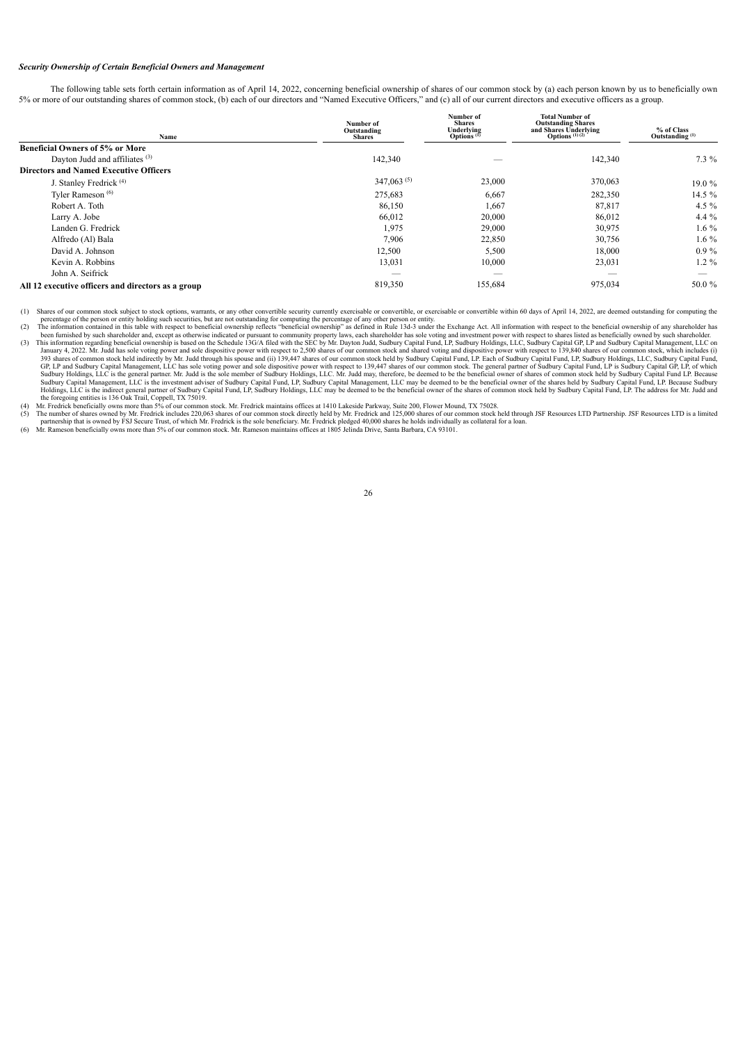### *Security Ownership of Certain Beneficial Owners and Management*

The following table sets forth certain information as of April 14, 2022, concerning beneficial ownership of shares of our common stock by (a) each person known by us to beneficially own 5% or more of our outstanding shares of common stock, (b) each of our directors and "Named Executive Officers," and (c) all of our current directors and executive officers as a group.

| Name | Number of Outstanding Shares | Number of Shares Underlying Options [1] | Total Number of Outstanding Shares and Shares Underlying Options [1] [2] | % of Class Outstanding [1] |
|---|---|---|---|---|
| **Beneficial Owners of 5% or More** | | | | |
| Dayton Judd and affiliates [3] | 142,340 | — | 142,340 | 7.3 % |
| **Directors and Named Executive Officers** | | | | |
| J. Stanley Fredrick [4] | 347,063 [5] | 23,000 | 370,063 | 19.0 % |
| Tyler Rameson [6] | 275,683 | 6,667 | 282,350 | 14.5 % |
| Robert A. Toth | 86,150 | 1,667 | 87,817 | 4.5 % |
| Larry A. Jobe | 66,012 | 20,000 | 86,012 | 4.4 % |
| Landen G. Fredrick | 1,975 | 29,000 | 30,975 | 1.6 % |
| Alfredo (Al) Bala | 7,906 | 22,850 | 30,756 | 1.6 % |
| David A. Johnson | 12,500 | 5,500 | 18,000 | 0.9 % |
| Kevin A. Robbins | 13,031 | 10,000 | 23,031 | 1.2 % |
| John A. Seifrick | — | — | — | — |
| **All 12 executive officers and directors as a group** | 819,350 | 155,684 | 975,034 | 50.0 % |

(1) Shares of our common stock subject to stock options, warrants, or any other convertible security currently exercisable or convertible, or exercisable or convertible within 60 days of April 14, 2022, are deemed outstanding for computing the percentage of the person or entity holding such securities, but are not outstanding for computing the percentage of any other person or entity.

(2) The information contained in this table with respect to beneficial ownership reflects "beneficial ownership" as defined in Rule 13d-3 under the Exchange Act. All information with respect to the beneficial ownership of any shareholder has been furnished by such shareholder and, except as otherwise indicated or pursuant to community property laws, each shareholder has sole voting and investment power with respect to shares listed as beneficially owned by such shareholder.

(3) This information regarding beneficial ownership is based on the Schedule 13G/A filed with the SEC by Mr. Dayton Judd, Sudbury Capital Fund, LP, Sudbury Holdings, LLC, Sudbury Capital GP, LP and Sudbury Capital Management, LLC on January 4, 2022. Mr. Judd has sole voting power and sole dispositive power with respect to 2,500 shares of our common stock and shared voting and dispositive power with respect to 139,840 shares of our common stock, which includes (i) 393 shares of common stock held indirectly by Mr. Judd through his spouse and (ii) 139,447 shares of our common stock held by Sudbury Capital Fund, LP. Each of Sudbury Capital Fund, LP, Sudbury Holdings, LLC, Sudbury Capital Fund, GP, LP and Sudbury Capital Management, LLC has sole voting power and sole dispositive power with respect to 139,447 shares of our common stock. The general partner of Sudbury Capital Fund, LP is Sudbury Capital GP, LP, of which Sudbury Holdings, LLC is the general partner. Mr. Judd is the sole member of Sudbury Holdings, LLC. Mr. Judd may, therefore, be deemed to be the beneficial owner of shares of common stock held by Sudbury Capital Fund LP. Because Sudbury Capital Management, LLC is the investment adviser of Sudbury Capital Fund, LP, Sudbury Capital Management, LLC may be deemed to be the beneficial owner of the shares held by Sudbury Capital Fund, LP. Because Sudbury Holdings, LLC is the indirect general partner of Sudbury Capital Fund, LP, Sudbury Holdings, LLC may be deemed to be the beneficial owner of the shares of common stock held by Sudbury Capital Fund, LP. The address for Mr. Judd and the foregoing entities is 136 Oak Trail, Coppell, TX 75019.

(4) Mr. Fredrick beneficially owns more than 5% of our common stock. Mr. Fredrick maintains offices at 1410 Lakeside Parkway, Suite 200, Flower Mound, TX 75028.

(5) The number of shares owned by Mr. Fredrick includes 220,063 shares of our common stock directly held by Mr. Fredrick and 125,000 shares of our common stock held through JSF Resources LTD Partnership. JSF Resources LTD is a limited partnership that is owned by FSJ Secure Trust, of which Mr. Fredrick is the sole beneficiary. Mr. Fredrick pledged 40,000 shares he holds individually as collateral for a loan.

(6) Mr. Rameson beneficially owns more than 5% of our common stock. Mr. Rameson maintains offices at 1805 Jelinda Drive, Santa Barbara, CA 93101.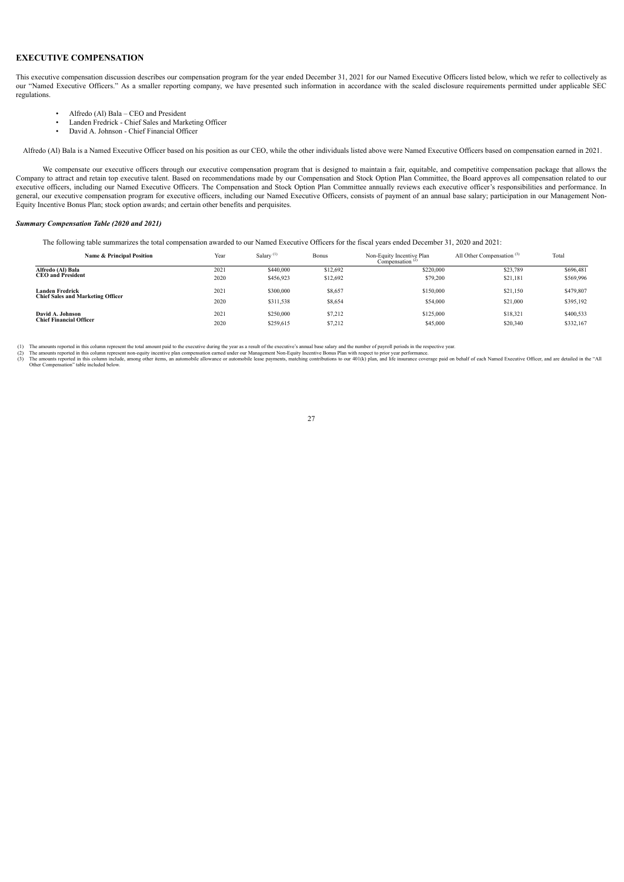## EXECUTIVE COMPENSATION

This executive compensation discussion describes our compensation program for the year ended December 31, 2021 for our Named Executive Officers listed below, which we refer to collectively as our "Named Executive Officers." As a smaller reporting company, we have presented such information in accordance with the scaled disclosure requirements permitted under applicable SEC regulations.

- Alfredo (Al) Bala – CEO and President
- Landen Fredrick - Chief Sales and Marketing Officer
- David A. Johnson - Chief Financial Officer

Alfredo (Al) Bala is a Named Executive Officer based on his position as our CEO, while the other individuals listed above were Named Executive Officers based on compensation earned in 2021.

We compensate our executive officers through our executive compensation program that is designed to maintain a fair, equitable, and competitive compensation package that allows the Company to attract and retain top executive talent. Based on recommendations made by our Compensation and Stock Option Plan Committee, the Board approves all compensation related to our executive officers, including our Named Executive Officers. The Compensation and Stock Option Plan Committee annually reviews each executive officer's responsibilities and performance. In general, our executive compensation program for executive officers, including our Named Executive Officers, consists of payment of an annual base salary; participation in our Management Non-Equity Incentive Bonus Plan; stock option awards; and certain other benefits and perquisites.

### *Summary Compensation Table (2020 and 2021)*

The following table summarizes the total compensation awarded to our Named Executive Officers for the fiscal years ended December 31, 2020 and 2021:

| Name & Principal Position | Year | Salary (1) | Bonus | Non-Equity Incentive Plan Compensation (2) | All Other Compensation (3) | Total |
|---|---|---|---|---|---|---|
| **Alfredo (Al) Bala** | 2021 | $440,000 | $12,692 | $220,000 | $23,789 | $696,481 |
| **CEO and President** | 2020 | $456,923 | $12,692 | $79,200 | $21,181 | $569,996 |
| **Landen Fredrick** | 2021 | $300,000 | $8,657 | $150,000 | $21,150 | $479,807 |
| **Chief Sales and Marketing Officer** | 2020 | $311,538 | $8,654 | $54,000 | $21,000 | $395,192 |
| **David A. Johnson** | 2021 | $250,000 | $7,212 | $125,000 | $18,321 | $400,533 |
| **Chief Financial Officer** | 2020 | $259,615 | $7,212 | $45,000 | $20,340 | $332,167 |

(1) The amounts reported in this column represent the total amount paid to the executive during the year as a result of the executive's annual base salary and the number of payroll periods in the respective year.
(2) The amounts reported in this column represent non-equity incentive plan compensation earned under our Management Non-Equity Incentive Bonus Plan with respect to prior year performance.
(3) The amounts reported in this column include, among other items, an automobile allowance or automobile lease payments, matching contributions to our 401(k) plan, and life insurance coverage paid on behalf of each Named Executive Officer, and are detailed in the "All Other Compensation" table included below.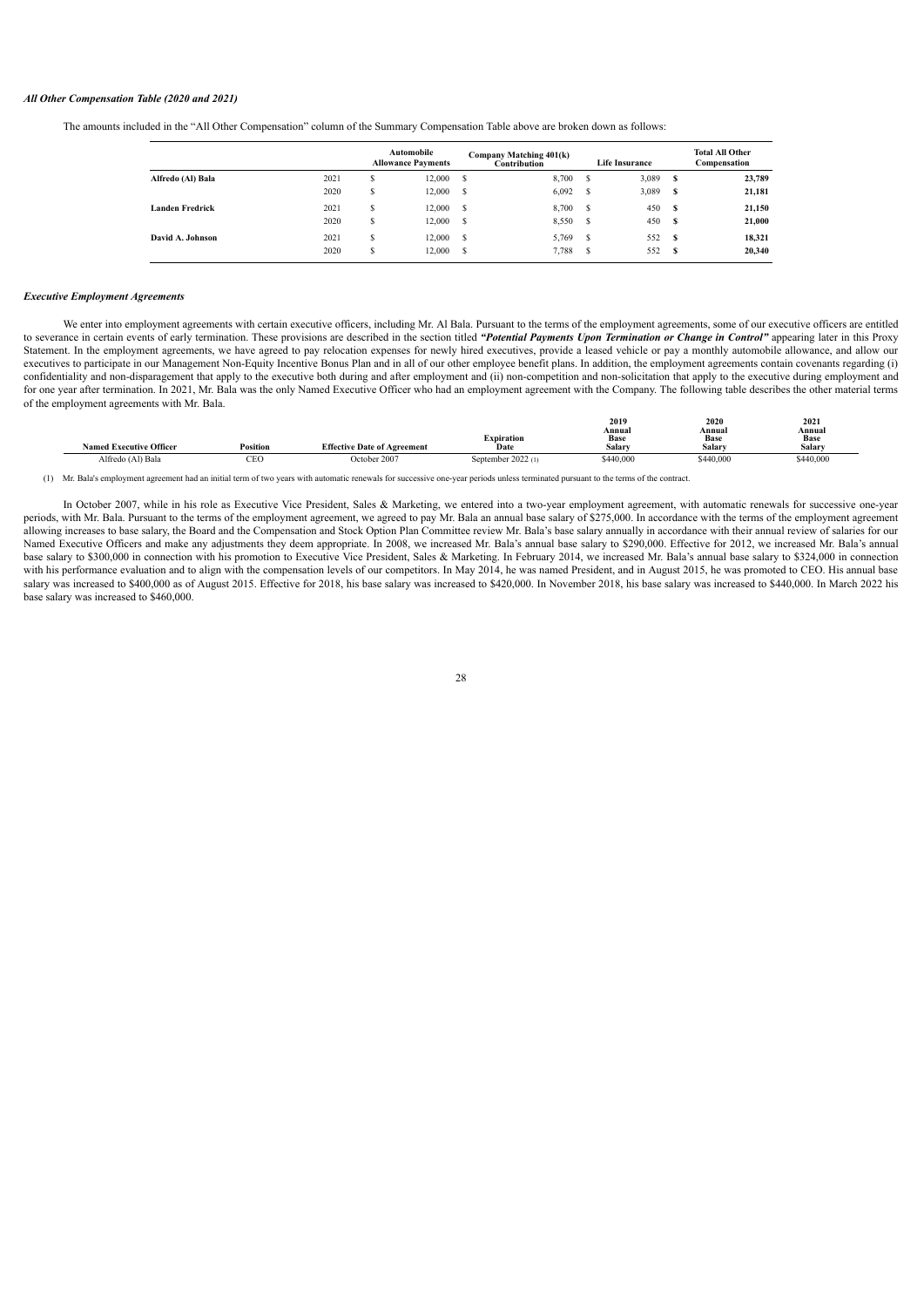### *All Other Compensation Table (2020 and 2021)*

The amounts included in the "All Other Compensation" column of the Summary Compensation Table above are broken down as follows:

| | | Automobile Allowance Payments | Company Matching 401(k) Contribution | Life Insurance | Total All Other Compensation |
|---|---|---|---|---|---|
| **Alfredo (Al) Bala** | 2021 | $ 12,000 | $ 8,700 | $ 3,089 | **$ 23,789** |
| | 2020 | $ 12,000 | $ 6,092 | $ 3,089 | **$ 21,181** |
| **Landen Fredrick** | 2021 | $ 12,000 | $ 8,700 | $ 450 | **$ 21,150** |
| | 2020 | $ 12,000 | $ 8,550 | $ 450 | **$ 21,000** |
| **David A. Johnson** | 2021 | $ 12,000 | $ 5,769 | $ 552 | **$ 18,321** |
| | 2020 | $ 12,000 | $ 7,788 | $ 552 | **$ 20,340** |

### *Executive Employment Agreements*

We enter into employment agreements with certain executive officers, including Mr. Al Bala. Pursuant to the terms of the employment agreements, some of our executive officers are entitled to severance in certain events of early termination. These provisions are described in the section titled ***"Potential Payments Upon Termination or Change in Control"*** appearing later in this Proxy Statement. In the employment agreements, we have agreed to pay relocation expenses for newly hired executives, provide a leased vehicle or pay a monthly automobile allowance, and allow our executives to participate in our Management Non-Equity Incentive Bonus Plan and in all of our other employee benefit plans. In addition, the employment agreements contain covenants regarding (i) confidentiality and non-disparagement that apply to the executive both during and after employment and (ii) non-competition and non-solicitation that apply to the executive during employment and for one year after termination. In 2021, Mr. Bala was the only Named Executive Officer who had an employment agreement with the Company. The following table describes the other material terms of the employment agreements with Mr. Bala.

| Named Executive Officer | Position | Effective Date of Agreement | Expiration Date | 2019 Annual Base Salary | 2020 Annual Base Salary | 2021 Annual Base Salary |
|---|---|---|---|---|---|---|
| Alfredo (Al) Bala | CEO | October 2007 | September 2022 (1) | $440,000 | $440,000 | $440,000 |

(1) Mr. Bala's employment agreement had an initial term of two years with automatic renewals for successive one-year periods unless terminated pursuant to the terms of the contract.

In October 2007, while in his role as Executive Vice President, Sales & Marketing, we entered into a two-year employment agreement, with automatic renewals for successive one-year periods, with Mr. Bala. Pursuant to the terms of the employment agreement, we agreed to pay Mr. Bala an annual base salary of $275,000. In accordance with the terms of the employment agreement allowing increases to base salary, the Board and the Compensation and Stock Option Plan Committee review Mr. Bala's base salary annually in accordance with their annual review of salaries for our Named Executive Officers and make any adjustments they deem appropriate. In 2008, we increased Mr. Bala's annual base salary to $290,000. Effective for 2012, we increased Mr. Bala's annual base salary to $300,000 in connection with his promotion to Executive Vice President, Sales & Marketing. In February 2014, we increased Mr. Bala's annual base salary to $324,000 in connection with his performance evaluation and to align with the compensation levels of our competitors. In May 2014, he was named President, and in August 2015, he was promoted to CEO. His annual base salary was increased to $400,000 as of August 2015. Effective for 2018, his base salary was increased to $420,000. In November 2018, his base salary was increased to $440,000. In March 2022 his base salary was increased to $460,000.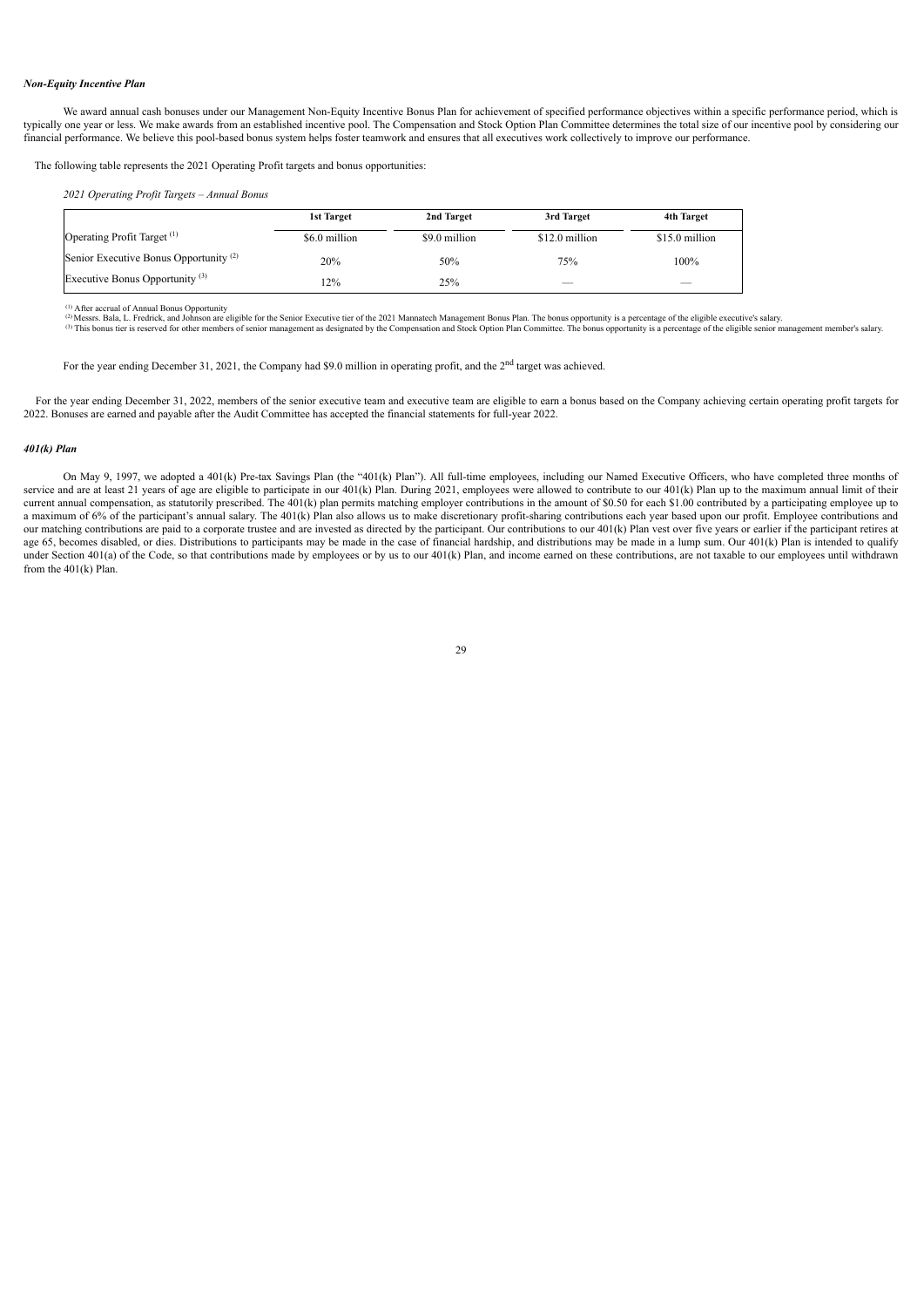### *Non-Equity Incentive Plan*

We award annual cash bonuses under our Management Non-Equity Incentive Bonus Plan for achievement of specified performance objectives within a specific performance period, which is typically one year or less. We make awards from an established incentive pool. The Compensation and Stock Option Plan Committee determines the total size of our incentive pool by considering our financial performance. We believe this pool-based bonus system helps foster teamwork and ensures that all executives work collectively to improve our performance.

The following table represents the 2021 Operating Profit targets and bonus opportunities:

*2021 Operating Profit Targets – Annual Bonus*

| | 1st Target | 2nd Target | 3rd Target | 4th Target |
|---|---|---|---|---|
| Operating Profit Target [1] | $6.0 million | $9.0 million | $12.0 million | $15.0 million |
| Senior Executive Bonus Opportunity [2] | 20% | 50% | 75% | 100% |
| Executive Bonus Opportunity [3] | 12% | 25% | — | — |

[1] After accrual of Annual Bonus Opportunity
[2] Messrs. Bala, L. Fredrick, and Johnson are eligible for the Senior Executive tier of the 2021 Mannatech Management Bonus Plan. The bonus opportunity is a percentage of the eligible executive's salary.
[3] This bonus tier is reserved for other members of senior management as designated by the Compensation and Stock Option Plan Committee. The bonus opportunity is a percentage of the eligible senior management member's salary.

For the year ending December 31, 2021, the Company had $9.0 million in operating profit, and the 2nd target was achieved.

For the year ending December 31, 2022, members of the senior executive team and executive team are eligible to earn a bonus based on the Company achieving certain operating profit targets for 2022. Bonuses are earned and payable after the Audit Committee has accepted the financial statements for full-year 2022.

### *401(k) Plan*

On May 9, 1997, we adopted a 401(k) Pre-tax Savings Plan (the "401(k) Plan"). All full-time employees, including our Named Executive Officers, who have completed three months of service and are at least 21 years of age are eligible to participate in our 401(k) Plan. During 2021, employees were allowed to contribute to our 401(k) Plan up to the maximum annual limit of their current annual compensation, as statutorily prescribed. The 401(k) plan permits matching employer contributions in the amount of $0.50 for each $1.00 contributed by a participating employee up to a maximum of 6% of the participant's annual salary. The 401(k) Plan also allows us to make discretionary profit-sharing contributions each year based upon our profit. Employee contributions and our matching contributions are paid to a corporate trustee and are invested as directed by the participant. Our contributions to our 401(k) Plan vest over five years or earlier if the participant retires at age 65, becomes disabled, or dies. Distributions to participants may be made in the case of financial hardship, and distributions may be made in a lump sum. Our 401(k) Plan is intended to qualify under Section 401(a) of the Code, so that contributions made by employees or by us to our 401(k) Plan, and income earned on these contributions, are not taxable to our employees until withdrawn from the 401(k) Plan.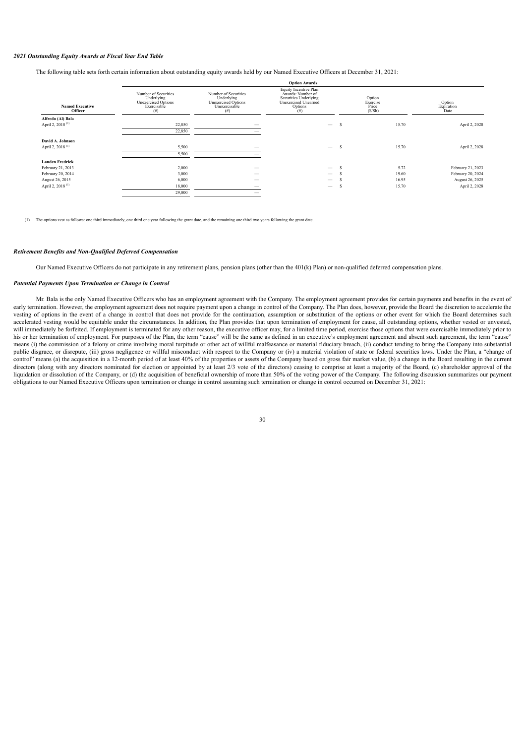*2021 Outstanding Equity Awards at Fiscal Year End Table*

The following table sets forth certain information about outstanding equity awards held by our Named Executive Officers at December 31, 2021:

| | Option Awards | | | | |
|---|---|---|---|---|---|
| **Named Executive Officer** | Number of Securities Underlying Unexercised Options Exercisable (#) | Number of Securities Underlying Unexercised Options Unexercisable (#) | Equity Incentive Plan Awards: Number of Securities Underlying Unexercised Unearned Options (#) | Option Exercise Price ($/Sh) | Option Expiration Date |
| **Alfredo (Al) Bala** | | | | | |
| April 2, 2018 (1) | 22,850 | — | — | $ 15.70 | April 2, 2028 |
| | 22,850 | — | | | |
| **David A. Johnson** | | | | | |
| April 2, 2018 (1) | 5,500 | — | — | $ 15.70 | April 2, 2028 |
| | 5,500 | — | | | |
| **Landen Fredrick** | | | | | |
| February 21, 2013 | 2,000 | — | — | $ 5.72 | February 21, 2023 |
| February 20, 2014 | 3,000 | — | — | $ 19.60 | February 20, 2024 |
| August 26, 2015 | 6,000 | — | — | $ 16.95 | August 26, 2025 |
| April 2, 2018 (1) | 18,000 | — | — | $ 15.70 | April 2, 2028 |
| | 29,000 | — | | | |

(1) The options vest as follows: one third immediately, one third one year following the grant date, and the remaining one third two years following the grant date.

### *Retirement Benefits and Non-Qualified Deferred Compensation*

Our Named Executive Officers do not participate in any retirement plans, pension plans (other than the 401(k) Plan) or non-qualified deferred compensation plans.

### *Potential Payments Upon Termination or Change in Control*

Mr. Bala is the only Named Executive Officers who has an employment agreement with the Company. The employment agreement provides for certain payments and benefits in the event of early termination. However, the employment agreement does not require payment upon a change in control of the Company. The Plan does, however, provide the Board the discretion to accelerate the vesting of options in the event of a change in control that does not provide for the continuation, assumption or substitution of the options or other event for which the Board determines such accelerated vesting would be equitable under the circumstances. In addition, the Plan provides that upon termination of employment for cause, all outstanding options, whether vested or unvested, will immediately be forfeited. If employment is terminated for any other reason, the executive officer may, for a limited time period, exercise those options that were exercisable immediately prior to his or her termination of employment. For purposes of the Plan, the term "cause" will be the same as defined in an executive's employment agreement and absent such agreement, the term "cause" means (i) the commission of a felony or crime involving moral turpitude or other act of willful malfeasance or material fiduciary breach, (ii) conduct tending to bring the Company into substantial public disgrace, or disrepute, (iii) gross negligence or willful misconduct with respect to the Company or (iv) a material violation of state or federal securities laws. Under the Plan, a "change of control" means (a) the acquisition in a 12-month period of at least 40% of the properties or assets of the Company based on gross fair market value, (b) a change in the Board resulting in the current directors (along with any directors nominated for election or appointed by at least 2/3 vote of the directors) ceasing to comprise at least a majority of the Board, (c) shareholder approval of the liquidation or dissolution of the Company, or (d) the acquisition of beneficial ownership of more than 50% of the voting power of the Company. The following discussion summarizes our payment obligations to our Named Executive Officers upon termination or change in control assuming such termination or change in control occurred on December 31, 2021: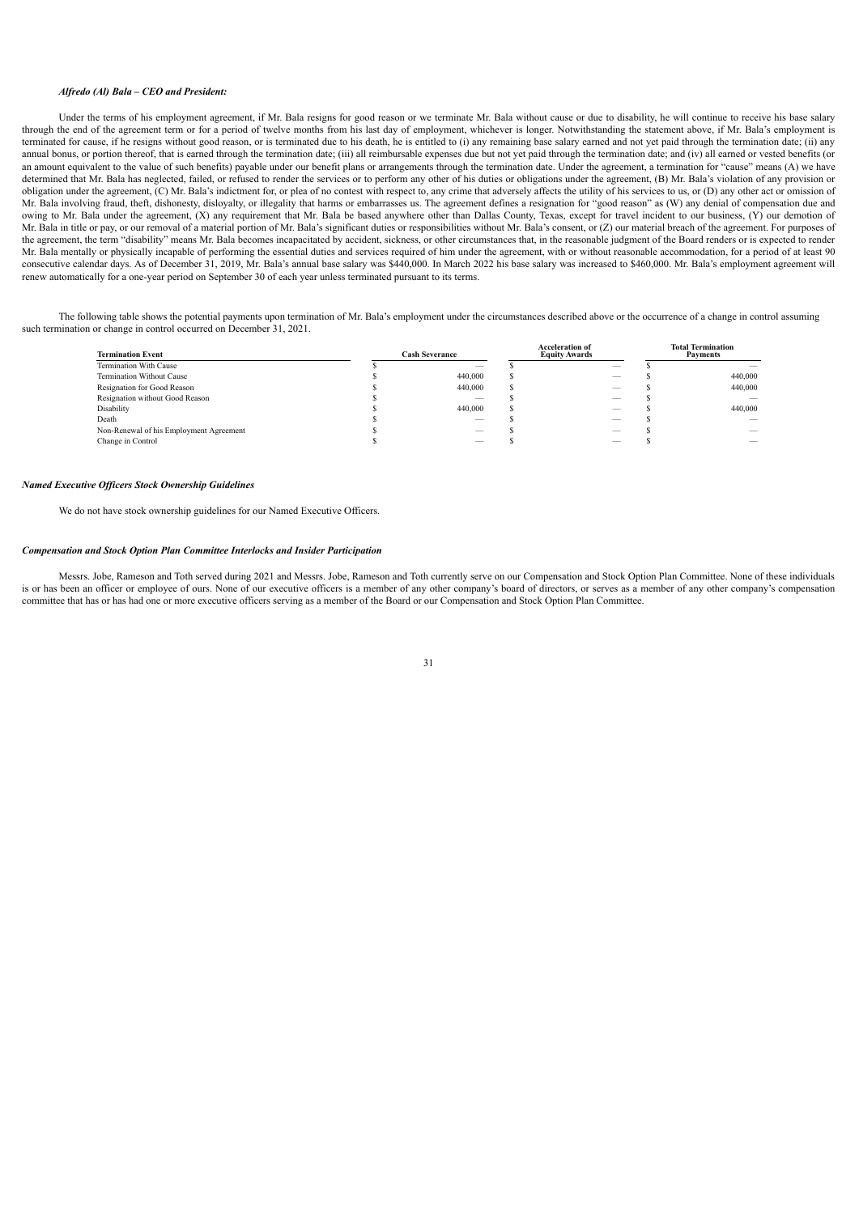***Alfredo (Al) Bala – CEO and President:***

Under the terms of his employment agreement, if Mr. Bala resigns for good reason or we terminate Mr. Bala without cause or due to disability, he will continue to receive his base salary through the end of the agreement term or for a period of twelve months from his last day of employment, whichever is longer. Notwithstanding the statement above, if Mr. Bala's employment is terminated for cause, if he resigns without good reason, or is terminated due to his death, he is entitled to (i) any remaining base salary earned and not yet paid through the termination date; (ii) any annual bonus, or portion thereof, that is earned through the termination date; (iii) all reimbursable expenses due but not yet paid through the termination date; and (iv) all earned or vested benefits (or an amount equivalent to the value of such benefits) payable under our benefit plans or arrangements through the termination date. Under the agreement, a termination for "cause" means (A) we have determined that Mr. Bala has neglected, failed, or refused to render the services or to perform any other of his duties or obligations under the agreement, (B) Mr. Bala's violation of any provision or obligation under the agreement, (C) Mr. Bala's indictment for, or plea of no contest with respect to, any crime that adversely affects the utility of his services to us, or (D) any other act or omission of Mr. Bala involving fraud, theft, dishonesty, disloyalty, or illegality that harms or embarrasses us. The agreement defines a resignation for "good reason" as (W) any denial of compensation due and owing to Mr. Bala under the agreement, (X) any requirement that Mr. Bala be based anywhere other than Dallas County, Texas, except for travel incident to our business, (Y) our demotion of Mr. Bala in title or pay, or our removal of a material portion of Mr. Bala's significant duties or responsibilities without Mr. Bala's consent, or (Z) our material breach of the agreement. For purposes of the agreement, the term "disability" means Mr. Bala becomes incapacitated by accident, sickness, or other circumstances that, in the reasonable judgment of the Board renders or is expected to render Mr. Bala mentally or physically incapable of performing the essential duties and services required of him under the agreement, with or without reasonable accommodation, for a period of at least 90 consecutive calendar days. As of December 31, 2019, Mr. Bala's annual base salary was $440,000. In March 2022 his base salary was increased to $460,000. Mr. Bala's employment agreement will renew automatically for a one-year period on September 30 of each year unless terminated pursuant to its terms.

The following table shows the potential payments upon termination of Mr. Bala's employment under the circumstances described above or the occurrence of a change in control assuming such termination or change in control occurred on December 31, 2021.

| Termination Event | Cash Severance | Acceleration of Equity Awards | Total Termination Payments |
|---|---|---|---|
| Termination With Cause | $ — | $ — | $ — |
| Termination Without Cause | $ 440,000 | $ — | $ 440,000 |
| Resignation for Good Reason | $ 440,000 | $ — | $ 440,000 |
| Resignation without Good Reason | $ — | $ — | $ — |
| Disability | $ 440,000 | $ — | $ 440,000 |
| Death | $ — | $ — | $ — |
| Non-Renewal of his Employment Agreement | $ — | $ — | $ — |
| Change in Control | $ — | $ — | $ — |

***Named Executive Officers Stock Ownership Guidelines***

We do not have stock ownership guidelines for our Named Executive Officers.

***Compensation and Stock Option Plan Committee Interlocks and Insider Participation***

Messrs. Jobe, Rameson and Toth served during 2021 and Messrs. Jobe, Rameson and Toth currently serve on our Compensation and Stock Option Plan Committee. None of these individuals is or has been an officer or employee of ours. None of our executive officers is a member of any other company's board of directors, or serves as a member of any other company's compensation committee that has or has had one or more executive officers serving as a member of the Board or our Compensation and Stock Option Plan Committee.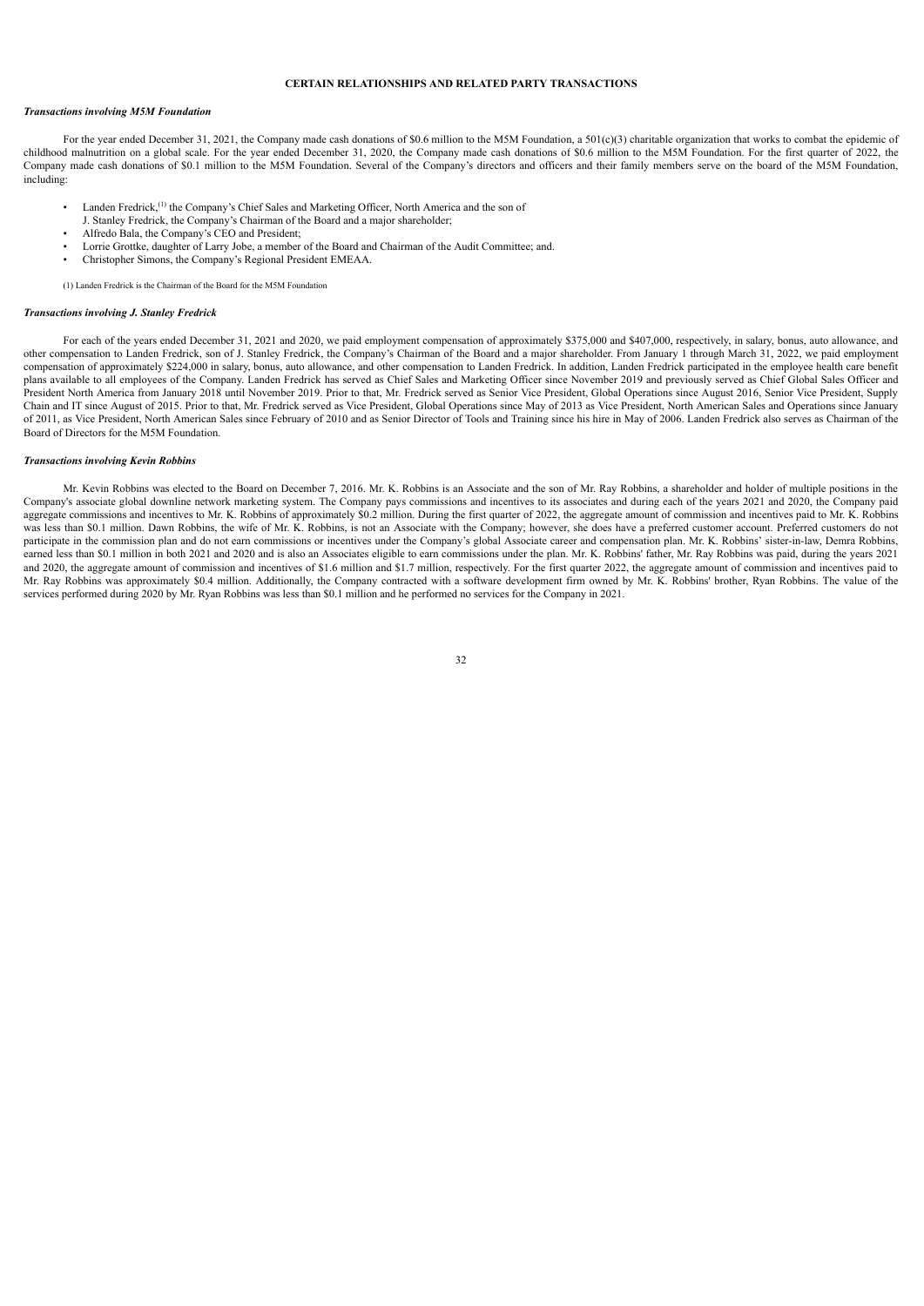## CERTAIN RELATIONSHIPS AND RELATED PARTY TRANSACTIONS

***Transactions involving M5M Foundation***

For the year ended December 31, 2021, the Company made cash donations of $0.6 million to the M5M Foundation, a 501(c)(3) charitable organization that works to combat the epidemic of childhood malnutrition on a global scale. For the year ended December 31, 2020, the Company made cash donations of $0.6 million to the M5M Foundation. For the first quarter of 2022, the Company made cash donations of $0.1 million to the M5M Foundation. Several of the Company's directors and officers and their family members serve on the board of the M5M Foundation, including:

- Landen Fredrick,[1] the Company's Chief Sales and Marketing Officer, North America and the son of J. Stanley Fredrick, the Company's Chairman of the Board and a major shareholder;
- Alfredo Bala, the Company's CEO and President;
- Lorrie Grottke, daughter of Larry Jobe, a member of the Board and Chairman of the Audit Committee; and.
- Christopher Simons, the Company's Regional President EMEAA.

(1) Landen Fredrick is the Chairman of the Board for the M5M Foundation

***Transactions involving J. Stanley Fredrick***

For each of the years ended December 31, 2021 and 2020, we paid employment compensation of approximately $375,000 and $407,000, respectively, in salary, bonus, auto allowance, and other compensation to Landen Fredrick, son of J. Stanley Fredrick, the Company's Chairman of the Board and a major shareholder. From January 1 through March 31, 2022, we paid employment compensation of approximately $224,000 in salary, bonus, auto allowance, and other compensation to Landen Fredrick. In addition, Landen Fredrick participated in the employee health care benefit plans available to all employees of the Company. Landen Fredrick has served as Chief Sales and Marketing Officer since November 2019 and previously served as Chief Global Sales Officer and President North America from January 2018 until November 2019. Prior to that, Mr. Fredrick served as Senior Vice President, Global Operations since August 2016, Senior Vice President, Supply Chain and IT since August of 2015. Prior to that, Mr. Fredrick served as Vice President, Global Operations since May of 2013 as Vice President, North American Sales and Operations since January of 2011, as Vice President, North American Sales since February of 2010 and as Senior Director of Tools and Training since his hire in May of 2006. Landen Fredrick also serves as Chairman of the Board of Directors for the M5M Foundation.

***Transactions involving Kevin Robbins***

Mr. Kevin Robbins was elected to the Board on December 7, 2016. Mr. K. Robbins is an Associate and the son of Mr. Ray Robbins, a shareholder and holder of multiple positions in the Company's associate global downline network marketing system. The Company pays commissions and incentives to its associates and during each of the years 2021 and 2020, the Company paid aggregate commissions and incentives to Mr. K. Robbins of approximately $0.2 million. During the first quarter of 2022, the aggregate amount of commission and incentives paid to Mr. K. Robbins was less than $0.1 million. Dawn Robbins, the wife of Mr. K. Robbins, is not an Associate with the Company; however, she does have a preferred customer account. Preferred customers do not participate in the commission plan and do not earn commissions or incentives under the Company's global Associate career and compensation plan. Mr. K. Robbins' sister-in-law, Demra Robbins, earned less than $0.1 million in both 2021 and 2020 and is also an Associates eligible to earn commissions under the plan. Mr. K. Robbins' father, Mr. Ray Robbins was paid, during the years 2021 and 2020, the aggregate amount of commission and incentives of $1.6 million and $1.7 million, respectively. For the first quarter 2022, the aggregate amount of commission and incentives paid to Mr. Ray Robbins was approximately $0.4 million. Additionally, the Company contracted with a software development firm owned by Mr. K. Robbins' brother, Ryan Robbins. The value of the services performed during 2020 by Mr. Ryan Robbins was less than $0.1 million and he performed no services for the Company in 2021.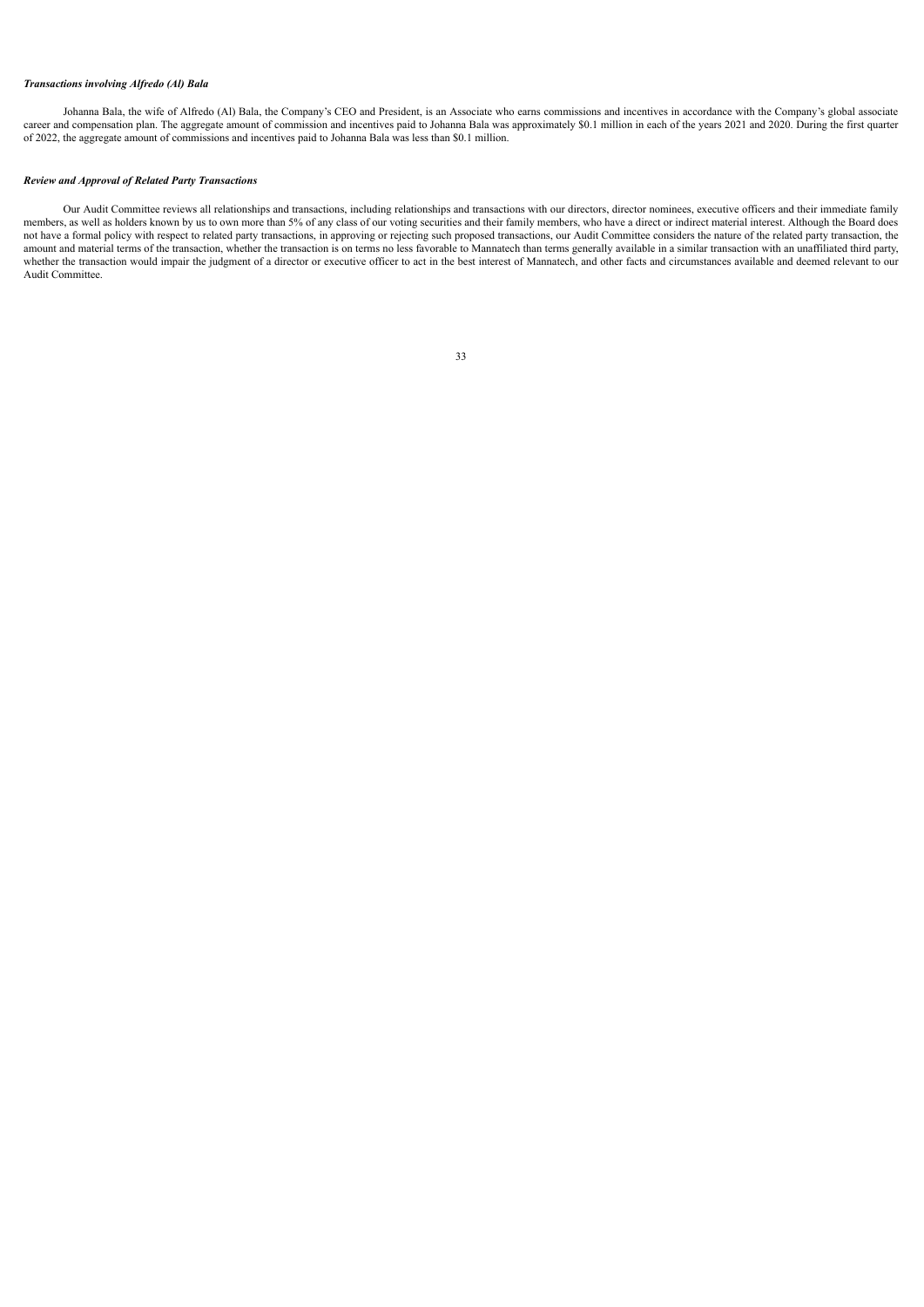***Transactions involving Alfredo (Al) Bala***

Johanna Bala, the wife of Alfredo (Al) Bala, the Company's CEO and President, is an Associate who earns commissions and incentives in accordance with the Company's global associate career and compensation plan. The aggregate amount of commission and incentives paid to Johanna Bala was approximately $0.1 million in each of the years 2021 and 2020. During the first quarter of 2022, the aggregate amount of commissions and incentives paid to Johanna Bala was less than $0.1 million.

***Review and Approval of Related Party Transactions***

Our Audit Committee reviews all relationships and transactions, including relationships and transactions with our directors, director nominees, executive officers and their immediate family members, as well as holders known by us to own more than 5% of any class of our voting securities and their family members, who have a direct or indirect material interest. Although the Board does not have a formal policy with respect to related party transactions, in approving or rejecting such proposed transactions, our Audit Committee considers the nature of the related party transaction, the amount and material terms of the transaction, whether the transaction is on terms no less favorable to Mannatech than terms generally available in a similar transaction with an unaffiliated third party, whether the transaction would impair the judgment of a director or executive officer to act in the best interest of Mannatech, and other facts and circumstances available and deemed relevant to our Audit Committee.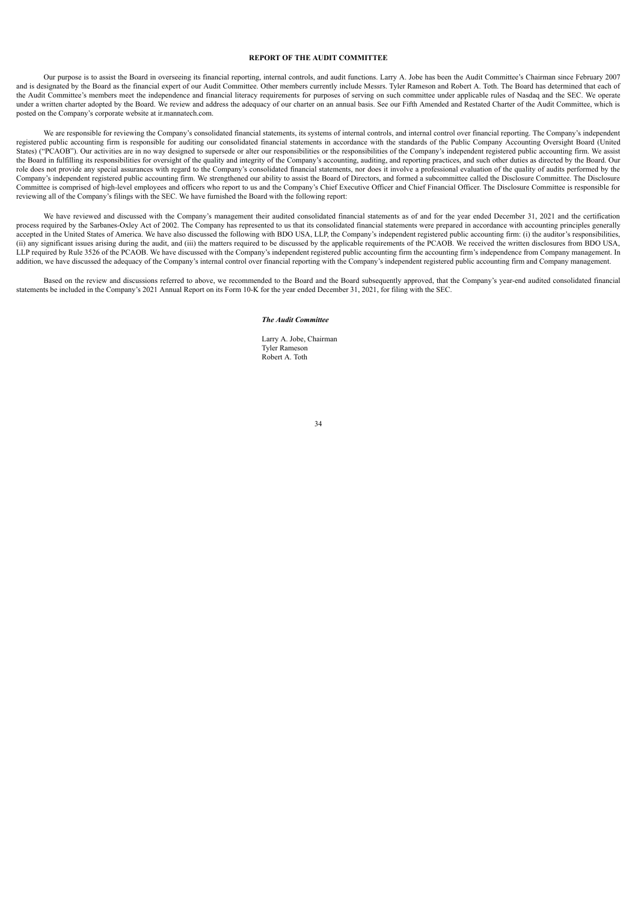## REPORT OF THE AUDIT COMMITTEE

Our purpose is to assist the Board in overseeing its financial reporting, internal controls, and audit functions. Larry A. Jobe has been the Audit Committee's Chairman since February 2007 and is designated by the Board as the financial expert of our Audit Committee. Other members currently include Messrs. Tyler Rameson and Robert A. Toth. The Board has determined that each of the Audit Committee's members meet the independence and financial literacy requirements for purposes of serving on such committee under applicable rules of Nasdaq and the SEC. We operate under a written charter adopted by the Board. We review and address the adequacy of our charter on an annual basis. See our Fifth Amended and Restated Charter of the Audit Committee, which is posted on the Company's corporate website at ir.mannatech.com.

We are responsible for reviewing the Company's consolidated financial statements, its systems of internal controls, and internal control over financial reporting. The Company's independent registered public accounting firm is responsible for auditing our consolidated financial statements in accordance with the standards of the Public Company Accounting Oversight Board (United States) ("PCAOB"). Our activities are in no way designed to supersede or alter our responsibilities or the responsibilities of the Company's independent registered public accounting firm. We assist the Board in fulfilling its responsibilities for oversight of the quality and integrity of the Company's accounting, auditing, and reporting practices, and such other duties as directed by the Board. Our role does not provide any special assurances with regard to the Company's consolidated financial statements, nor does it involve a professional evaluation of the quality of audits performed by the Company's independent registered public accounting firm. We strengthened our ability to assist the Board of Directors, and formed a subcommittee called the Disclosure Committee. The Disclosure Committee is comprised of high-level employees and officers who report to us and the Company's Chief Executive Officer and Chief Financial Officer. The Disclosure Committee is responsible for reviewing all of the Company's filings with the SEC. We have furnished the Board with the following report:

We have reviewed and discussed with the Company's management their audited consolidated financial statements as of and for the year ended December 31, 2021 and the certification process required by the Sarbanes-Oxley Act of 2002. The Company has represented to us that its consolidated financial statements were prepared in accordance with accounting principles generally accepted in the United States of America. We have also discussed the following with BDO USA, LLP, the Company's independent registered public accounting firm: (i) the auditor's responsibilities, (ii) any significant issues arising during the audit, and (iii) the matters required to be discussed by the applicable requirements of the PCAOB. We received the written disclosures from BDO USA, LLP required by Rule 3526 of the PCAOB. We have discussed with the Company's independent registered public accounting firm the accounting firm's independence from Company management. In addition, we have discussed the adequacy of the Company's internal control over financial reporting with the Company's independent registered public accounting firm and Company management.

Based on the review and discussions referred to above, we recommended to the Board and the Board subsequently approved, that the Company's year-end audited consolidated financial statements be included in the Company's 2021 Annual Report on its Form 10-K for the year ended December 31, 2021, for filing with the SEC.

***The Audit Committee***

Larry A. Jobe, Chairman
Tyler Rameson
Robert A. Toth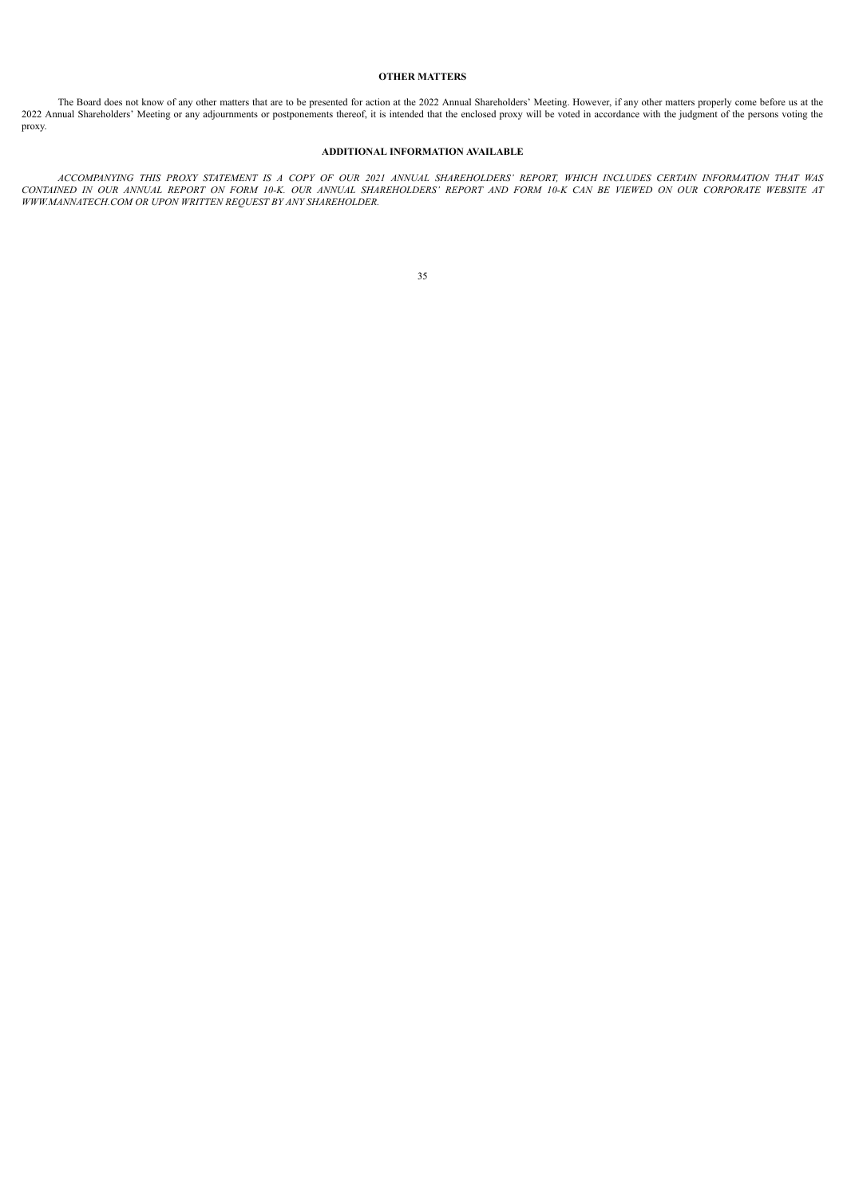## OTHER MATTERS

The Board does not know of any other matters that are to be presented for action at the 2022 Annual Shareholders' Meeting. However, if any other matters properly come before us at the 2022 Annual Shareholders' Meeting or any adjournments or postponements thereof, it is intended that the enclosed proxy will be voted in accordance with the judgment of the persons voting the proxy.

## ADDITIONAL INFORMATION AVAILABLE

*ACCOMPANYING THIS PROXY STATEMENT IS A COPY OF OUR 2021 ANNUAL SHAREHOLDERS' REPORT, WHICH INCLUDES CERTAIN INFORMATION THAT WAS CONTAINED IN OUR ANNUAL REPORT ON FORM 10-K. OUR ANNUAL SHAREHOLDERS' REPORT AND FORM 10-K CAN BE VIEWED ON OUR CORPORATE WEBSITE AT WWW.MANNATECH.COM OR UPON WRITTEN REQUEST BY ANY SHAREHOLDER.*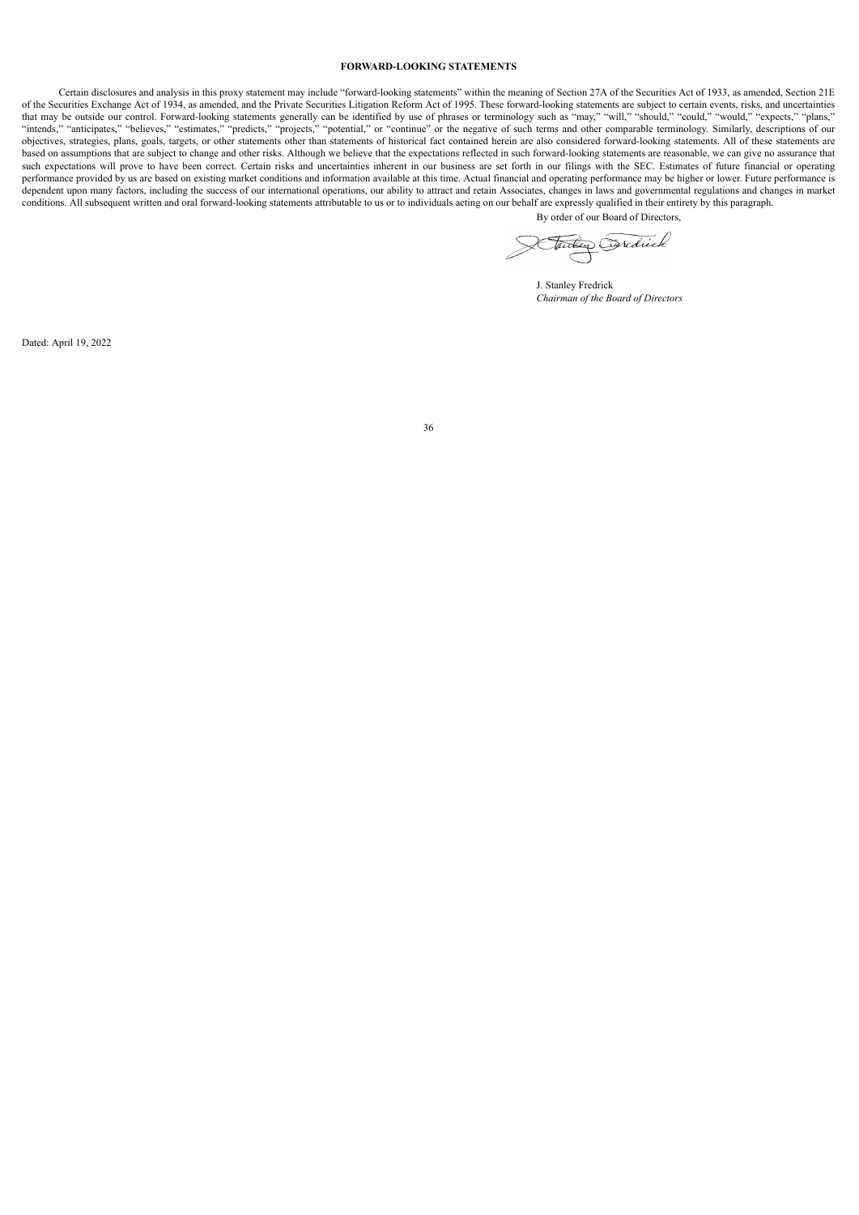## FORWARD-LOOKING STATEMENTS

Certain disclosures and analysis in this proxy statement may include "forward-looking statements" within the meaning of Section 27A of the Securities Act of 1933, as amended, Section 21E of the Securities Exchange Act of 1934, as amended, and the Private Securities Litigation Reform Act of 1995. These forward-looking statements are subject to certain events, risks, and uncertainties that may be outside our control. Forward-looking statements generally can be identified by use of phrases or terminology such as "may," "will," "should," "could," "would," "expects," "plans," "intends," "anticipates," "believes," "estimates," "predicts," "projects," "potential," or "continue" or the negative of such terms and other comparable terminology. Similarly, descriptions of our objectives, strategies, plans, goals, targets, or other statements other than statements of historical fact contained herein are also considered forward-looking statements. All of these statements are based on assumptions that are subject to change and other risks. Although we believe that the expectations reflected in such forward-looking statements are reasonable, we can give no assurance that such expectations will prove to have been correct. Certain risks and uncertainties inherent in our business are set forth in our filings with the SEC. Estimates of future financial or operating performance provided by us are based on existing market conditions and information available at this time. Actual financial and operating performance may be higher or lower. Future performance is dependent upon many factors, including the success of our international operations, our ability to attract and retain Associates, changes in laws and governmental regulations and changes in market conditions. All subsequent written and oral forward-looking statements attributable to us or to individuals acting on our behalf are expressly qualified in their entirety by this paragraph.

By order of our Board of Directors,

J. Stanley Fredrick
*Chairman of the Board of Directors*

Dated: April 19, 2022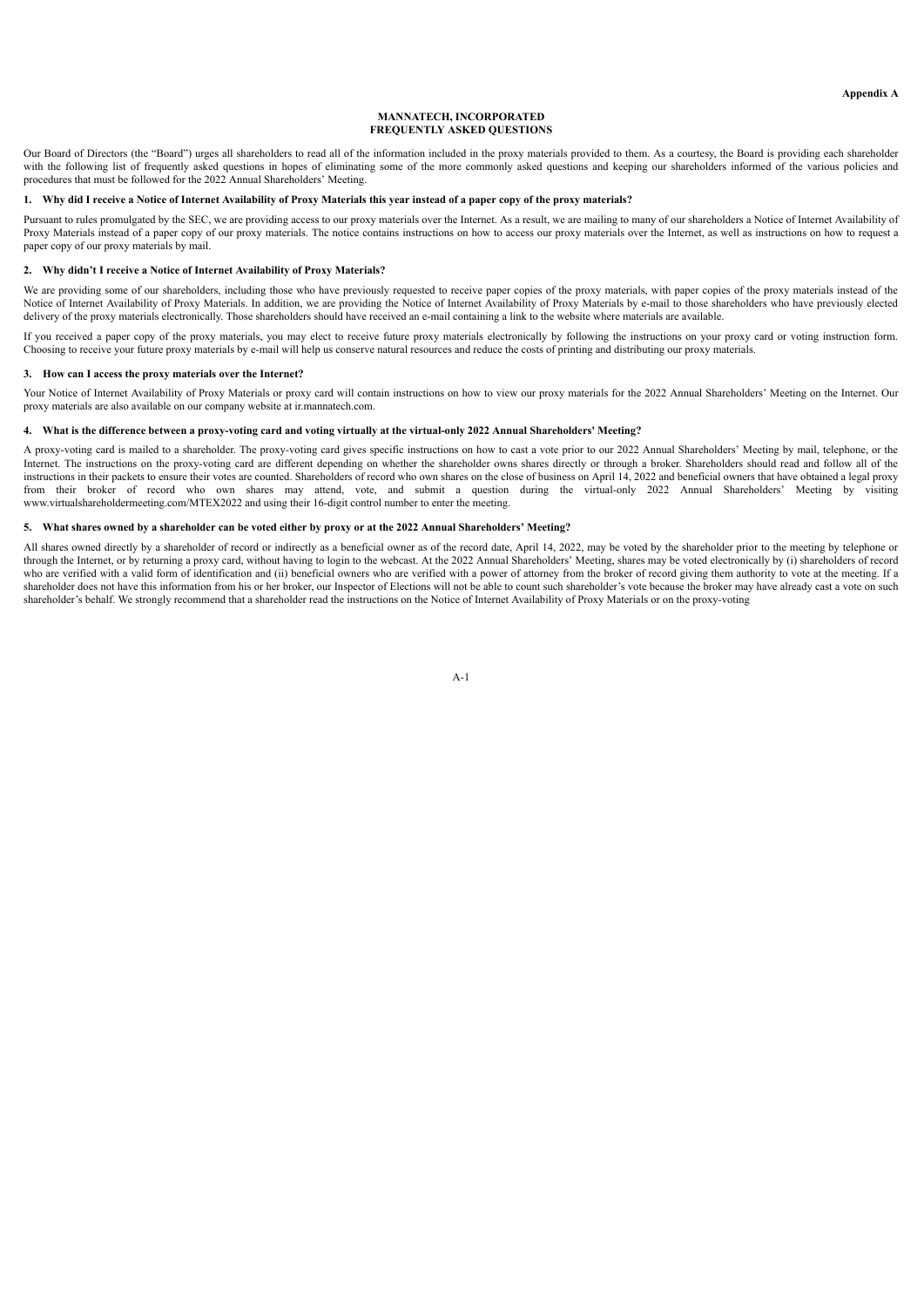**Appendix A**

**MANNATECH, INCORPORATED**
**FREQUENTLY ASKED QUESTIONS**

Our Board of Directors (the "Board") urges all shareholders to read all of the information included in the proxy materials provided to them. As a courtesy, the Board is providing each shareholder with the following list of frequently asked questions in hopes of eliminating some of the more commonly asked questions and keeping our shareholders informed of the various policies and procedures that must be followed for the 2022 Annual Shareholders' Meeting.

**1. Why did I receive a Notice of Internet Availability of Proxy Materials this year instead of a paper copy of the proxy materials?**

Pursuant to rules promulgated by the SEC, we are providing access to our proxy materials over the Internet. As a result, we are mailing to many of our shareholders a Notice of Internet Availability of Proxy Materials instead of a paper copy of our proxy materials. The notice contains instructions on how to access our proxy materials over the Internet, as well as instructions on how to request a paper copy of our proxy materials by mail.

**2. Why didn't I receive a Notice of Internet Availability of Proxy Materials?**

We are providing some of our shareholders, including those who have previously requested to receive paper copies of the proxy materials, with paper copies of the proxy materials instead of the Notice of Internet Availability of Proxy Materials. In addition, we are providing the Notice of Internet Availability of Proxy Materials by e-mail to those shareholders who have previously elected delivery of the proxy materials electronically. Those shareholders should have received an e-mail containing a link to the website where materials are available.

If you received a paper copy of the proxy materials, you may elect to receive future proxy materials electronically by following the instructions on your proxy card or voting instruction form. Choosing to receive your future proxy materials by e-mail will help us conserve natural resources and reduce the costs of printing and distributing our proxy materials.

**3. How can I access the proxy materials over the Internet?**

Your Notice of Internet Availability of Proxy Materials or proxy card will contain instructions on how to view our proxy materials for the 2022 Annual Shareholders' Meeting on the Internet. Our proxy materials are also available on our company website at ir.mannatech.com.

**4. What is the difference between a proxy-voting card and voting virtually at the virtual-only 2022 Annual Shareholders' Meeting?**

A proxy-voting card is mailed to a shareholder. The proxy-voting card gives specific instructions on how to cast a vote prior to our 2022 Annual Shareholders' Meeting by mail, telephone, or the Internet. The instructions on the proxy-voting card are different depending on whether the shareholder owns shares directly or through a broker. Shareholders should read and follow all of the instructions in their packets to ensure their votes are counted. Shareholders of record who own shares on the close of business on April 14, 2022 and beneficial owners that have obtained a legal proxy from their broker of record who own shares may attend, vote, and submit a question during the virtual-only 2022 Annual Shareholders' Meeting by visiting www.virtualshareholdermeeting.com/MTEX2022 and using their 16-digit control number to enter the meeting.

**5. What shares owned by a shareholder can be voted either by proxy or at the 2022 Annual Shareholders' Meeting?**

All shares owned directly by a shareholder of record or indirectly as a beneficial owner as of the record date, April 14, 2022, may be voted by the shareholder prior to the meeting by telephone or through the Internet, or by returning a proxy card, without having to login to the webcast. At the 2022 Annual Shareholders' Meeting, shares may be voted electronically by (i) shareholders of record who are verified with a valid form of identification and (ii) beneficial owners who are verified with a power of attorney from the broker of record giving them authority to vote at the meeting. If a shareholder does not have this information from his or her broker, our Inspector of Elections will not be able to count such shareholder's vote because the broker may have already cast a vote on such shareholder's behalf. We strongly recommend that a shareholder read the instructions on the Notice of Internet Availability of Proxy Materials or on the proxy-voting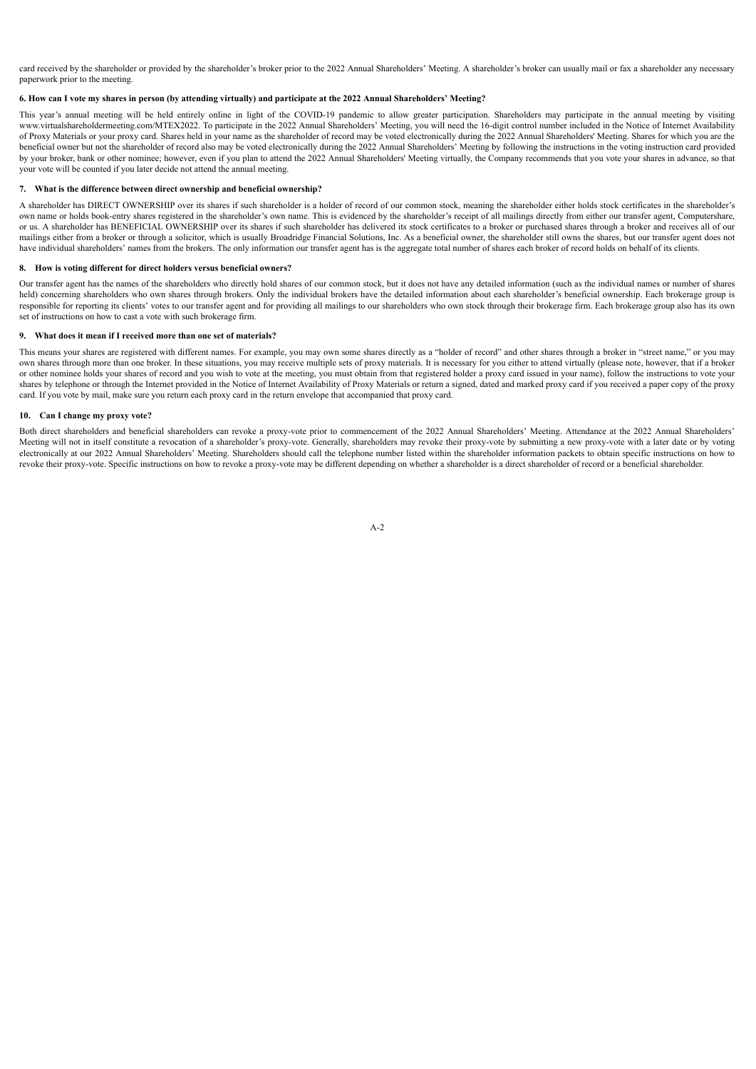card received by the shareholder or provided by the shareholder's broker prior to the 2022 Annual Shareholders' Meeting. A shareholder's broker can usually mail or fax a shareholder any necessary paperwork prior to the meeting.

### 6. How can I vote my shares in person (by attending virtually) and participate at the 2022 Annual Shareholders' Meeting?

This year's annual meeting will be held entirely online in light of the COVID-19 pandemic to allow greater participation. Shareholders may participate in the annual meeting by visiting www.virtualshareholdermeeting.com/MTEX2022. To participate in the 2022 Annual Shareholders' Meeting, you will need the 16-digit control number included in the Notice of Internet Availability of Proxy Materials or your proxy card. Shares held in your name as the shareholder of record may be voted electronically during the 2022 Annual Shareholders' Meeting. Shares for which you are the beneficial owner but not the shareholder of record also may be voted electronically during the 2022 Annual Shareholders' Meeting by following the instructions in the voting instruction card provided by your broker, bank or other nominee; however, even if you plan to attend the 2022 Annual Shareholders' Meeting virtually, the Company recommends that you vote your shares in advance, so that your vote will be counted if you later decide not attend the annual meeting.

### 7. What is the difference between direct ownership and beneficial ownership?

A shareholder has DIRECT OWNERSHIP over its shares if such shareholder is a holder of record of our common stock, meaning the shareholder either holds stock certificates in the shareholder's own name or holds book-entry shares registered in the shareholder's own name. This is evidenced by the shareholder's receipt of all mailings directly from either our transfer agent, Computershare, or us. A shareholder has BENEFICIAL OWNERSHIP over its shares if such shareholder has delivered its stock certificates to a broker or purchased shares through a broker and receives all of our mailings either from a broker or through a solicitor, which is usually Broadridge Financial Solutions, Inc. As a beneficial owner, the shareholder still owns the shares, but our transfer agent does not have individual shareholders' names from the brokers. The only information our transfer agent has is the aggregate total number of shares each broker of record holds on behalf of its clients.

### 8. How is voting different for direct holders versus beneficial owners?

Our transfer agent has the names of the shareholders who directly hold shares of our common stock, but it does not have any detailed information (such as the individual names or number of shares held) concerning shareholders who own shares through brokers. Only the individual brokers have the detailed information about each shareholder's beneficial ownership. Each brokerage group is responsible for reporting its clients' votes to our transfer agent and for providing all mailings to our shareholders who own stock through their brokerage firm. Each brokerage group also has its own set of instructions on how to cast a vote with such brokerage firm.

### 9. What does it mean if I received more than one set of materials?

This means your shares are registered with different names. For example, you may own some shares directly as a "holder of record" and other shares through a broker in "street name," or you may own shares through more than one broker. In these situations, you may receive multiple sets of proxy materials. It is necessary for you either to attend virtually (please note, however, that if a broker or other nominee holds your shares of record and you wish to vote at the meeting, you must obtain from that registered holder a proxy card issued in your name), follow the instructions to vote your shares by telephone or through the Internet provided in the Notice of Internet Availability of Proxy Materials or return a signed, dated and marked proxy card if you received a paper copy of the proxy card. If you vote by mail, make sure you return each proxy card in the return envelope that accompanied that proxy card.

### 10. Can I change my proxy vote?

Both direct shareholders and beneficial shareholders can revoke a proxy-vote prior to commencement of the 2022 Annual Shareholders' Meeting. Attendance at the 2022 Annual Shareholders' Meeting will not in itself constitute a revocation of a shareholder's proxy-vote. Generally, shareholders may revoke their proxy-vote by submitting a new proxy-vote with a later date or by voting electronically at our 2022 Annual Shareholders' Meeting. Shareholders should call the telephone number listed within the shareholder information packets to obtain specific instructions on how to revoke their proxy-vote. Specific instructions on how to revoke a proxy-vote may be different depending on whether a shareholder is a direct shareholder of record or a beneficial shareholder.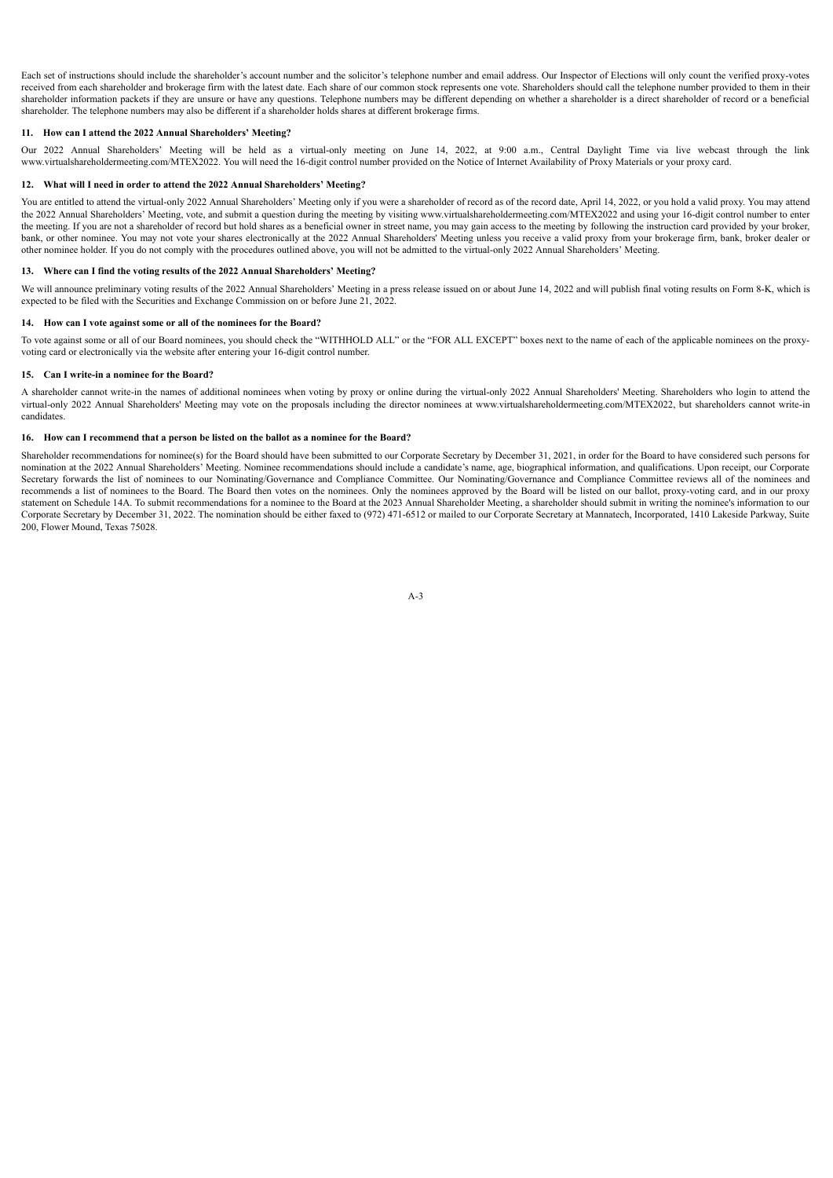Each set of instructions should include the shareholder's account number and the solicitor's telephone number and email address. Our Inspector of Elections will only count the verified proxy-votes received from each shareholder and brokerage firm with the latest date. Each share of our common stock represents one vote. Shareholders should call the telephone number provided to them in their shareholder information packets if they are unsure or have any questions. Telephone numbers may be different depending on whether a shareholder is a direct shareholder of record or a beneficial shareholder. The telephone numbers may also be different if a shareholder holds shares at different brokerage firms.

**11. How can I attend the 2022 Annual Shareholders' Meeting?**

Our 2022 Annual Shareholders' Meeting will be held as a virtual-only meeting on June 14, 2022, at 9:00 a.m., Central Daylight Time via live webcast through the link www.virtualshareholdermeeting.com/MTEX2022. You will need the 16-digit control number provided on the Notice of Internet Availability of Proxy Materials or your proxy card.

**12. What will I need in order to attend the 2022 Annual Shareholders' Meeting?**

You are entitled to attend the virtual-only 2022 Annual Shareholders' Meeting only if you were a shareholder of record as of the record date, April 14, 2022, or you hold a valid proxy. You may attend the 2022 Annual Shareholders' Meeting, vote, and submit a question during the meeting by visiting www.virtualshareholdermeeting.com/MTEX2022 and using your 16-digit control number to enter the meeting. If you are not a shareholder of record but hold shares as a beneficial owner in street name, you may gain access to the meeting by following the instruction card provided by your broker, bank, or other nominee. You may not vote your shares electronically at the 2022 Annual Shareholders' Meeting unless you receive a valid proxy from your brokerage firm, bank, broker dealer or other nominee holder. If you do not comply with the procedures outlined above, you will not be admitted to the virtual-only 2022 Annual Shareholders' Meeting.

**13. Where can I find the voting results of the 2022 Annual Shareholders' Meeting?**

We will announce preliminary voting results of the 2022 Annual Shareholders' Meeting in a press release issued on or about June 14, 2022 and will publish final voting results on Form 8-K, which is expected to be filed with the Securities and Exchange Commission on or before June 21, 2022.

**14. How can I vote against some or all of the nominees for the Board?**

To vote against some or all of our Board nominees, you should check the "WITHHOLD ALL" or the "FOR ALL EXCEPT" boxes next to the name of each of the applicable nominees on the proxy-voting card or electronically via the website after entering your 16-digit control number.

**15. Can I write-in a nominee for the Board?**

A shareholder cannot write-in the names of additional nominees when voting by proxy or online during the virtual-only 2022 Annual Shareholders' Meeting. Shareholders who login to attend the virtual-only 2022 Annual Shareholders' Meeting may vote on the proposals including the director nominees at www.virtualshareholdermeeting.com/MTEX2022, but shareholders cannot write-in candidates.

**16. How can I recommend that a person be listed on the ballot as a nominee for the Board?**

Shareholder recommendations for nominee(s) for the Board should have been submitted to our Corporate Secretary by December 31, 2021, in order for the Board to have considered such persons for nomination at the 2022 Annual Shareholders' Meeting. Nominee recommendations should include a candidate's name, age, biographical information, and qualifications. Upon receipt, our Corporate Secretary forwards the list of nominees to our Nominating/Governance and Compliance Committee. Our Nominating/Governance and Compliance Committee reviews all of the nominees and recommends a list of nominees to the Board. The Board then votes on the nominees. Only the nominees approved by the Board will be listed on our ballot, proxy-voting card, and in our proxy statement on Schedule 14A. To submit recommendations for a nominee to the Board at the 2023 Annual Shareholder Meeting, a shareholder should submit in writing the nominee's information to our Corporate Secretary by December 31, 2022. The nomination should be either faxed to (972) 471-6512 or mailed to our Corporate Secretary at Mannatech, Incorporated, 1410 Lakeside Parkway, Suite 200, Flower Mound, Texas 75028.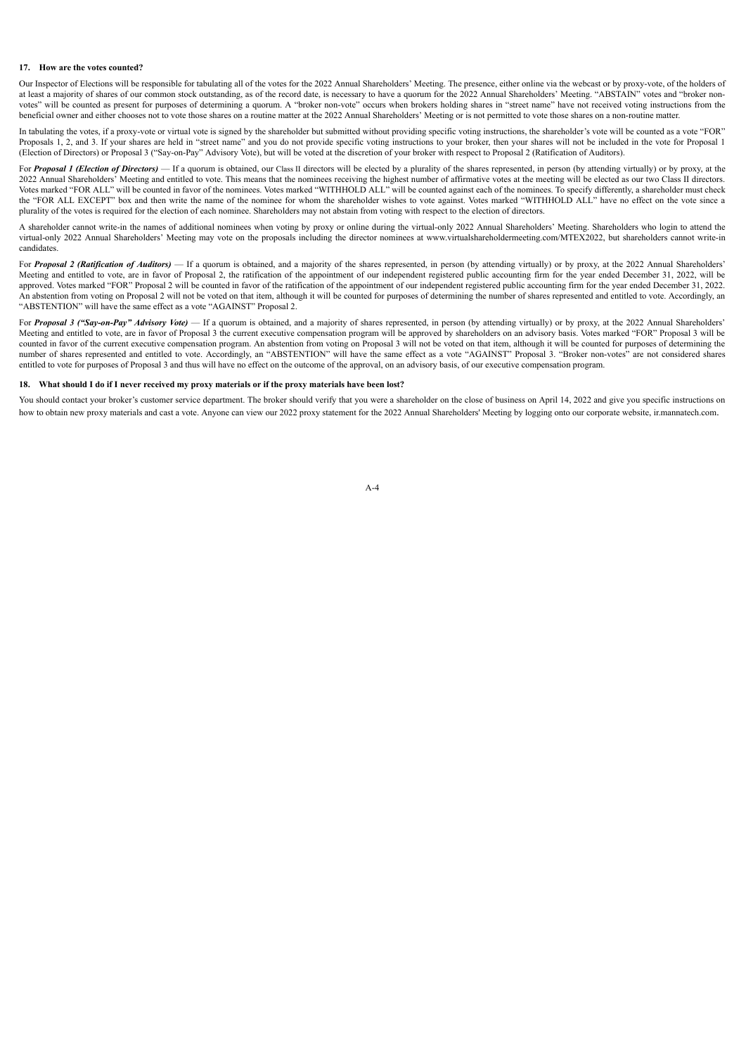### 17. How are the votes counted?

Our Inspector of Elections will be responsible for tabulating all of the votes for the 2022 Annual Shareholders' Meeting. The presence, either online via the webcast or by proxy-vote, of the holders of at least a majority of shares of our common stock outstanding, as of the record date, is necessary to have a quorum for the 2022 Annual Shareholders' Meeting. "ABSTAIN" votes and "broker non-votes" will be counted as present for purposes of determining a quorum. A "broker non-vote" occurs when brokers holding shares in "street name" have not received voting instructions from the beneficial owner and either chooses not to vote those shares on a routine matter at the 2022 Annual Shareholders' Meeting or is not permitted to vote those shares on a non-routine matter.

In tabulating the votes, if a proxy-vote or virtual vote is signed by the shareholder but submitted without providing specific voting instructions, the shareholder's vote will be counted as a vote "FOR" Proposals 1, 2, and 3. If your shares are held in "street name" and you do not provide specific voting instructions to your broker, then your shares will not be included in the vote for Proposal 1 (Election of Directors) or Proposal 3 ("Say-on-Pay" Advisory Vote), but will be voted at the discretion of your broker with respect to Proposal 2 (Ratification of Auditors).

For ***Proposal 1 (Election of Directors)*** — If a quorum is obtained, our Class II directors will be elected by a plurality of the shares represented, in person (by attending virtually) or by proxy, at the 2022 Annual Shareholders' Meeting and entitled to vote. This means that the nominees receiving the highest number of affirmative votes at the meeting will be elected as our two Class II directors. Votes marked "FOR ALL" will be counted in favor of the nominees. Votes marked "WITHHOLD ALL" will be counted against each of the nominees. To specify differently, a shareholder must check the "FOR ALL EXCEPT" box and then write the name of the nominee for whom the shareholder wishes to vote against. Votes marked "WITHHOLD ALL" have no effect on the vote since a plurality of the votes is required for the election of each nominee. Shareholders may not abstain from voting with respect to the election of directors.

A shareholder cannot write-in the names of additional nominees when voting by proxy or online during the virtual-only 2022 Annual Shareholders' Meeting. Shareholders who login to attend the virtual-only 2022 Annual Shareholders' Meeting may vote on the proposals including the director nominees at www.virtualshareholdermeeting.com/MTEX2022, but shareholders cannot write-in candidates.

For ***Proposal 2 (Ratification of Auditors)*** — If a quorum is obtained, and a majority of the shares represented, in person (by attending virtually) or by proxy, at the 2022 Annual Shareholders' Meeting and entitled to vote, are in favor of Proposal 2, the ratification of the appointment of our independent registered public accounting firm for the year ended December 31, 2022, will be approved. Votes marked "FOR" Proposal 2 will be counted in favor of the ratification of the appointment of our independent registered public accounting firm for the year ended December 31, 2022. An abstention from voting on Proposal 2 will not be voted on that item, although it will be counted for purposes of determining the number of shares represented and entitled to vote. Accordingly, an "ABSTENTION" will have the same effect as a vote "AGAINST" Proposal 2.

For ***Proposal 3 ("Say-on-Pay" Advisory Vote)*** — If a quorum is obtained, and a majority of shares represented, in person (by attending virtually) or by proxy, at the 2022 Annual Shareholders' Meeting and entitled to vote, are in favor of Proposal 3 the current executive compensation program will be approved by shareholders on an advisory basis. Votes marked "FOR" Proposal 3 will be counted in favor of the current executive compensation program. An abstention from voting on Proposal 3 will not be voted on that item, although it will be counted for purposes of determining the number of shares represented and entitled to vote. Accordingly, an "ABSTENTION" will have the same effect as a vote "AGAINST" Proposal 3. "Broker non-votes" are not considered shares entitled to vote for purposes of Proposal 3 and thus will have no effect on the outcome of the approval, on an advisory basis, of our executive compensation program.

### 18. What should I do if I never received my proxy materials or if the proxy materials have been lost?

You should contact your broker's customer service department. The broker should verify that you were a shareholder on the close of business on April 14, 2022 and give you specific instructions on how to obtain new proxy materials and cast a vote. Anyone can view our 2022 proxy statement for the 2022 Annual Shareholders' Meeting by logging onto our corporate website, ir.mannatech.com.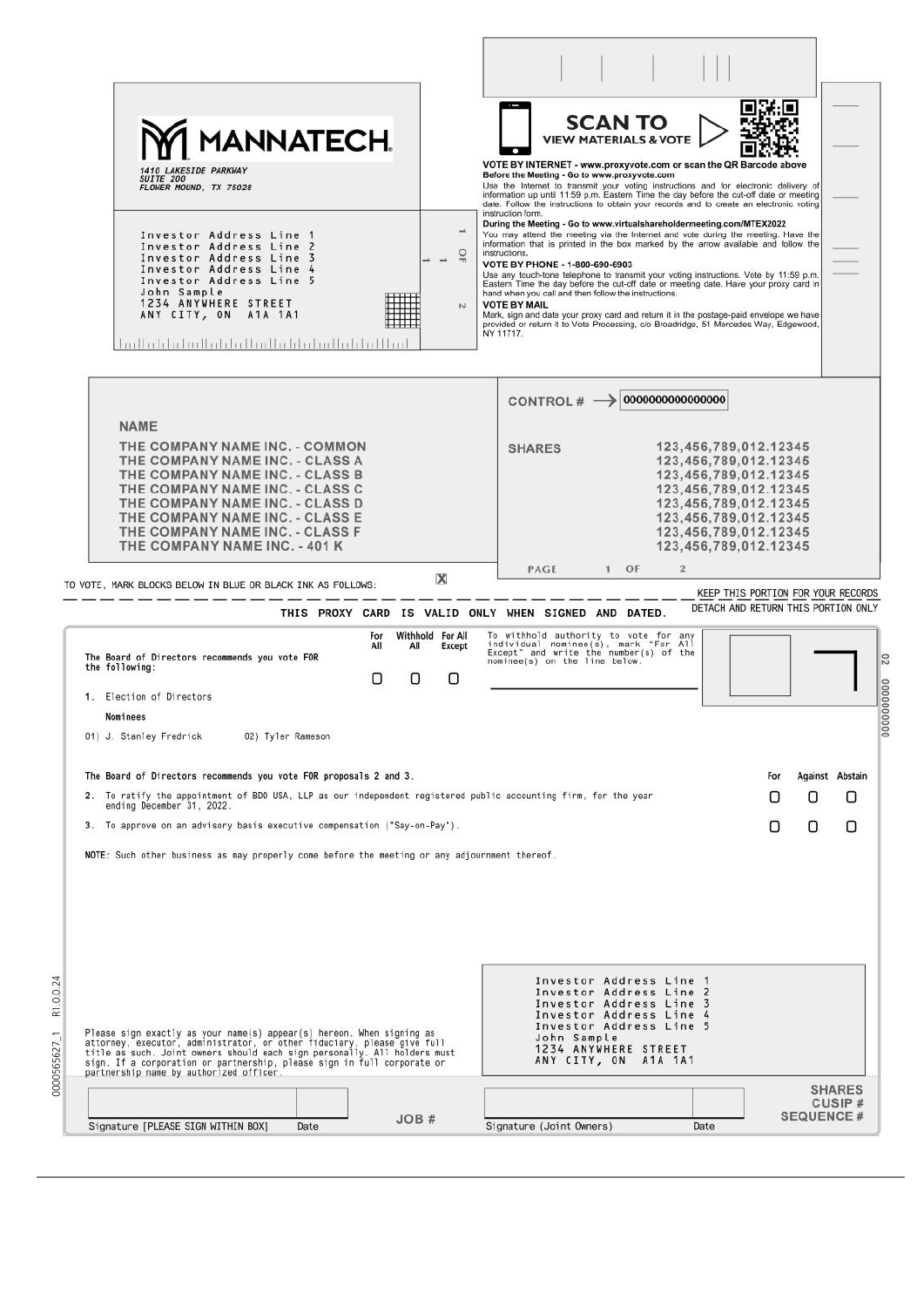**MANNATECH**

*1410 LAKESIDE PARKWAY*
*SUITE 200*
*FLOWER MOUND, TX 75028*

Investor Address Line 1
Investor Address Line 2
Investor Address Line 3
Investor Address Line 4
Investor Address Line 5
John Sample
1234 ANYWHERE STREET
ANY CITY, ON A1A 1A1

**SCAN TO VIEW MATERIALS & VOTE**

**VOTE BY INTERNET - www.proxyvote.com or scan the QR Barcode above**

**Before the Meeting - Go to www.proxyvote.com**

Use the Internet to transmit your voting instructions and for electronic delivery of information up until 11:59 p.m. Eastern Time the day before the cut-off date or meeting date. Follow the instructions to obtain your records and to create an electronic voting instruction form.

**During the Meeting - Go to www.virtualshareholdermeeting.com/MTEX2022**

You may attend the meeting via the Internet and vote during the meeting. Have the information that is printed in the box marked by the arrow available and follow the instructions.

**VOTE BY PHONE - 1-800-690-6903**

Use any touch-tone telephone to transmit your voting instructions. Vote by 11:59 p.m. Eastern Time the day before the cut-off date or meeting date. Have your proxy card in hand when you call and then follow the instructions.

**VOTE BY MAIL**

Mark, sign and date your proxy card and return it in the postage-paid envelope we have provided or return it to Vote Processing, c/o Broadridge, 51 Mercedes Way, Edgewood, NY 11717.

CONTROL # → 0000000000000000

| NAME | SHARES |
|---|---|
| THE COMPANY NAME INC. - COMMON | 123,456,789,012.12345 |
| THE COMPANY NAME INC. - CLASS A | 123,456,789,012.12345 |
| THE COMPANY NAME INC. - CLASS B | 123,456,789,012.12345 |
| THE COMPANY NAME INC. - CLASS C | 123,456,789,012.12345 |
| THE COMPANY NAME INC. - CLASS D | 123,456,789,012.12345 |
| THE COMPANY NAME INC. - CLASS E | 123,456,789,012.12345 |
| THE COMPANY NAME INC. - CLASS F | 123,456,789,012.12345 |
| THE COMPANY NAME INC. - 401 K | 123,456,789,012.12345 |

PAGE 1 OF 2

TO VOTE, MARK BLOCKS BELOW IN BLUE OR BLACK INK AS FOLLOWS: ☒

KEEP THIS PORTION FOR YOUR RECORDS

DETACH AND RETURN THIS PORTION ONLY

**THIS PROXY CARD IS VALID ONLY WHEN SIGNED AND DATED.**

**The Board of Directors recommends you vote FOR the following:**

| | For All | Withhold All | For All Except |
|---|---|---|---|
| 1. Election of Directors | ☐ | ☐ | ☐ |

To withhold authority to vote for any individual nominee(s), mark "For All Except" and write the number(s) of the nominee(s) on the line below.

\_\_\_\_\_\_\_\_\_\_\_\_\_\_\_\_\_\_\_\_\_\_\_\_\_\_\_\_\_\_

**Nominees**

01) J. Stanley Fredrick    02) Tyler Rameson

**The Board of Directors recommends you vote FOR proposals 2 and 3.**

| | For | Against | Abstain |
|---|---|---|---|
| 2. To ratify the appointment of BDO USA, LLP as our independent registered public accounting firm, for the year ending December 31, 2022. | ☐ | ☐ | ☐ |
| 3. To approve on an advisory basis executive compensation ("Say-on-Pay"). | ☐ | ☐ | ☐ |

**NOTE:** Such other business as may properly come before the meeting or any adjournment thereof.

Please sign exactly as your name(s) appear(s) hereon. When signing as attorney, executor, administrator, or other fiduciary, please give full title as such. Joint owners should each sign personally. All holders must sign. If a corporation or partnership, please sign in full corporate or partnership name by authorized officer.

Investor Address Line 1
Investor Address Line 2
Investor Address Line 3
Investor Address Line 4
Investor Address Line 5
John Sample
1234 ANYWHERE STREET
ANY CITY, ON A1A 1A1

| Signature [PLEASE SIGN WITHIN BOX] | Date | JOB # | Signature (Joint Owners) | Date |
|---|---|---|---|---|
| | | | | |

SHARES
CUSIP #
SEQUENCE #

0000565627_1 R1.0.0.24

02 0000000000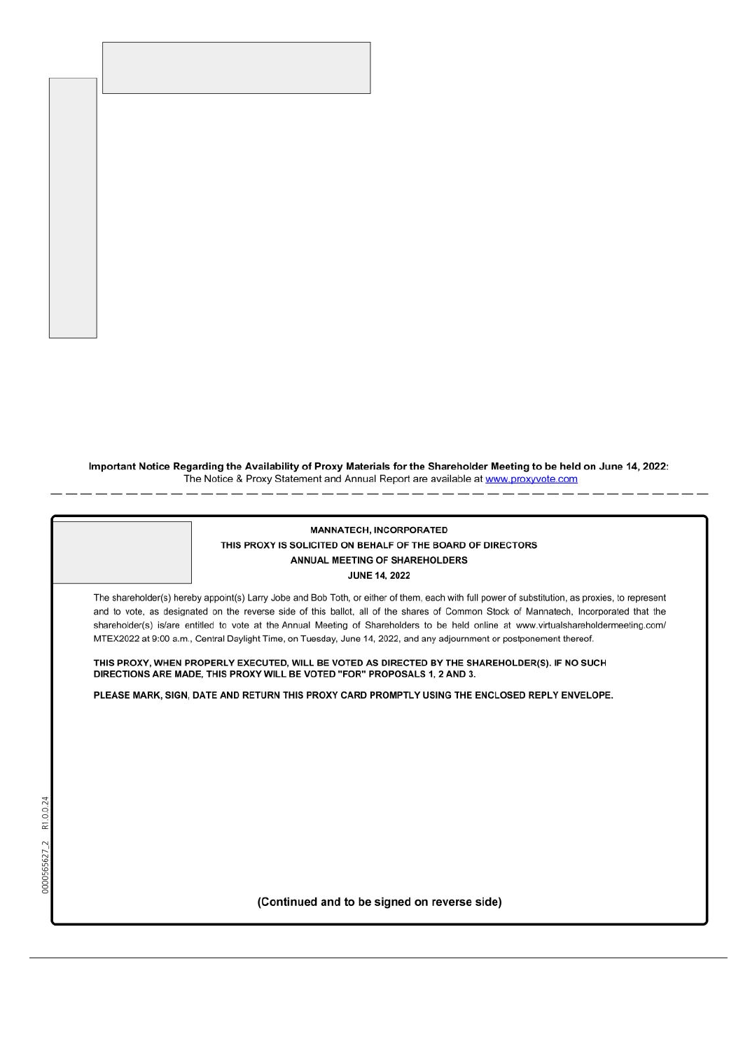**Important Notice Regarding the Availability of Proxy Materials for the Shareholder Meeting to be held on June 14, 2022:**
The Notice & Proxy Statement and Annual Report are available at www.proxyvote.com

---

**MANNATECH, INCORPORATED**
**THIS PROXY IS SOLICITED ON BEHALF OF THE BOARD OF DIRECTORS**
**ANNUAL MEETING OF SHAREHOLDERS**
**JUNE 14, 2022**

The shareholder(s) hereby appoint(s) Larry Jobe and Bob Toth, or either of them, each with full power of substitution, as proxies, to represent and to vote, as designated on the reverse side of this ballot, all of the shares of Common Stock of Mannatech, Incorporated that the shareholder(s) is/are entitled to vote at the Annual Meeting of Shareholders to be held online at www.virtualshareholdermeeting.com/MTEX2022 at 9:00 a.m., Central Daylight Time, on Tuesday, June 14, 2022, and any adjournment or postponement thereof.

**THIS PROXY, WHEN PROPERLY EXECUTED, WILL BE VOTED AS DIRECTED BY THE SHAREHOLDER(S). IF NO SUCH DIRECTIONS ARE MADE, THIS PROXY WILL BE VOTED "FOR" PROPOSALS 1, 2 AND 3.**

**PLEASE MARK, SIGN, DATE AND RETURN THIS PROXY CARD PROMPTLY USING THE ENCLOSED REPLY ENVELOPE.**

**(Continued and to be signed on reverse side)**

0000565627_2 R1.0.0.24